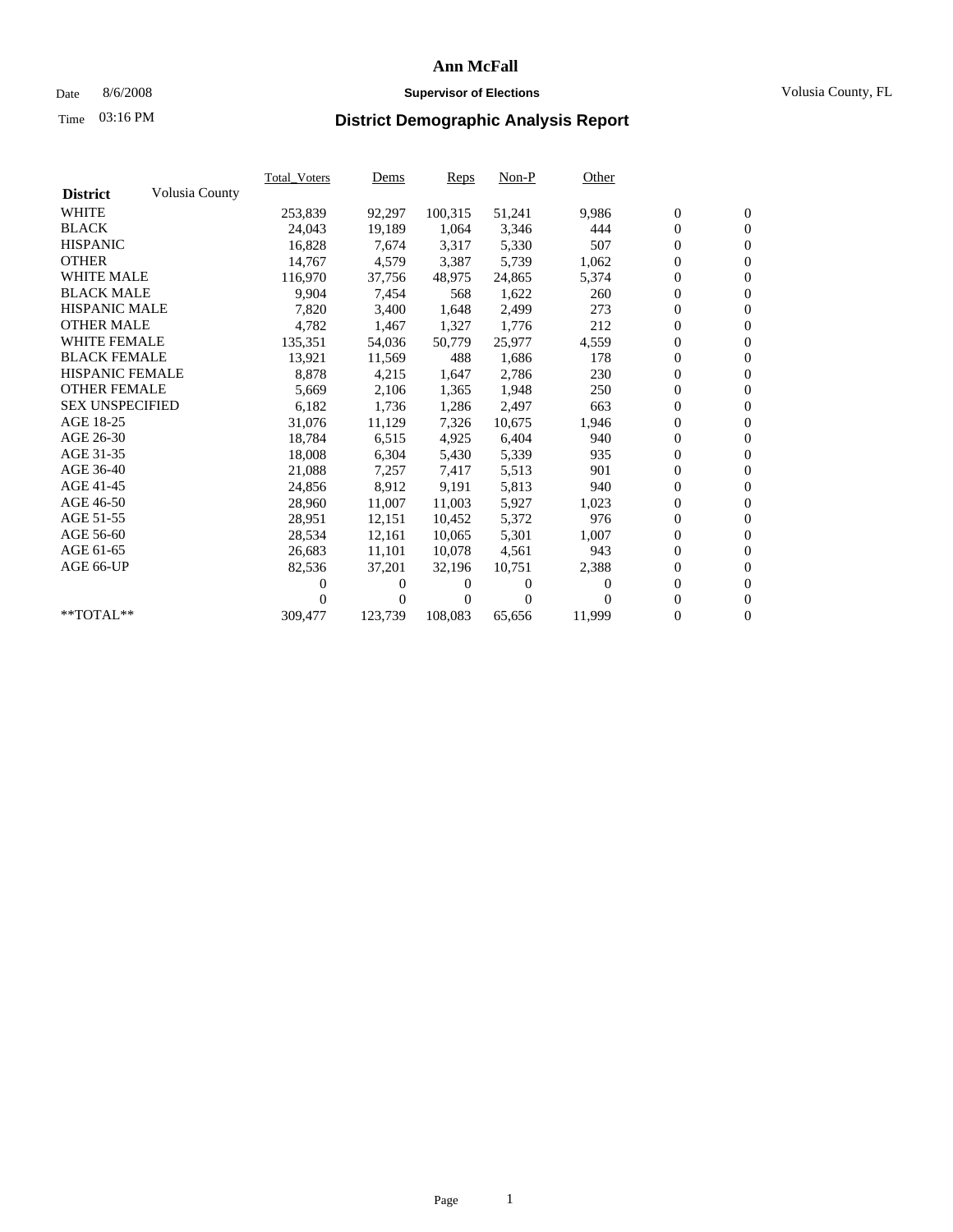# Ann McFall

Date 8/6/2008 **Supervisor of Elections** Volusia County, FL

Time 03:16 PM

## District Demographic Analysis Report

| District | Volusia County | Total_Voters | Dems | Reps | Non-P | Other | | |
|---|---|---|---|---|---|---|---|---|
| WHITE | | 253,839 | 92,297 | 100,315 | 51,241 | 9,986 | 0 | 0 |
| BLACK | | 24,043 | 19,189 | 1,064 | 3,346 | 444 | 0 | 0 |
| HISPANIC | | 16,828 | 7,674 | 3,317 | 5,330 | 507 | 0 | 0 |
| OTHER | | 14,767 | 4,579 | 3,387 | 5,739 | 1,062 | 0 | 0 |
| WHITE MALE | | 116,970 | 37,756 | 48,975 | 24,865 | 5,374 | 0 | 0 |
| BLACK MALE | | 9,904 | 7,454 | 568 | 1,622 | 260 | 0 | 0 |
| HISPANIC MALE | | 7,820 | 3,400 | 1,648 | 2,499 | 273 | 0 | 0 |
| OTHER MALE | | 4,782 | 1,467 | 1,327 | 1,776 | 212 | 0 | 0 |
| WHITE FEMALE | | 135,351 | 54,036 | 50,779 | 25,977 | 4,559 | 0 | 0 |
| BLACK FEMALE | | 13,921 | 11,569 | 488 | 1,686 | 178 | 0 | 0 |
| HISPANIC FEMALE | | 8,878 | 4,215 | 1,647 | 2,786 | 230 | 0 | 0 |
| OTHER FEMALE | | 5,669 | 2,106 | 1,365 | 1,948 | 250 | 0 | 0 |
| SEX UNSPECIFIED | | 6,182 | 1,736 | 1,286 | 2,497 | 663 | 0 | 0 |
| AGE 18-25 | | 31,076 | 11,129 | 7,326 | 10,675 | 1,946 | 0 | 0 |
| AGE 26-30 | | 18,784 | 6,515 | 4,925 | 6,404 | 940 | 0 | 0 |
| AGE 31-35 | | 18,008 | 6,304 | 5,430 | 5,339 | 935 | 0 | 0 |
| AGE 36-40 | | 21,088 | 7,257 | 7,417 | 5,513 | 901 | 0 | 0 |
| AGE 41-45 | | 24,856 | 8,912 | 9,191 | 5,813 | 940 | 0 | 0 |
| AGE 46-50 | | 28,960 | 11,007 | 11,003 | 5,927 | 1,023 | 0 | 0 |
| AGE 51-55 | | 28,951 | 12,151 | 10,452 | 5,372 | 976 | 0 | 0 |
| AGE 56-60 | | 28,534 | 12,161 | 10,065 | 5,301 | 1,007 | 0 | 0 |
| AGE 61-65 | | 26,683 | 11,101 | 10,078 | 4,561 | 943 | 0 | 0 |
| AGE 66-UP | | 82,536 | 37,201 | 32,196 | 10,751 | 2,388 | 0 | 0 |
| | | 0 | 0 | 0 | 0 | 0 | 0 | 0 |
| | | 0 | 0 | 0 | 0 | 0 | 0 | 0 |
| **TOTAL** | | 309,477 | 123,739 | 108,083 | 65,656 | 11,999 | 0 | 0 |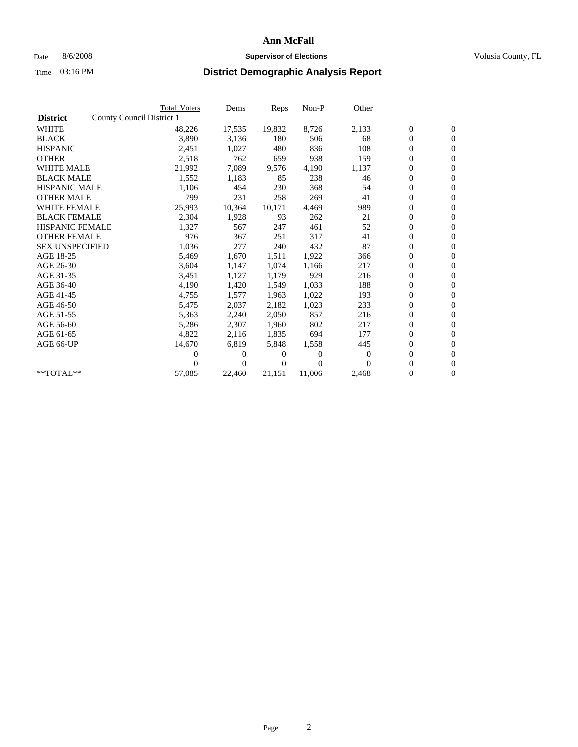# Ann McFall

Date 8/6/2008 **Supervisor of Elections** Volusia County, FL

Time 03:16 PM **District Demographic Analysis Report**

| District | County Council District 1 | Total_Voters | Dems | Reps | Non-P | Other | | |
|---|---|---|---|---|---|---|---|---|
| WHITE | | 48,226 | 17,535 | 19,832 | 8,726 | 2,133 | 0 | 0 |
| BLACK | | 3,890 | 3,136 | 180 | 506 | 68 | 0 | 0 |
| HISPANIC | | 2,451 | 1,027 | 480 | 836 | 108 | 0 | 0 |
| OTHER | | 2,518 | 762 | 659 | 938 | 159 | 0 | 0 |
| WHITE MALE | | 21,992 | 7,089 | 9,576 | 4,190 | 1,137 | 0 | 0 |
| BLACK MALE | | 1,552 | 1,183 | 85 | 238 | 46 | 0 | 0 |
| HISPANIC MALE | | 1,106 | 454 | 230 | 368 | 54 | 0 | 0 |
| OTHER MALE | | 799 | 231 | 258 | 269 | 41 | 0 | 0 |
| WHITE FEMALE | | 25,993 | 10,364 | 10,171 | 4,469 | 989 | 0 | 0 |
| BLACK FEMALE | | 2,304 | 1,928 | 93 | 262 | 21 | 0 | 0 |
| HISPANIC FEMALE | | 1,327 | 567 | 247 | 461 | 52 | 0 | 0 |
| OTHER FEMALE | | 976 | 367 | 251 | 317 | 41 | 0 | 0 |
| SEX UNSPECIFIED | | 1,036 | 277 | 240 | 432 | 87 | 0 | 0 |
| AGE 18-25 | | 5,469 | 1,670 | 1,511 | 1,922 | 366 | 0 | 0 |
| AGE 26-30 | | 3,604 | 1,147 | 1,074 | 1,166 | 217 | 0 | 0 |
| AGE 31-35 | | 3,451 | 1,127 | 1,179 | 929 | 216 | 0 | 0 |
| AGE 36-40 | | 4,190 | 1,420 | 1,549 | 1,033 | 188 | 0 | 0 |
| AGE 41-45 | | 4,755 | 1,577 | 1,963 | 1,022 | 193 | 0 | 0 |
| AGE 46-50 | | 5,475 | 2,037 | 2,182 | 1,023 | 233 | 0 | 0 |
| AGE 51-55 | | 5,363 | 2,240 | 2,050 | 857 | 216 | 0 | 0 |
| AGE 56-60 | | 5,286 | 2,307 | 1,960 | 802 | 217 | 0 | 0 |
| AGE 61-65 | | 4,822 | 2,116 | 1,835 | 694 | 177 | 0 | 0 |
| AGE 66-UP | | 14,670 | 6,819 | 5,848 | 1,558 | 445 | 0 | 0 |
| | | 0 | 0 | 0 | 0 | 0 | 0 | 0 |
| | | 0 | 0 | 0 | 0 | 0 | 0 | 0 |
| **TOTAL** | | 57,085 | 22,460 | 21,151 | 11,006 | 2,468 | 0 | 0 |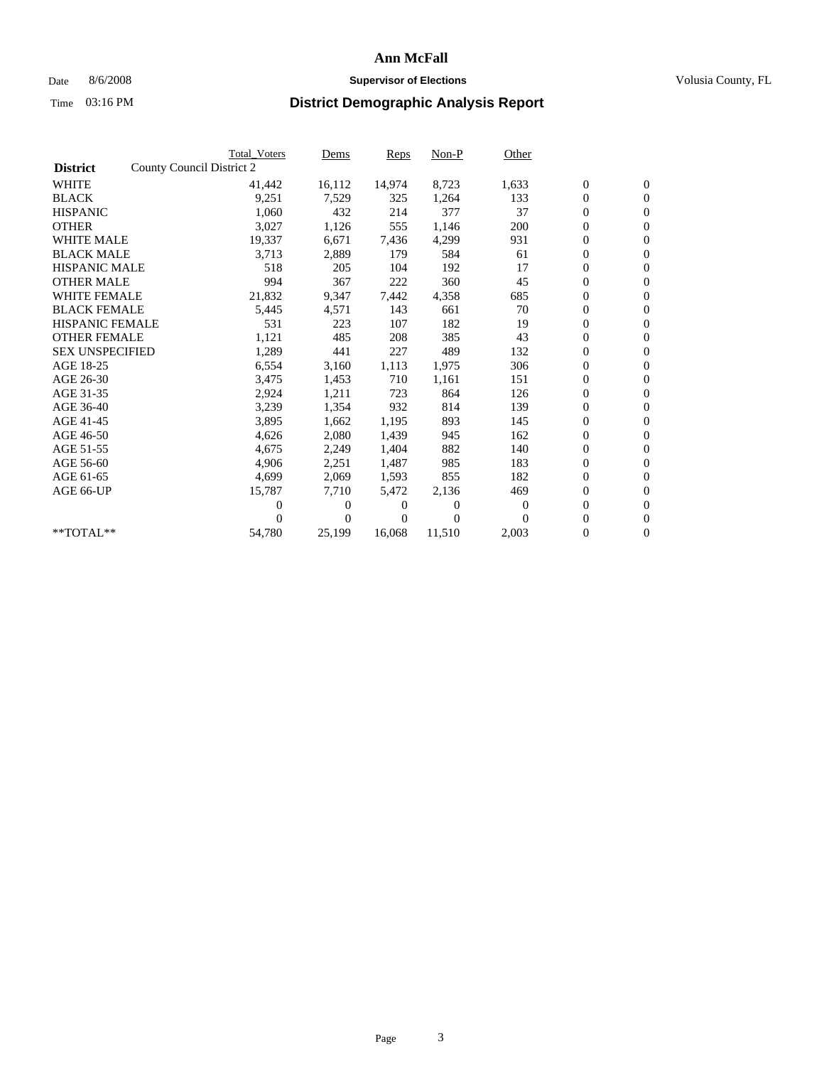# Ann McFall

Date 8/6/2008 **Supervisor of Elections** Volusia County, FL

Time 03:16 PM **District Demographic Analysis Report**

| | Total_Voters | Dems | Reps | Non-P | Other | | |
|---|---|---|---|---|---|---|---|
| **District** County Council District 2 | | | | | | | |
| WHITE | 41,442 | 16,112 | 14,974 | 8,723 | 1,633 | 0 | 0 |
| BLACK | 9,251 | 7,529 | 325 | 1,264 | 133 | 0 | 0 |
| HISPANIC | 1,060 | 432 | 214 | 377 | 37 | 0 | 0 |
| OTHER | 3,027 | 1,126 | 555 | 1,146 | 200 | 0 | 0 |
| WHITE MALE | 19,337 | 6,671 | 7,436 | 4,299 | 931 | 0 | 0 |
| BLACK MALE | 3,713 | 2,889 | 179 | 584 | 61 | 0 | 0 |
| HISPANIC MALE | 518 | 205 | 104 | 192 | 17 | 0 | 0 |
| OTHER MALE | 994 | 367 | 222 | 360 | 45 | 0 | 0 |
| WHITE FEMALE | 21,832 | 9,347 | 7,442 | 4,358 | 685 | 0 | 0 |
| BLACK FEMALE | 5,445 | 4,571 | 143 | 661 | 70 | 0 | 0 |
| HISPANIC FEMALE | 531 | 223 | 107 | 182 | 19 | 0 | 0 |
| OTHER FEMALE | 1,121 | 485 | 208 | 385 | 43 | 0 | 0 |
| SEX UNSPECIFIED | 1,289 | 441 | 227 | 489 | 132 | 0 | 0 |
| AGE 18-25 | 6,554 | 3,160 | 1,113 | 1,975 | 306 | 0 | 0 |
| AGE 26-30 | 3,475 | 1,453 | 710 | 1,161 | 151 | 0 | 0 |
| AGE 31-35 | 2,924 | 1,211 | 723 | 864 | 126 | 0 | 0 |
| AGE 36-40 | 3,239 | 1,354 | 932 | 814 | 139 | 0 | 0 |
| AGE 41-45 | 3,895 | 1,662 | 1,195 | 893 | 145 | 0 | 0 |
| AGE 46-50 | 4,626 | 2,080 | 1,439 | 945 | 162 | 0 | 0 |
| AGE 51-55 | 4,675 | 2,249 | 1,404 | 882 | 140 | 0 | 0 |
| AGE 56-60 | 4,906 | 2,251 | 1,487 | 985 | 183 | 0 | 0 |
| AGE 61-65 | 4,699 | 2,069 | 1,593 | 855 | 182 | 0 | 0 |
| AGE 66-UP | 15,787 | 7,710 | 5,472 | 2,136 | 469 | 0 | 0 |
| | 0 | 0 | 0 | 0 | 0 | 0 | 0 |
| | 0 | 0 | 0 | 0 | 0 | 0 | 0 |
| **TOTAL** | 54,780 | 25,199 | 16,068 | 11,510 | 2,003 | 0 | 0 |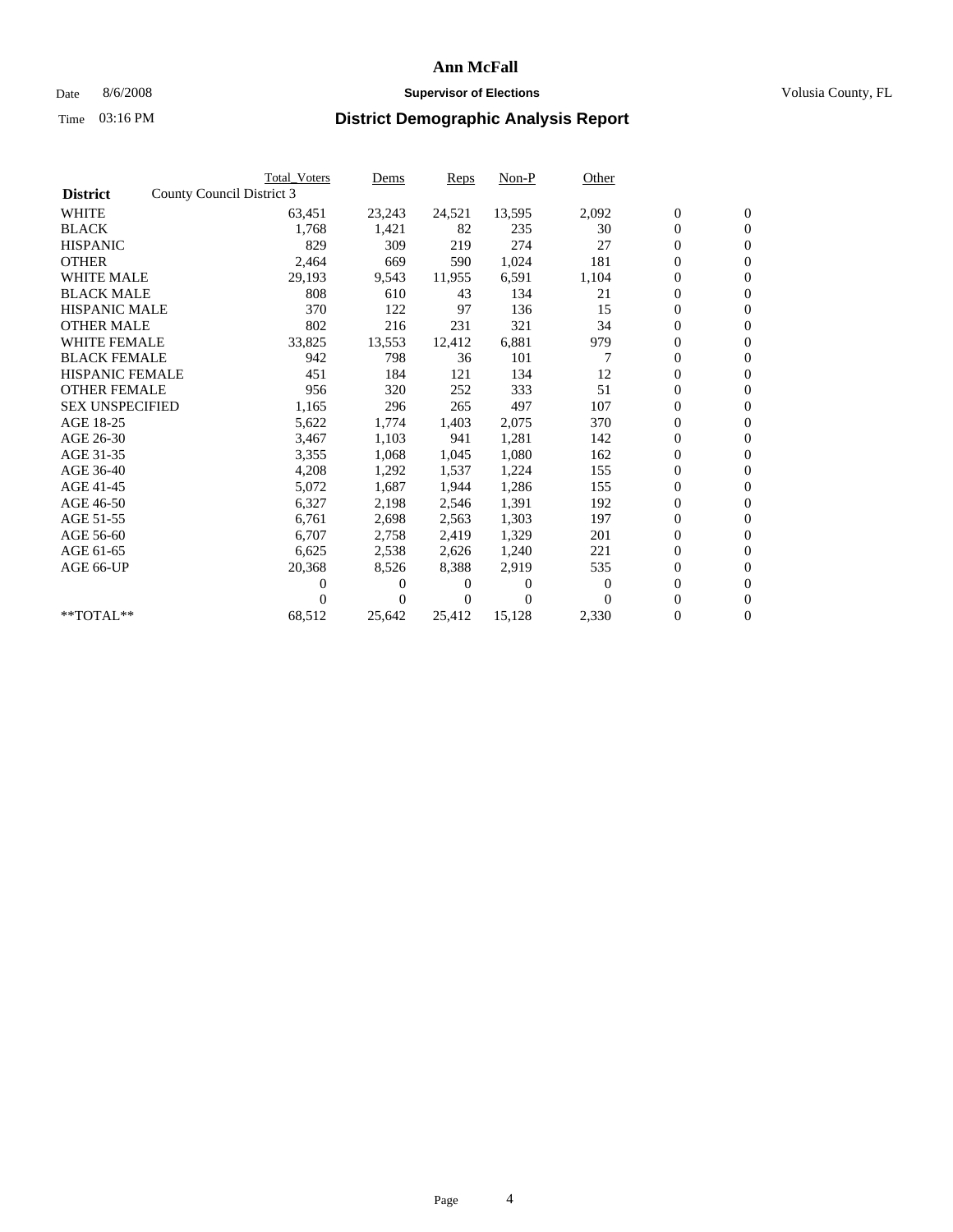# Ann McFall

Date 8/6/2008 **Supervisor of Elections** Volusia County, FL

Time 03:16 PM **District Demographic Analysis Report**

| | Total_Voters | Dems | Reps | Non-P | Other | | |
|---|---|---|---|---|---|---|---|
| **District** County Council District 3 | | | | | | | |
| WHITE | 63,451 | 23,243 | 24,521 | 13,595 | 2,092 | 0 | 0 |
| BLACK | 1,768 | 1,421 | 82 | 235 | 30 | 0 | 0 |
| HISPANIC | 829 | 309 | 219 | 274 | 27 | 0 | 0 |
| OTHER | 2,464 | 669 | 590 | 1,024 | 181 | 0 | 0 |
| WHITE MALE | 29,193 | 9,543 | 11,955 | 6,591 | 1,104 | 0 | 0 |
| BLACK MALE | 808 | 610 | 43 | 134 | 21 | 0 | 0 |
| HISPANIC MALE | 370 | 122 | 97 | 136 | 15 | 0 | 0 |
| OTHER MALE | 802 | 216 | 231 | 321 | 34 | 0 | 0 |
| WHITE FEMALE | 33,825 | 13,553 | 12,412 | 6,881 | 979 | 0 | 0 |
| BLACK FEMALE | 942 | 798 | 36 | 101 | 7 | 0 | 0 |
| HISPANIC FEMALE | 451 | 184 | 121 | 134 | 12 | 0 | 0 |
| OTHER FEMALE | 956 | 320 | 252 | 333 | 51 | 0 | 0 |
| SEX UNSPECIFIED | 1,165 | 296 | 265 | 497 | 107 | 0 | 0 |
| AGE 18-25 | 5,622 | 1,774 | 1,403 | 2,075 | 370 | 0 | 0 |
| AGE 26-30 | 3,467 | 1,103 | 941 | 1,281 | 142 | 0 | 0 |
| AGE 31-35 | 3,355 | 1,068 | 1,045 | 1,080 | 162 | 0 | 0 |
| AGE 36-40 | 4,208 | 1,292 | 1,537 | 1,224 | 155 | 0 | 0 |
| AGE 41-45 | 5,072 | 1,687 | 1,944 | 1,286 | 155 | 0 | 0 |
| AGE 46-50 | 6,327 | 2,198 | 2,546 | 1,391 | 192 | 0 | 0 |
| AGE 51-55 | 6,761 | 2,698 | 2,563 | 1,303 | 197 | 0 | 0 |
| AGE 56-60 | 6,707 | 2,758 | 2,419 | 1,329 | 201 | 0 | 0 |
| AGE 61-65 | 6,625 | 2,538 | 2,626 | 1,240 | 221 | 0 | 0 |
| AGE 66-UP | 20,368 | 8,526 | 8,388 | 2,919 | 535 | 0 | 0 |
| | 0 | 0 | 0 | 0 | 0 | 0 | 0 |
| | 0 | 0 | 0 | 0 | 0 | 0 | 0 |
| **TOTAL** | 68,512 | 25,642 | 25,412 | 15,128 | 2,330 | 0 | 0 |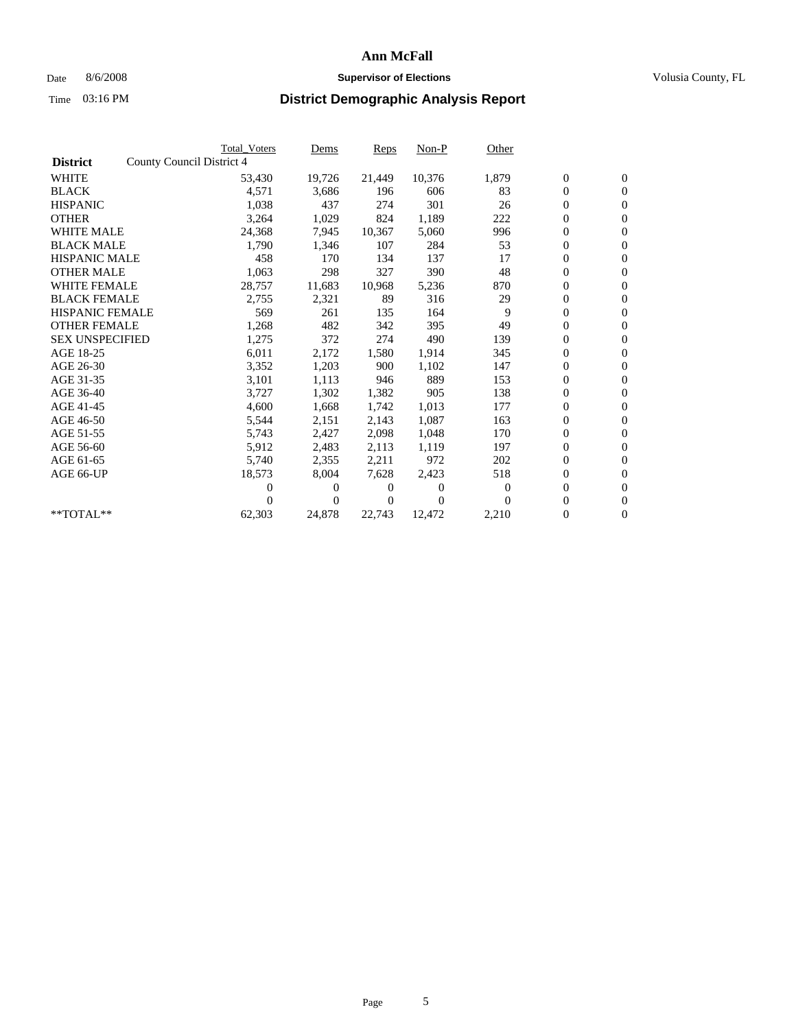# Ann McFall

Date 8/6/2008 **Supervisor of Elections** Volusia County, FL

Time 03:16 PM

## District Demographic Analysis Report

| District | County Council District 4 | Total_Voters | Dems | Reps | Non-P | Other | | |
|---|---|---|---|---|---|---|---|---|
| WHITE | | 53,430 | 19,726 | 21,449 | 10,376 | 1,879 | 0 | 0 |
| BLACK | | 4,571 | 3,686 | 196 | 606 | 83 | 0 | 0 |
| HISPANIC | | 1,038 | 437 | 274 | 301 | 26 | 0 | 0 |
| OTHER | | 3,264 | 1,029 | 824 | 1,189 | 222 | 0 | 0 |
| WHITE MALE | | 24,368 | 7,945 | 10,367 | 5,060 | 996 | 0 | 0 |
| BLACK MALE | | 1,790 | 1,346 | 107 | 284 | 53 | 0 | 0 |
| HISPANIC MALE | | 458 | 170 | 134 | 137 | 17 | 0 | 0 |
| OTHER MALE | | 1,063 | 298 | 327 | 390 | 48 | 0 | 0 |
| WHITE FEMALE | | 28,757 | 11,683 | 10,968 | 5,236 | 870 | 0 | 0 |
| BLACK FEMALE | | 2,755 | 2,321 | 89 | 316 | 29 | 0 | 0 |
| HISPANIC FEMALE | | 569 | 261 | 135 | 164 | 9 | 0 | 0 |
| OTHER FEMALE | | 1,268 | 482 | 342 | 395 | 49 | 0 | 0 |
| SEX UNSPECIFIED | | 1,275 | 372 | 274 | 490 | 139 | 0 | 0 |
| AGE 18-25 | | 6,011 | 2,172 | 1,580 | 1,914 | 345 | 0 | 0 |
| AGE 26-30 | | 3,352 | 1,203 | 900 | 1,102 | 147 | 0 | 0 |
| AGE 31-35 | | 3,101 | 1,113 | 946 | 889 | 153 | 0 | 0 |
| AGE 36-40 | | 3,727 | 1,302 | 1,382 | 905 | 138 | 0 | 0 |
| AGE 41-45 | | 4,600 | 1,668 | 1,742 | 1,013 | 177 | 0 | 0 |
| AGE 46-50 | | 5,544 | 2,151 | 2,143 | 1,087 | 163 | 0 | 0 |
| AGE 51-55 | | 5,743 | 2,427 | 2,098 | 1,048 | 170 | 0 | 0 |
| AGE 56-60 | | 5,912 | 2,483 | 2,113 | 1,119 | 197 | 0 | 0 |
| AGE 61-65 | | 5,740 | 2,355 | 2,211 | 972 | 202 | 0 | 0 |
| AGE 66-UP | | 18,573 | 8,004 | 7,628 | 2,423 | 518 | 0 | 0 |
| | | 0 | 0 | 0 | 0 | 0 | 0 | 0 |
| | | 0 | 0 | 0 | 0 | 0 | 0 | 0 |
| **TOTAL** | | 62,303 | 24,878 | 22,743 | 12,472 | 2,210 | 0 | 0 |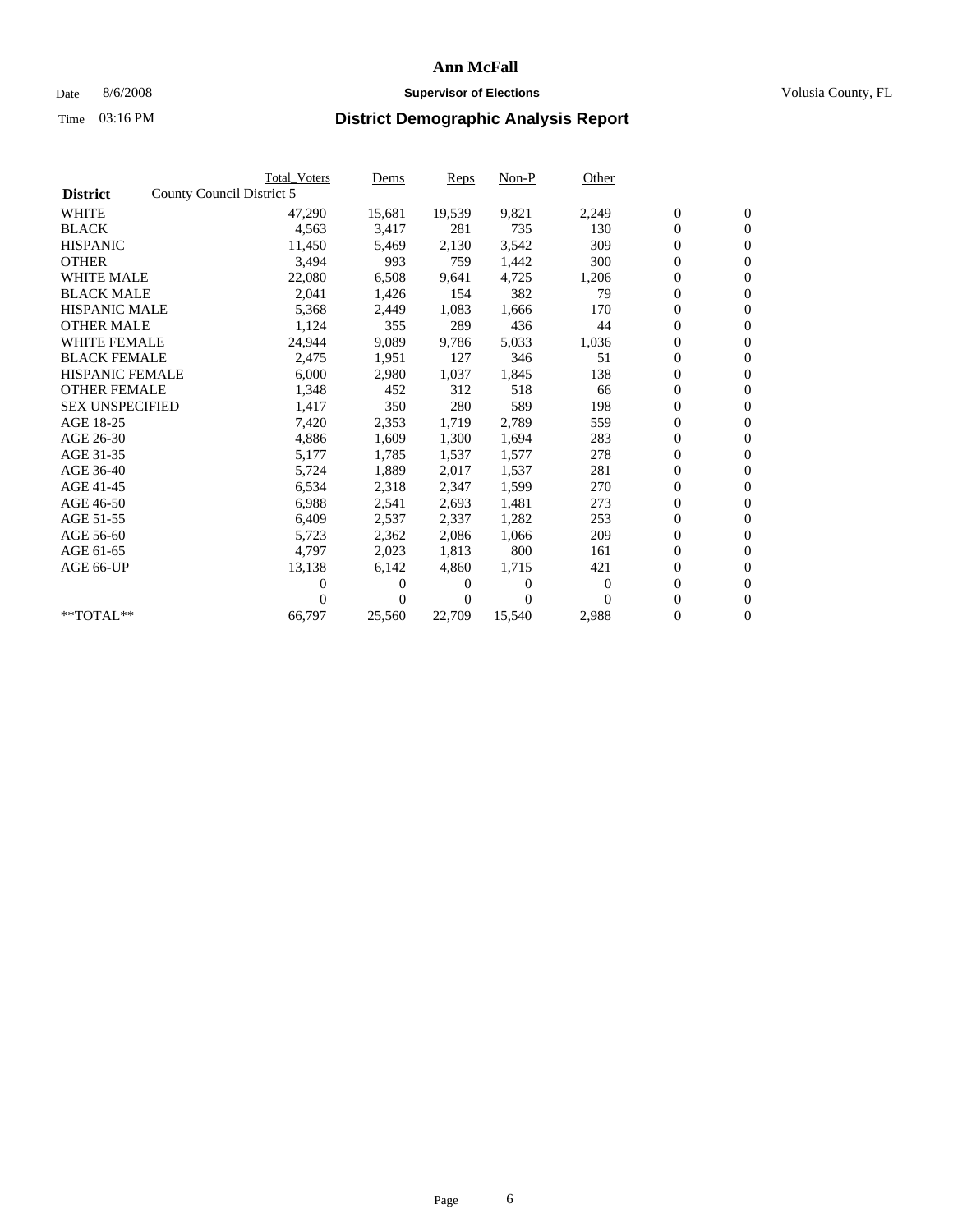**Ann McFall**

Date 8/6/2008 **Supervisor of Elections** Volusia County, FL

Time 03:16 PM **District Demographic Analysis Report**

| District | County Council District 5 | Total_Voters | Dems | Reps | Non-P | Other | | |
|---|---|---|---|---|---|---|---|---|
| WHITE | | 47,290 | 15,681 | 19,539 | 9,821 | 2,249 | 0 | 0 |
| BLACK | | 4,563 | 3,417 | 281 | 735 | 130 | 0 | 0 |
| HISPANIC | | 11,450 | 5,469 | 2,130 | 3,542 | 309 | 0 | 0 |
| OTHER | | 3,494 | 993 | 759 | 1,442 | 300 | 0 | 0 |
| WHITE MALE | | 22,080 | 6,508 | 9,641 | 4,725 | 1,206 | 0 | 0 |
| BLACK MALE | | 2,041 | 1,426 | 154 | 382 | 79 | 0 | 0 |
| HISPANIC MALE | | 5,368 | 2,449 | 1,083 | 1,666 | 170 | 0 | 0 |
| OTHER MALE | | 1,124 | 355 | 289 | 436 | 44 | 0 | 0 |
| WHITE FEMALE | | 24,944 | 9,089 | 9,786 | 5,033 | 1,036 | 0 | 0 |
| BLACK FEMALE | | 2,475 | 1,951 | 127 | 346 | 51 | 0 | 0 |
| HISPANIC FEMALE | | 6,000 | 2,980 | 1,037 | 1,845 | 138 | 0 | 0 |
| OTHER FEMALE | | 1,348 | 452 | 312 | 518 | 66 | 0 | 0 |
| SEX UNSPECIFIED | | 1,417 | 350 | 280 | 589 | 198 | 0 | 0 |
| AGE 18-25 | | 7,420 | 2,353 | 1,719 | 2,789 | 559 | 0 | 0 |
| AGE 26-30 | | 4,886 | 1,609 | 1,300 | 1,694 | 283 | 0 | 0 |
| AGE 31-35 | | 5,177 | 1,785 | 1,537 | 1,577 | 278 | 0 | 0 |
| AGE 36-40 | | 5,724 | 1,889 | 2,017 | 1,537 | 281 | 0 | 0 |
| AGE 41-45 | | 6,534 | 2,318 | 2,347 | 1,599 | 270 | 0 | 0 |
| AGE 46-50 | | 6,988 | 2,541 | 2,693 | 1,481 | 273 | 0 | 0 |
| AGE 51-55 | | 6,409 | 2,537 | 2,337 | 1,282 | 253 | 0 | 0 |
| AGE 56-60 | | 5,723 | 2,362 | 2,086 | 1,066 | 209 | 0 | 0 |
| AGE 61-65 | | 4,797 | 2,023 | 1,813 | 800 | 161 | 0 | 0 |
| AGE 66-UP | | 13,138 | 6,142 | 4,860 | 1,715 | 421 | 0 | 0 |
| | | 0 | 0 | 0 | 0 | 0 | 0 | 0 |
| | | 0 | 0 | 0 | 0 | 0 | 0 | 0 |
| **TOTAL** | | 66,797 | 25,560 | 22,709 | 15,540 | 2,988 | 0 | 0 |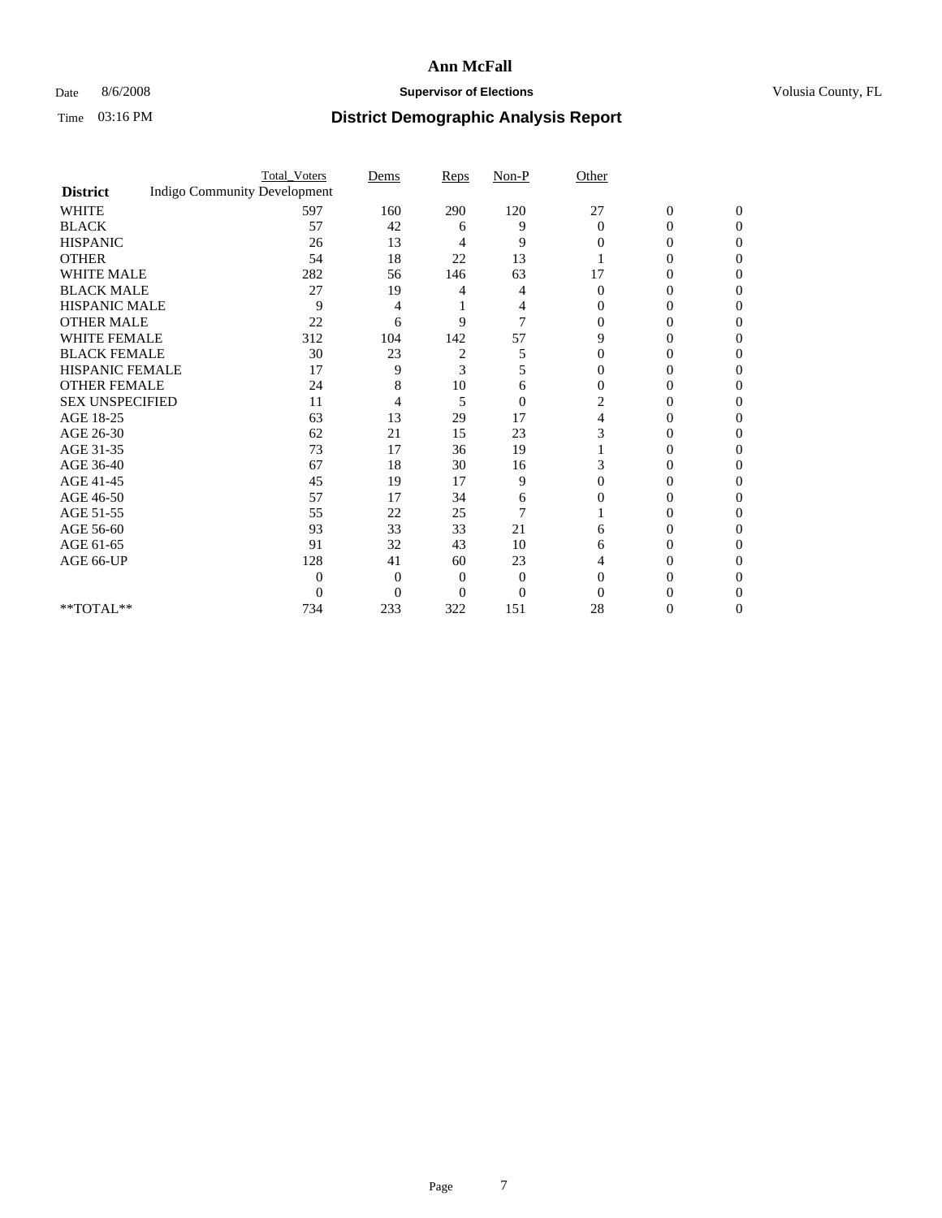# Ann McFall

Date 8/6/2008 **Supervisor of Elections** Volusia County, FL

Time 03:16 PM **District Demographic Analysis Report**

| District | Total_Voters | Dems | Reps | Non-P | Other | | |
|---|---|---|---|---|---|---|---|
| Indigo Community Development | | | | | | | |
| WHITE | 597 | 160 | 290 | 120 | 27 | 0 | 0 |
| BLACK | 57 | 42 | 6 | 9 | 0 | 0 | 0 |
| HISPANIC | 26 | 13 | 4 | 9 | 0 | 0 | 0 |
| OTHER | 54 | 18 | 22 | 13 | 1 | 0 | 0 |
| WHITE MALE | 282 | 56 | 146 | 63 | 17 | 0 | 0 |
| BLACK MALE | 27 | 19 | 4 | 4 | 0 | 0 | 0 |
| HISPANIC MALE | 9 | 4 | 1 | 4 | 0 | 0 | 0 |
| OTHER MALE | 22 | 6 | 9 | 7 | 0 | 0 | 0 |
| WHITE FEMALE | 312 | 104 | 142 | 57 | 9 | 0 | 0 |
| BLACK FEMALE | 30 | 23 | 2 | 5 | 0 | 0 | 0 |
| HISPANIC FEMALE | 17 | 9 | 3 | 5 | 0 | 0 | 0 |
| OTHER FEMALE | 24 | 8 | 10 | 6 | 0 | 0 | 0 |
| SEX UNSPECIFIED | 11 | 4 | 5 | 0 | 2 | 0 | 0 |
| AGE 18-25 | 63 | 13 | 29 | 17 | 4 | 0 | 0 |
| AGE 26-30 | 62 | 21 | 15 | 23 | 3 | 0 | 0 |
| AGE 31-35 | 73 | 17 | 36 | 19 | 1 | 0 | 0 |
| AGE 36-40 | 67 | 18 | 30 | 16 | 3 | 0 | 0 |
| AGE 41-45 | 45 | 19 | 17 | 9 | 0 | 0 | 0 |
| AGE 46-50 | 57 | 17 | 34 | 6 | 0 | 0 | 0 |
| AGE 51-55 | 55 | 22 | 25 | 7 | 1 | 0 | 0 |
| AGE 56-60 | 93 | 33 | 33 | 21 | 6 | 0 | 0 |
| AGE 61-65 | 91 | 32 | 43 | 10 | 6 | 0 | 0 |
| AGE 66-UP | 128 | 41 | 60 | 23 | 4 | 0 | 0 |
| | 0 | 0 | 0 | 0 | 0 | 0 | 0 |
| | 0 | 0 | 0 | 0 | 0 | 0 | 0 |
| **TOTAL** | 734 | 233 | 322 | 151 | 28 | 0 | 0 |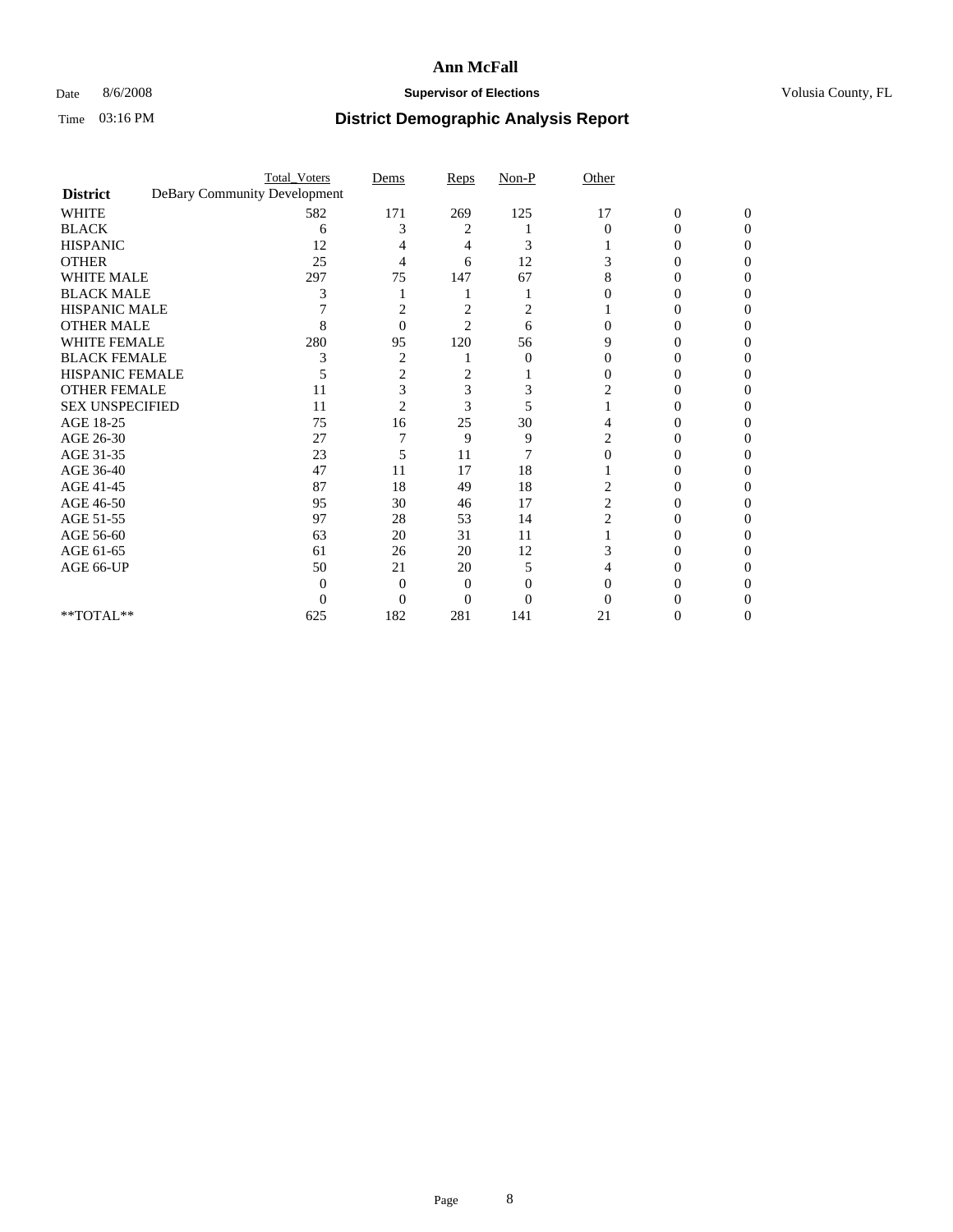# Ann McFall

Date 8/6/2008 **Supervisor of Elections** Volusia County, FL

Time 03:16 PM

## District Demographic Analysis Report

| | Total_Voters | Dems | Reps | Non-P | Other | | |
|---|---|---|---|---|---|---|---|
| **District** DeBary Community Development | | | | | | | |
| WHITE | 582 | 171 | 269 | 125 | 17 | 0 | 0 |
| BLACK | 6 | 3 | 2 | 1 | 0 | 0 | 0 |
| HISPANIC | 12 | 4 | 4 | 3 | 1 | 0 | 0 |
| OTHER | 25 | 4 | 6 | 12 | 3 | 0 | 0 |
| WHITE MALE | 297 | 75 | 147 | 67 | 8 | 0 | 0 |
| BLACK MALE | 3 | 1 | 1 | 1 | 0 | 0 | 0 |
| HISPANIC MALE | 7 | 2 | 2 | 2 | 1 | 0 | 0 |
| OTHER MALE | 8 | 0 | 2 | 6 | 0 | 0 | 0 |
| WHITE FEMALE | 280 | 95 | 120 | 56 | 9 | 0 | 0 |
| BLACK FEMALE | 3 | 2 | 1 | 0 | 0 | 0 | 0 |
| HISPANIC FEMALE | 5 | 2 | 2 | 1 | 0 | 0 | 0 |
| OTHER FEMALE | 11 | 3 | 3 | 3 | 2 | 0 | 0 |
| SEX UNSPECIFIED | 11 | 2 | 3 | 5 | 1 | 0 | 0 |
| AGE 18-25 | 75 | 16 | 25 | 30 | 4 | 0 | 0 |
| AGE 26-30 | 27 | 7 | 9 | 9 | 2 | 0 | 0 |
| AGE 31-35 | 23 | 5 | 11 | 7 | 0 | 0 | 0 |
| AGE 36-40 | 47 | 11 | 17 | 18 | 1 | 0 | 0 |
| AGE 41-45 | 87 | 18 | 49 | 18 | 2 | 0 | 0 |
| AGE 46-50 | 95 | 30 | 46 | 17 | 2 | 0 | 0 |
| AGE 51-55 | 97 | 28 | 53 | 14 | 2 | 0 | 0 |
| AGE 56-60 | 63 | 20 | 31 | 11 | 1 | 0 | 0 |
| AGE 61-65 | 61 | 26 | 20 | 12 | 3 | 0 | 0 |
| AGE 66-UP | 50 | 21 | 20 | 5 | 4 | 0 | 0 |
| | 0 | 0 | 0 | 0 | 0 | 0 | 0 |
| | 0 | 0 | 0 | 0 | 0 | 0 | 0 |
| **TOTAL** | 625 | 182 | 281 | 141 | 21 | 0 | 0 |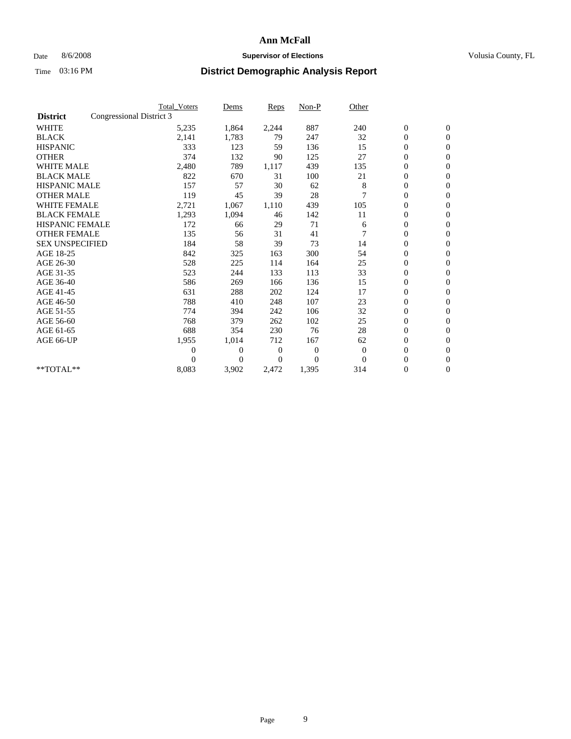# Ann McFall

Date 8/6/2008 **Supervisor of Elections** Volusia County, FL

Time 03:16 PM **District Demographic Analysis Report**

| **District** | Congressional District 3 | Total_Voters | Dems | Reps | Non-P | Other | | |
|---|---|---|---|---|---|---|---|---|
| WHITE | | 5,235 | 1,864 | 2,244 | 887 | 240 | 0 | 0 |
| BLACK | | 2,141 | 1,783 | 79 | 247 | 32 | 0 | 0 |
| HISPANIC | | 333 | 123 | 59 | 136 | 15 | 0 | 0 |
| OTHER | | 374 | 132 | 90 | 125 | 27 | 0 | 0 |
| WHITE MALE | | 2,480 | 789 | 1,117 | 439 | 135 | 0 | 0 |
| BLACK MALE | | 822 | 670 | 31 | 100 | 21 | 0 | 0 |
| HISPANIC MALE | | 157 | 57 | 30 | 62 | 8 | 0 | 0 |
| OTHER MALE | | 119 | 45 | 39 | 28 | 7 | 0 | 0 |
| WHITE FEMALE | | 2,721 | 1,067 | 1,110 | 439 | 105 | 0 | 0 |
| BLACK FEMALE | | 1,293 | 1,094 | 46 | 142 | 11 | 0 | 0 |
| HISPANIC FEMALE | | 172 | 66 | 29 | 71 | 6 | 0 | 0 |
| OTHER FEMALE | | 135 | 56 | 31 | 41 | 7 | 0 | 0 |
| SEX UNSPECIFIED | | 184 | 58 | 39 | 73 | 14 | 0 | 0 |
| AGE 18-25 | | 842 | 325 | 163 | 300 | 54 | 0 | 0 |
| AGE 26-30 | | 528 | 225 | 114 | 164 | 25 | 0 | 0 |
| AGE 31-35 | | 523 | 244 | 133 | 113 | 33 | 0 | 0 |
| AGE 36-40 | | 586 | 269 | 166 | 136 | 15 | 0 | 0 |
| AGE 41-45 | | 631 | 288 | 202 | 124 | 17 | 0 | 0 |
| AGE 46-50 | | 788 | 410 | 248 | 107 | 23 | 0 | 0 |
| AGE 51-55 | | 774 | 394 | 242 | 106 | 32 | 0 | 0 |
| AGE 56-60 | | 768 | 379 | 262 | 102 | 25 | 0 | 0 |
| AGE 61-65 | | 688 | 354 | 230 | 76 | 28 | 0 | 0 |
| AGE 66-UP | | 1,955 | 1,014 | 712 | 167 | 62 | 0 | 0 |
| | | 0 | 0 | 0 | 0 | 0 | 0 | 0 |
| | | 0 | 0 | 0 | 0 | 0 | 0 | 0 |
| **TOTAL** | | 8,083 | 3,902 | 2,472 | 1,395 | 314 | 0 | 0 |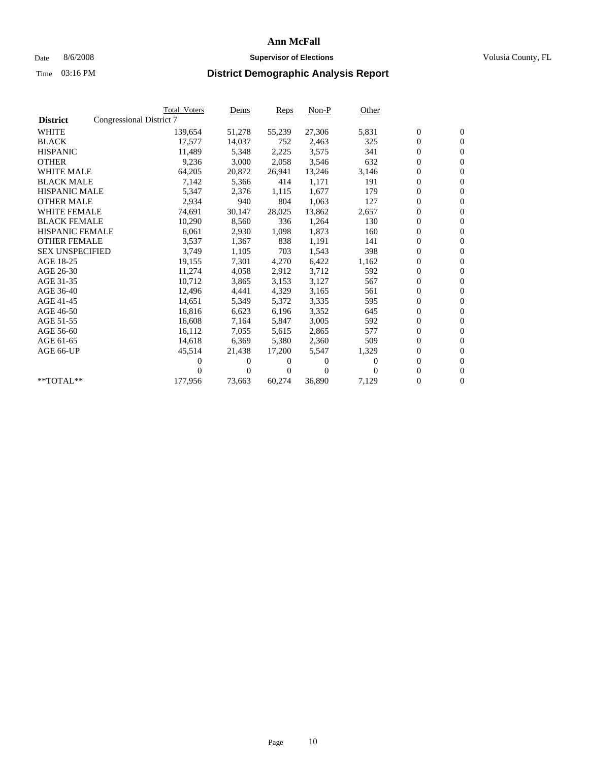# Ann McFall

Date 8/6/2008 **Supervisor of Elections** Volusia County, FL

Time 03:16 PM **District Demographic Analysis Report**

| | Total_Voters | Dems | Reps | Non-P | Other | | |
|---|---|---|---|---|---|---|---|
| **District** Congressional District 7 | | | | | | | |
| WHITE | 139,654 | 51,278 | 55,239 | 27,306 | 5,831 | 0 | 0 |
| BLACK | 17,577 | 14,037 | 752 | 2,463 | 325 | 0 | 0 |
| HISPANIC | 11,489 | 5,348 | 2,225 | 3,575 | 341 | 0 | 0 |
| OTHER | 9,236 | 3,000 | 2,058 | 3,546 | 632 | 0 | 0 |
| WHITE MALE | 64,205 | 20,872 | 26,941 | 13,246 | 3,146 | 0 | 0 |
| BLACK MALE | 7,142 | 5,366 | 414 | 1,171 | 191 | 0 | 0 |
| HISPANIC MALE | 5,347 | 2,376 | 1,115 | 1,677 | 179 | 0 | 0 |
| OTHER MALE | 2,934 | 940 | 804 | 1,063 | 127 | 0 | 0 |
| WHITE FEMALE | 74,691 | 30,147 | 28,025 | 13,862 | 2,657 | 0 | 0 |
| BLACK FEMALE | 10,290 | 8,560 | 336 | 1,264 | 130 | 0 | 0 |
| HISPANIC FEMALE | 6,061 | 2,930 | 1,098 | 1,873 | 160 | 0 | 0 |
| OTHER FEMALE | 3,537 | 1,367 | 838 | 1,191 | 141 | 0 | 0 |
| SEX UNSPECIFIED | 3,749 | 1,105 | 703 | 1,543 | 398 | 0 | 0 |
| AGE 18-25 | 19,155 | 7,301 | 4,270 | 6,422 | 1,162 | 0 | 0 |
| AGE 26-30 | 11,274 | 4,058 | 2,912 | 3,712 | 592 | 0 | 0 |
| AGE 31-35 | 10,712 | 3,865 | 3,153 | 3,127 | 567 | 0 | 0 |
| AGE 36-40 | 12,496 | 4,441 | 4,329 | 3,165 | 561 | 0 | 0 |
| AGE 41-45 | 14,651 | 5,349 | 5,372 | 3,335 | 595 | 0 | 0 |
| AGE 46-50 | 16,816 | 6,623 | 6,196 | 3,352 | 645 | 0 | 0 |
| AGE 51-55 | 16,608 | 7,164 | 5,847 | 3,005 | 592 | 0 | 0 |
| AGE 56-60 | 16,112 | 7,055 | 5,615 | 2,865 | 577 | 0 | 0 |
| AGE 61-65 | 14,618 | 6,369 | 5,380 | 2,360 | 509 | 0 | 0 |
| AGE 66-UP | 45,514 | 21,438 | 17,200 | 5,547 | 1,329 | 0 | 0 |
| | 0 | 0 | 0 | 0 | 0 | 0 | 0 |
| | 0 | 0 | 0 | 0 | 0 | 0 | 0 |
| **TOTAL** | 177,956 | 73,663 | 60,274 | 36,890 | 7,129 | 0 | 0 |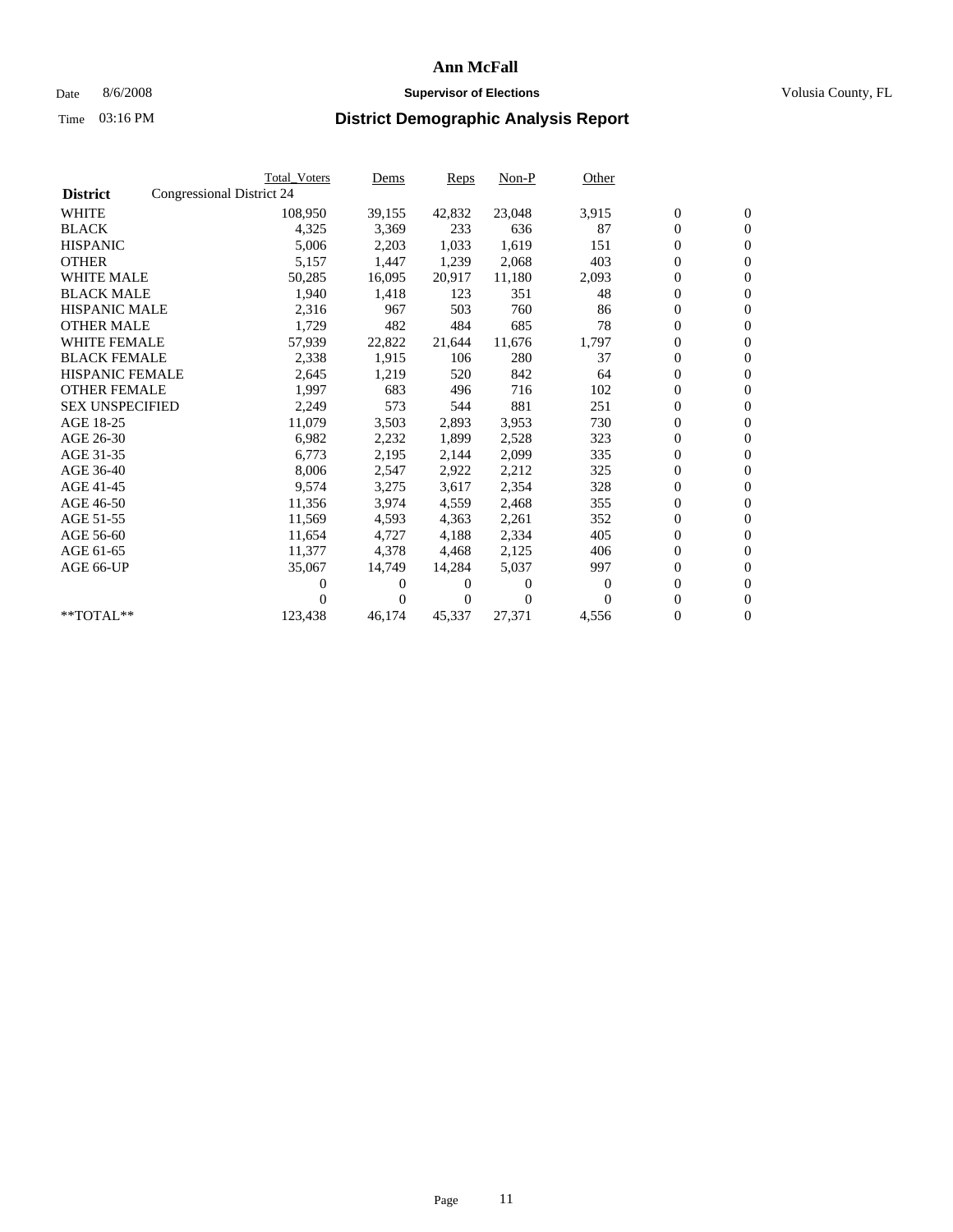# Ann McFall

Date 8/6/2008 **Supervisor of Elections** Volusia County, FL

Time 03:16 PM

## District Demographic Analysis Report

| District | Congressional District 24 | Total_Voters | Dems | Reps | Non-P | Other | | |
|---|---|---|---|---|---|---|---|---|
| WHITE | | 108,950 | 39,155 | 42,832 | 23,048 | 3,915 | 0 | 0 |
| BLACK | | 4,325 | 3,369 | 233 | 636 | 87 | 0 | 0 |
| HISPANIC | | 5,006 | 2,203 | 1,033 | 1,619 | 151 | 0 | 0 |
| OTHER | | 5,157 | 1,447 | 1,239 | 2,068 | 403 | 0 | 0 |
| WHITE MALE | | 50,285 | 16,095 | 20,917 | 11,180 | 2,093 | 0 | 0 |
| BLACK MALE | | 1,940 | 1,418 | 123 | 351 | 48 | 0 | 0 |
| HISPANIC MALE | | 2,316 | 967 | 503 | 760 | 86 | 0 | 0 |
| OTHER MALE | | 1,729 | 482 | 484 | 685 | 78 | 0 | 0 |
| WHITE FEMALE | | 57,939 | 22,822 | 21,644 | 11,676 | 1,797 | 0 | 0 |
| BLACK FEMALE | | 2,338 | 1,915 | 106 | 280 | 37 | 0 | 0 |
| HISPANIC FEMALE | | 2,645 | 1,219 | 520 | 842 | 64 | 0 | 0 |
| OTHER FEMALE | | 1,997 | 683 | 496 | 716 | 102 | 0 | 0 |
| SEX UNSPECIFIED | | 2,249 | 573 | 544 | 881 | 251 | 0 | 0 |
| AGE 18-25 | | 11,079 | 3,503 | 2,893 | 3,953 | 730 | 0 | 0 |
| AGE 26-30 | | 6,982 | 2,232 | 1,899 | 2,528 | 323 | 0 | 0 |
| AGE 31-35 | | 6,773 | 2,195 | 2,144 | 2,099 | 335 | 0 | 0 |
| AGE 36-40 | | 8,006 | 2,547 | 2,922 | 2,212 | 325 | 0 | 0 |
| AGE 41-45 | | 9,574 | 3,275 | 3,617 | 2,354 | 328 | 0 | 0 |
| AGE 46-50 | | 11,356 | 3,974 | 4,559 | 2,468 | 355 | 0 | 0 |
| AGE 51-55 | | 11,569 | 4,593 | 4,363 | 2,261 | 352 | 0 | 0 |
| AGE 56-60 | | 11,654 | 4,727 | 4,188 | 2,334 | 405 | 0 | 0 |
| AGE 61-65 | | 11,377 | 4,378 | 4,468 | 2,125 | 406 | 0 | 0 |
| AGE 66-UP | | 35,067 | 14,749 | 14,284 | 5,037 | 997 | 0 | 0 |
| | | 0 | 0 | 0 | 0 | 0 | 0 | 0 |
| | | 0 | 0 | 0 | 0 | 0 | 0 | 0 |
| **TOTAL** | | 123,438 | 46,174 | 45,337 | 27,371 | 4,556 | 0 | 0 |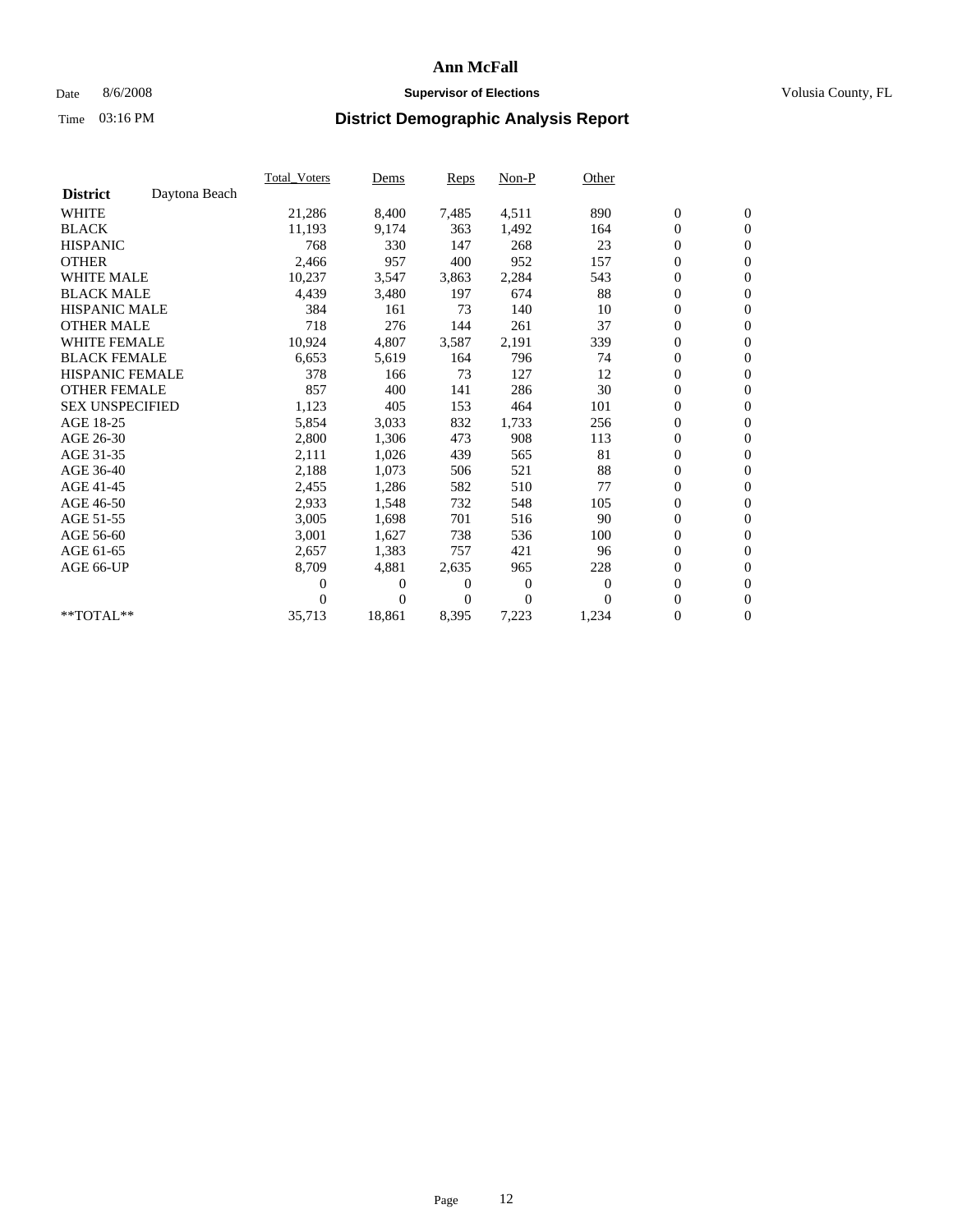# Ann McFall

Date 8/6/2008 **Supervisor of Elections** Volusia County, FL

Time 03:16 PM **District Demographic Analysis Report**

| | Total_Voters | Dems | Reps | Non-P | Other | | |
|---|---|---|---|---|---|---|---|
| **District** Daytona Beach | | | | | | | |
| WHITE | 21,286 | 8,400 | 7,485 | 4,511 | 890 | 0 | 0 |
| BLACK | 11,193 | 9,174 | 363 | 1,492 | 164 | 0 | 0 |
| HISPANIC | 768 | 330 | 147 | 268 | 23 | 0 | 0 |
| OTHER | 2,466 | 957 | 400 | 952 | 157 | 0 | 0 |
| WHITE MALE | 10,237 | 3,547 | 3,863 | 2,284 | 543 | 0 | 0 |
| BLACK MALE | 4,439 | 3,480 | 197 | 674 | 88 | 0 | 0 |
| HISPANIC MALE | 384 | 161 | 73 | 140 | 10 | 0 | 0 |
| OTHER MALE | 718 | 276 | 144 | 261 | 37 | 0 | 0 |
| WHITE FEMALE | 10,924 | 4,807 | 3,587 | 2,191 | 339 | 0 | 0 |
| BLACK FEMALE | 6,653 | 5,619 | 164 | 796 | 74 | 0 | 0 |
| HISPANIC FEMALE | 378 | 166 | 73 | 127 | 12 | 0 | 0 |
| OTHER FEMALE | 857 | 400 | 141 | 286 | 30 | 0 | 0 |
| SEX UNSPECIFIED | 1,123 | 405 | 153 | 464 | 101 | 0 | 0 |
| AGE 18-25 | 5,854 | 3,033 | 832 | 1,733 | 256 | 0 | 0 |
| AGE 26-30 | 2,800 | 1,306 | 473 | 908 | 113 | 0 | 0 |
| AGE 31-35 | 2,111 | 1,026 | 439 | 565 | 81 | 0 | 0 |
| AGE 36-40 | 2,188 | 1,073 | 506 | 521 | 88 | 0 | 0 |
| AGE 41-45 | 2,455 | 1,286 | 582 | 510 | 77 | 0 | 0 |
| AGE 46-50 | 2,933 | 1,548 | 732 | 548 | 105 | 0 | 0 |
| AGE 51-55 | 3,005 | 1,698 | 701 | 516 | 90 | 0 | 0 |
| AGE 56-60 | 3,001 | 1,627 | 738 | 536 | 100 | 0 | 0 |
| AGE 61-65 | 2,657 | 1,383 | 757 | 421 | 96 | 0 | 0 |
| AGE 66-UP | 8,709 | 4,881 | 2,635 | 965 | 228 | 0 | 0 |
| | 0 | 0 | 0 | 0 | 0 | 0 | 0 |
| | 0 | 0 | 0 | 0 | 0 | 0 | 0 |
| **TOTAL** | 35,713 | 18,861 | 8,395 | 7,223 | 1,234 | 0 | 0 |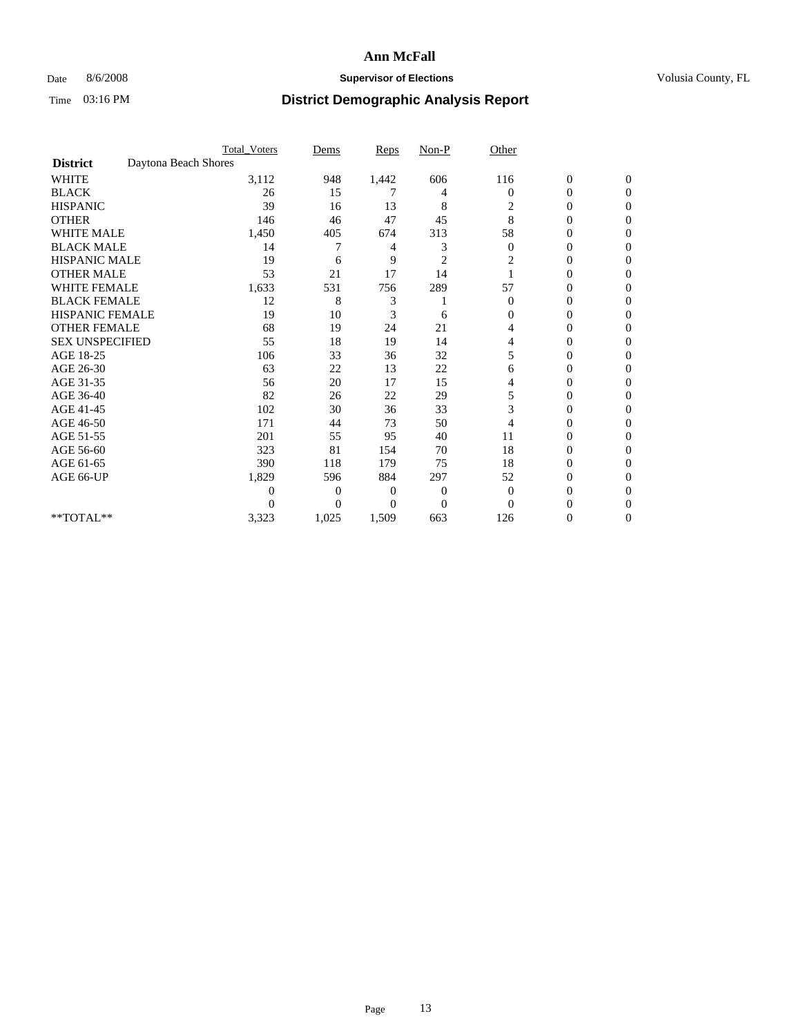**Ann McFall**

Date 8/6/2008 **Supervisor of Elections** Volusia County, FL

Time 03:16 PM **District Demographic Analysis Report**

| | Total_Voters | Dems | Reps | Non-P | Other | | |
|---|---|---|---|---|---|---|---|
| **District** Daytona Beach Shores | | | | | | | |
| WHITE | 3,112 | 948 | 1,442 | 606 | 116 | 0 | 0 |
| BLACK | 26 | 15 | 7 | 4 | 0 | 0 | 0 |
| HISPANIC | 39 | 16 | 13 | 8 | 2 | 0 | 0 |
| OTHER | 146 | 46 | 47 | 45 | 8 | 0 | 0 |
| WHITE MALE | 1,450 | 405 | 674 | 313 | 58 | 0 | 0 |
| BLACK MALE | 14 | 7 | 4 | 3 | 0 | 0 | 0 |
| HISPANIC MALE | 19 | 6 | 9 | 2 | 2 | 0 | 0 |
| OTHER MALE | 53 | 21 | 17 | 14 | 1 | 0 | 0 |
| WHITE FEMALE | 1,633 | 531 | 756 | 289 | 57 | 0 | 0 |
| BLACK FEMALE | 12 | 8 | 3 | 1 | 0 | 0 | 0 |
| HISPANIC FEMALE | 19 | 10 | 3 | 6 | 0 | 0 | 0 |
| OTHER FEMALE | 68 | 19 | 24 | 21 | 4 | 0 | 0 |
| SEX UNSPECIFIED | 55 | 18 | 19 | 14 | 4 | 0 | 0 |
| AGE 18-25 | 106 | 33 | 36 | 32 | 5 | 0 | 0 |
| AGE 26-30 | 63 | 22 | 13 | 22 | 6 | 0 | 0 |
| AGE 31-35 | 56 | 20 | 17 | 15 | 4 | 0 | 0 |
| AGE 36-40 | 82 | 26 | 22 | 29 | 5 | 0 | 0 |
| AGE 41-45 | 102 | 30 | 36 | 33 | 3 | 0 | 0 |
| AGE 46-50 | 171 | 44 | 73 | 50 | 4 | 0 | 0 |
| AGE 51-55 | 201 | 55 | 95 | 40 | 11 | 0 | 0 |
| AGE 56-60 | 323 | 81 | 154 | 70 | 18 | 0 | 0 |
| AGE 61-65 | 390 | 118 | 179 | 75 | 18 | 0 | 0 |
| AGE 66-UP | 1,829 | 596 | 884 | 297 | 52 | 0 | 0 |
| | 0 | 0 | 0 | 0 | 0 | 0 | 0 |
| | 0 | 0 | 0 | 0 | 0 | 0 | 0 |
| **TOTAL** | 3,323 | 1,025 | 1,509 | 663 | 126 | 0 | 0 |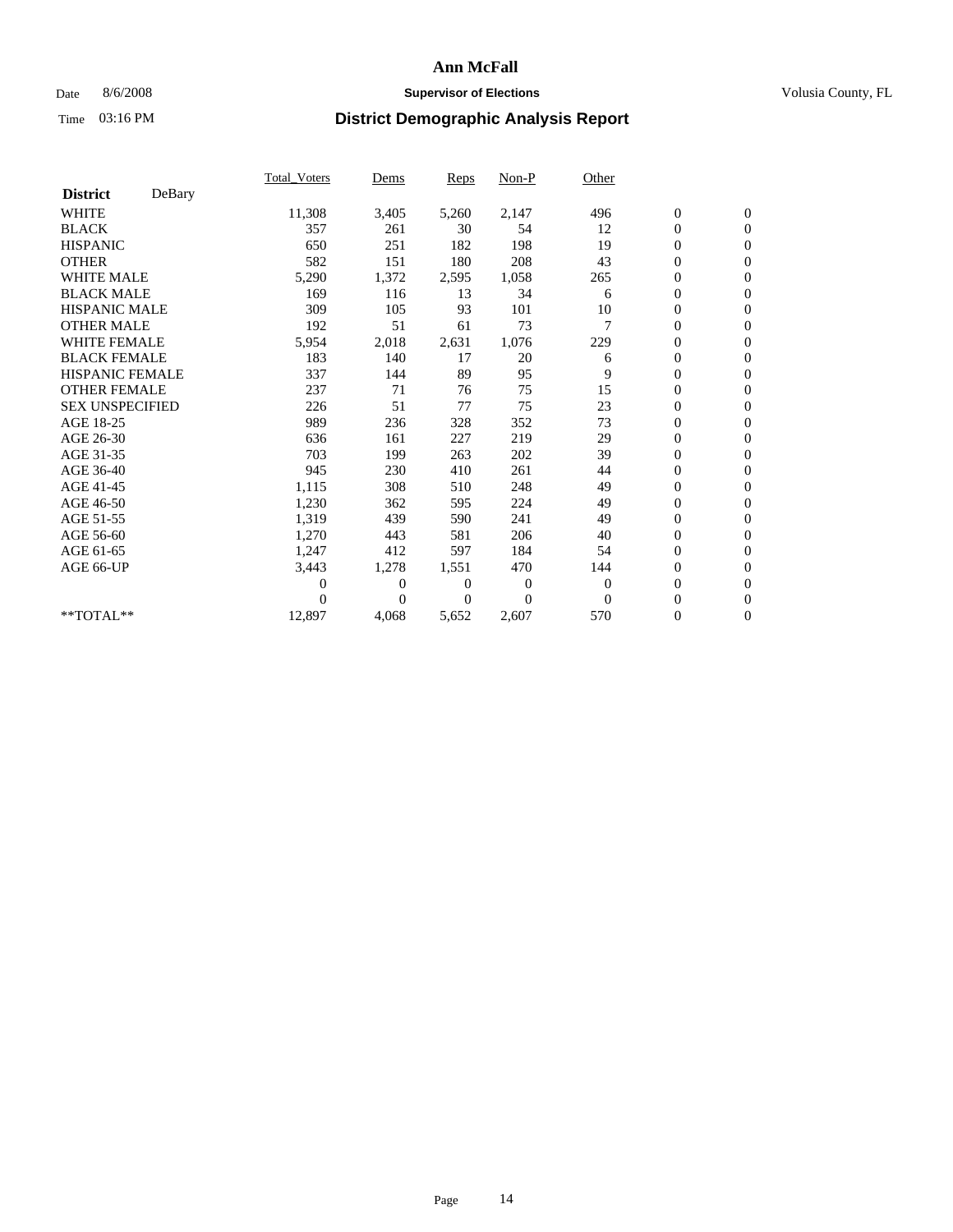# Ann McFall

Date 8/6/2008 **Supervisor of Elections** Volusia County, FL

Time 03:16 PM **District Demographic Analysis Report**

| **District** DeBary | Total_Voters | Dems | Reps | Non-P | Other | | |
|---|---|---|---|---|---|---|---|
| WHITE | 11,308 | 3,405 | 5,260 | 2,147 | 496 | 0 | 0 |
| BLACK | 357 | 261 | 30 | 54 | 12 | 0 | 0 |
| HISPANIC | 650 | 251 | 182 | 198 | 19 | 0 | 0 |
| OTHER | 582 | 151 | 180 | 208 | 43 | 0 | 0 |
| WHITE MALE | 5,290 | 1,372 | 2,595 | 1,058 | 265 | 0 | 0 |
| BLACK MALE | 169 | 116 | 13 | 34 | 6 | 0 | 0 |
| HISPANIC MALE | 309 | 105 | 93 | 101 | 10 | 0 | 0 |
| OTHER MALE | 192 | 51 | 61 | 73 | 7 | 0 | 0 |
| WHITE FEMALE | 5,954 | 2,018 | 2,631 | 1,076 | 229 | 0 | 0 |
| BLACK FEMALE | 183 | 140 | 17 | 20 | 6 | 0 | 0 |
| HISPANIC FEMALE | 337 | 144 | 89 | 95 | 9 | 0 | 0 |
| OTHER FEMALE | 237 | 71 | 76 | 75 | 15 | 0 | 0 |
| SEX UNSPECIFIED | 226 | 51 | 77 | 75 | 23 | 0 | 0 |
| AGE 18-25 | 989 | 236 | 328 | 352 | 73 | 0 | 0 |
| AGE 26-30 | 636 | 161 | 227 | 219 | 29 | 0 | 0 |
| AGE 31-35 | 703 | 199 | 263 | 202 | 39 | 0 | 0 |
| AGE 36-40 | 945 | 230 | 410 | 261 | 44 | 0 | 0 |
| AGE 41-45 | 1,115 | 308 | 510 | 248 | 49 | 0 | 0 |
| AGE 46-50 | 1,230 | 362 | 595 | 224 | 49 | 0 | 0 |
| AGE 51-55 | 1,319 | 439 | 590 | 241 | 49 | 0 | 0 |
| AGE 56-60 | 1,270 | 443 | 581 | 206 | 40 | 0 | 0 |
| AGE 61-65 | 1,247 | 412 | 597 | 184 | 54 | 0 | 0 |
| AGE 66-UP | 3,443 | 1,278 | 1,551 | 470 | 144 | 0 | 0 |
| | 0 | 0 | 0 | 0 | 0 | 0 | 0 |
| | 0 | 0 | 0 | 0 | 0 | 0 | 0 |
| **TOTAL** | 12,897 | 4,068 | 5,652 | 2,607 | 570 | 0 | 0 |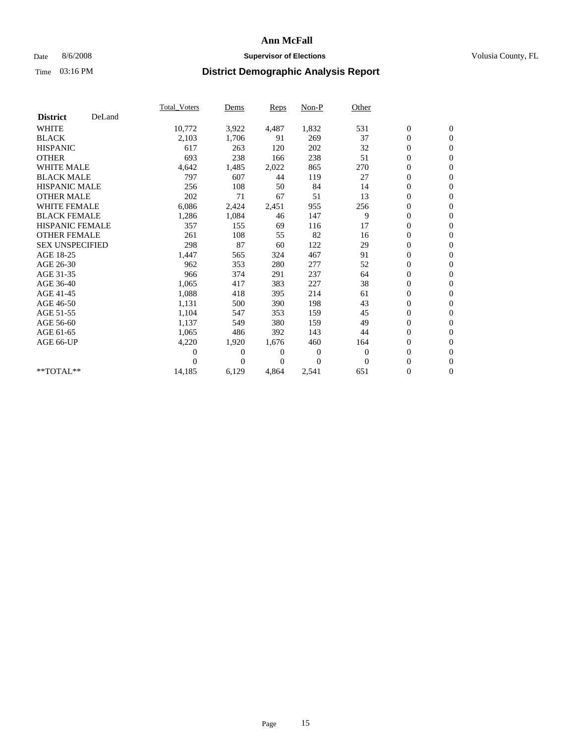# Ann McFall

Date 8/6/2008 **Supervisor of Elections** Volusia County, FL

Time 03:16 PM **District Demographic Analysis Report**

| | Total_Voters | Dems | Reps | Non-P | Other | | |
|---|---|---|---|---|---|---|---|
| **District** DeLand | | | | | | | |
| WHITE | 10,772 | 3,922 | 4,487 | 1,832 | 531 | 0 | 0 |
| BLACK | 2,103 | 1,706 | 91 | 269 | 37 | 0 | 0 |
| HISPANIC | 617 | 263 | 120 | 202 | 32 | 0 | 0 |
| OTHER | 693 | 238 | 166 | 238 | 51 | 0 | 0 |
| WHITE MALE | 4,642 | 1,485 | 2,022 | 865 | 270 | 0 | 0 |
| BLACK MALE | 797 | 607 | 44 | 119 | 27 | 0 | 0 |
| HISPANIC MALE | 256 | 108 | 50 | 84 | 14 | 0 | 0 |
| OTHER MALE | 202 | 71 | 67 | 51 | 13 | 0 | 0 |
| WHITE FEMALE | 6,086 | 2,424 | 2,451 | 955 | 256 | 0 | 0 |
| BLACK FEMALE | 1,286 | 1,084 | 46 | 147 | 9 | 0 | 0 |
| HISPANIC FEMALE | 357 | 155 | 69 | 116 | 17 | 0 | 0 |
| OTHER FEMALE | 261 | 108 | 55 | 82 | 16 | 0 | 0 |
| SEX UNSPECIFIED | 298 | 87 | 60 | 122 | 29 | 0 | 0 |
| AGE 18-25 | 1,447 | 565 | 324 | 467 | 91 | 0 | 0 |
| AGE 26-30 | 962 | 353 | 280 | 277 | 52 | 0 | 0 |
| AGE 31-35 | 966 | 374 | 291 | 237 | 64 | 0 | 0 |
| AGE 36-40 | 1,065 | 417 | 383 | 227 | 38 | 0 | 0 |
| AGE 41-45 | 1,088 | 418 | 395 | 214 | 61 | 0 | 0 |
| AGE 46-50 | 1,131 | 500 | 390 | 198 | 43 | 0 | 0 |
| AGE 51-55 | 1,104 | 547 | 353 | 159 | 45 | 0 | 0 |
| AGE 56-60 | 1,137 | 549 | 380 | 159 | 49 | 0 | 0 |
| AGE 61-65 | 1,065 | 486 | 392 | 143 | 44 | 0 | 0 |
| AGE 66-UP | 4,220 | 1,920 | 1,676 | 460 | 164 | 0 | 0 |
| | 0 | 0 | 0 | 0 | 0 | 0 | 0 |
| | 0 | 0 | 0 | 0 | 0 | 0 | 0 |
| **TOTAL** | 14,185 | 6,129 | 4,864 | 2,541 | 651 | 0 | 0 |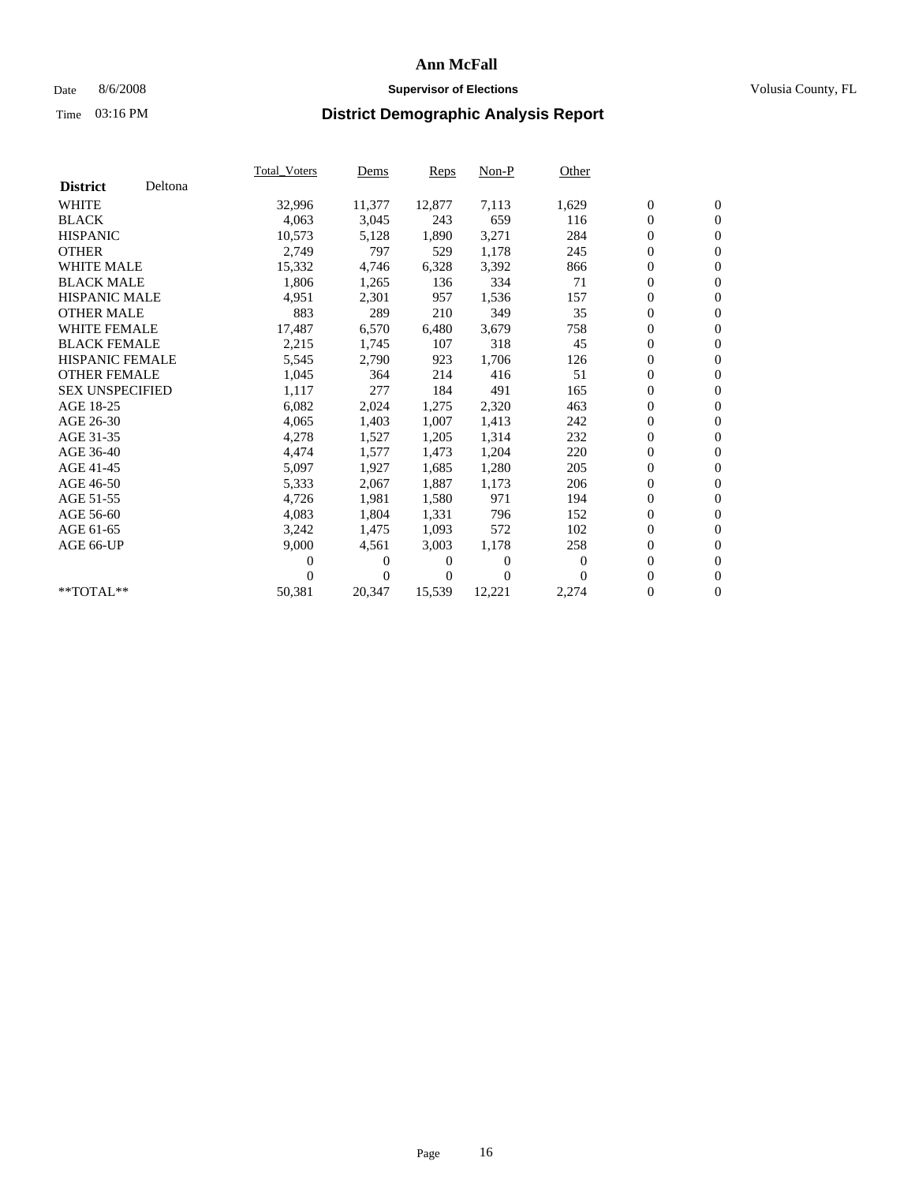**Ann McFall**

Date 8/6/2008 **Supervisor of Elections** Volusia County, FL

Time 03:16 PM **District Demographic Analysis Report**

| | Total_Voters | Dems | Reps | Non-P | Other | | |
|---|---|---|---|---|---|---|---|
| **District** Deltona | | | | | | | |
| WHITE | 32,996 | 11,377 | 12,877 | 7,113 | 1,629 | 0 | 0 |
| BLACK | 4,063 | 3,045 | 243 | 659 | 116 | 0 | 0 |
| HISPANIC | 10,573 | 5,128 | 1,890 | 3,271 | 284 | 0 | 0 |
| OTHER | 2,749 | 797 | 529 | 1,178 | 245 | 0 | 0 |
| WHITE MALE | 15,332 | 4,746 | 6,328 | 3,392 | 866 | 0 | 0 |
| BLACK MALE | 1,806 | 1,265 | 136 | 334 | 71 | 0 | 0 |
| HISPANIC MALE | 4,951 | 2,301 | 957 | 1,536 | 157 | 0 | 0 |
| OTHER MALE | 883 | 289 | 210 | 349 | 35 | 0 | 0 |
| WHITE FEMALE | 17,487 | 6,570 | 6,480 | 3,679 | 758 | 0 | 0 |
| BLACK FEMALE | 2,215 | 1,745 | 107 | 318 | 45 | 0 | 0 |
| HISPANIC FEMALE | 5,545 | 2,790 | 923 | 1,706 | 126 | 0 | 0 |
| OTHER FEMALE | 1,045 | 364 | 214 | 416 | 51 | 0 | 0 |
| SEX UNSPECIFIED | 1,117 | 277 | 184 | 491 | 165 | 0 | 0 |
| AGE 18-25 | 6,082 | 2,024 | 1,275 | 2,320 | 463 | 0 | 0 |
| AGE 26-30 | 4,065 | 1,403 | 1,007 | 1,413 | 242 | 0 | 0 |
| AGE 31-35 | 4,278 | 1,527 | 1,205 | 1,314 | 232 | 0 | 0 |
| AGE 36-40 | 4,474 | 1,577 | 1,473 | 1,204 | 220 | 0 | 0 |
| AGE 41-45 | 5,097 | 1,927 | 1,685 | 1,280 | 205 | 0 | 0 |
| AGE 46-50 | 5,333 | 2,067 | 1,887 | 1,173 | 206 | 0 | 0 |
| AGE 51-55 | 4,726 | 1,981 | 1,580 | 971 | 194 | 0 | 0 |
| AGE 56-60 | 4,083 | 1,804 | 1,331 | 796 | 152 | 0 | 0 |
| AGE 61-65 | 3,242 | 1,475 | 1,093 | 572 | 102 | 0 | 0 |
| AGE 66-UP | 9,000 | 4,561 | 3,003 | 1,178 | 258 | 0 | 0 |
| | 0 | 0 | 0 | 0 | 0 | 0 | 0 |
| | 0 | 0 | 0 | 0 | 0 | 0 | 0 |
| **TOTAL** | 50,381 | 20,347 | 15,539 | 12,221 | 2,274 | 0 | 0 |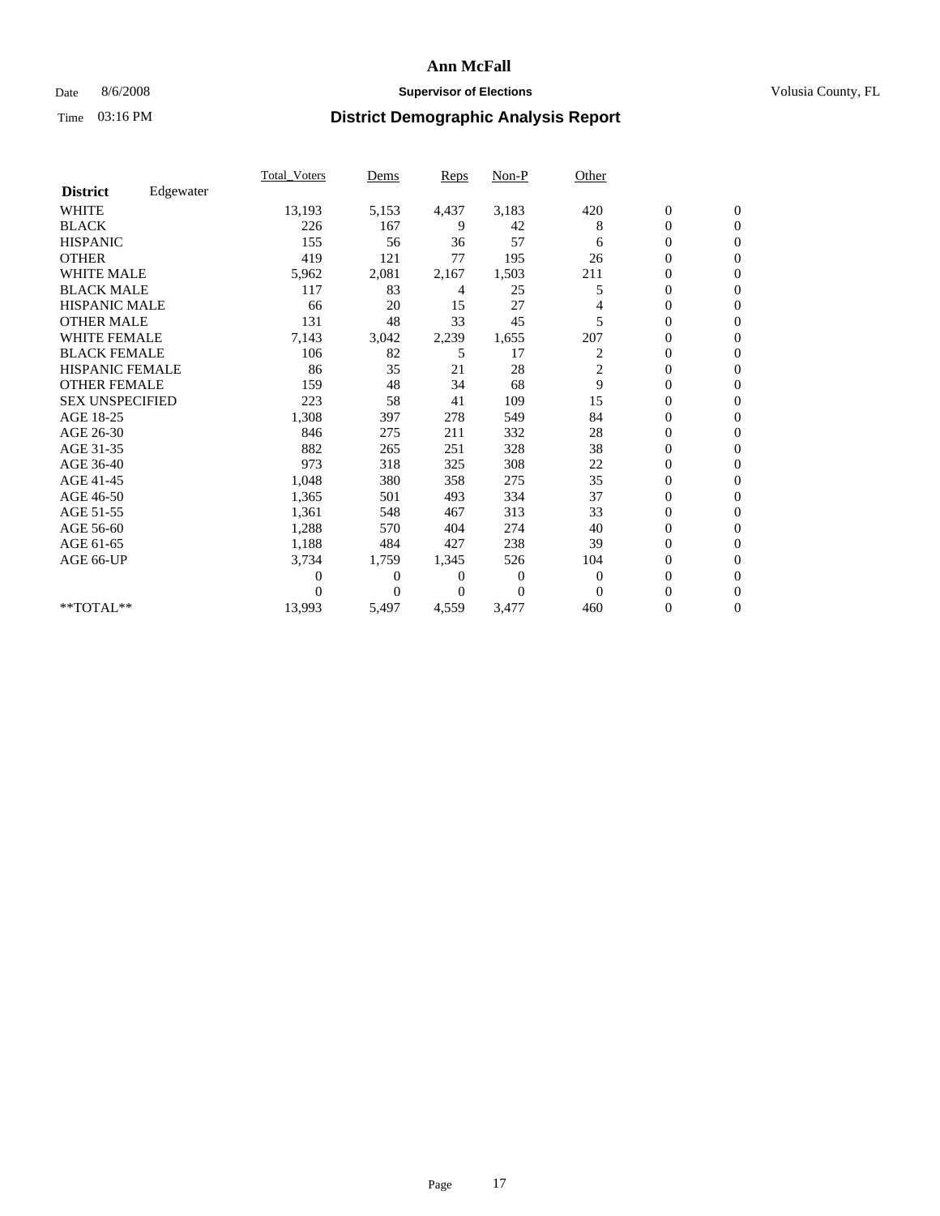# Ann McFall

Date 8/6/2008 **Supervisor of Elections** Volusia County, FL

Time 03:16 PM **District Demographic Analysis Report**

| | Total_Voters | Dems | Reps | Non-P | Other | | |
|---|---|---|---|---|---|---|---|
| **District** Edgewater | | | | | | | |
| WHITE | 13,193 | 5,153 | 4,437 | 3,183 | 420 | 0 | 0 |
| BLACK | 226 | 167 | 9 | 42 | 8 | 0 | 0 |
| HISPANIC | 155 | 56 | 36 | 57 | 6 | 0 | 0 |
| OTHER | 419 | 121 | 77 | 195 | 26 | 0 | 0 |
| WHITE MALE | 5,962 | 2,081 | 2,167 | 1,503 | 211 | 0 | 0 |
| BLACK MALE | 117 | 83 | 4 | 25 | 5 | 0 | 0 |
| HISPANIC MALE | 66 | 20 | 15 | 27 | 4 | 0 | 0 |
| OTHER MALE | 131 | 48 | 33 | 45 | 5 | 0 | 0 |
| WHITE FEMALE | 7,143 | 3,042 | 2,239 | 1,655 | 207 | 0 | 0 |
| BLACK FEMALE | 106 | 82 | 5 | 17 | 2 | 0 | 0 |
| HISPANIC FEMALE | 86 | 35 | 21 | 28 | 2 | 0 | 0 |
| OTHER FEMALE | 159 | 48 | 34 | 68 | 9 | 0 | 0 |
| SEX UNSPECIFIED | 223 | 58 | 41 | 109 | 15 | 0 | 0 |
| AGE 18-25 | 1,308 | 397 | 278 | 549 | 84 | 0 | 0 |
| AGE 26-30 | 846 | 275 | 211 | 332 | 28 | 0 | 0 |
| AGE 31-35 | 882 | 265 | 251 | 328 | 38 | 0 | 0 |
| AGE 36-40 | 973 | 318 | 325 | 308 | 22 | 0 | 0 |
| AGE 41-45 | 1,048 | 380 | 358 | 275 | 35 | 0 | 0 |
| AGE 46-50 | 1,365 | 501 | 493 | 334 | 37 | 0 | 0 |
| AGE 51-55 | 1,361 | 548 | 467 | 313 | 33 | 0 | 0 |
| AGE 56-60 | 1,288 | 570 | 404 | 274 | 40 | 0 | 0 |
| AGE 61-65 | 1,188 | 484 | 427 | 238 | 39 | 0 | 0 |
| AGE 66-UP | 3,734 | 1,759 | 1,345 | 526 | 104 | 0 | 0 |
| | 0 | 0 | 0 | 0 | 0 | 0 | 0 |
| | 0 | 0 | 0 | 0 | 0 | 0 | 0 |
| **TOTAL** | 13,993 | 5,497 | 4,559 | 3,477 | 460 | 0 | 0 |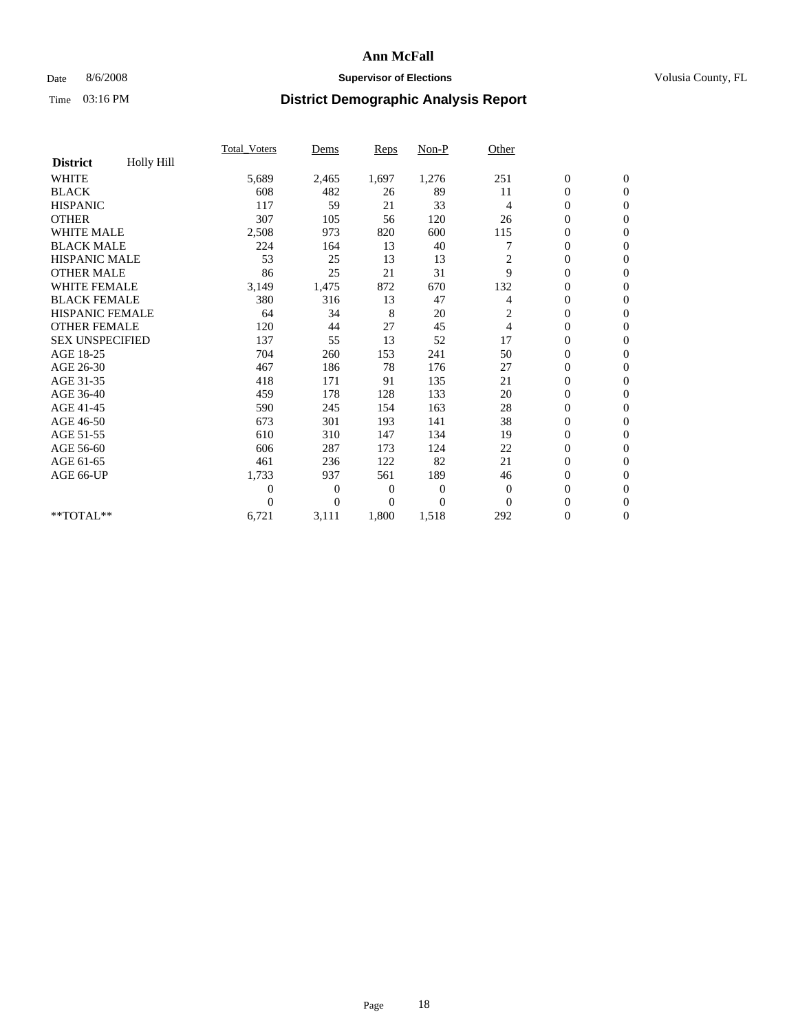# Ann McFall

Date 8/6/2008 **Supervisor of Elections** Volusia County, FL

Time 03:16 PM **District Demographic Analysis Report**

| | Total_Voters | Dems | Reps | Non-P | Other | | |
|---|---|---|---|---|---|---|---|
| **District** Holly Hill | | | | | | | |
| WHITE | 5,689 | 2,465 | 1,697 | 1,276 | 251 | 0 | 0 |
| BLACK | 608 | 482 | 26 | 89 | 11 | 0 | 0 |
| HISPANIC | 117 | 59 | 21 | 33 | 4 | 0 | 0 |
| OTHER | 307 | 105 | 56 | 120 | 26 | 0 | 0 |
| WHITE MALE | 2,508 | 973 | 820 | 600 | 115 | 0 | 0 |
| BLACK MALE | 224 | 164 | 13 | 40 | 7 | 0 | 0 |
| HISPANIC MALE | 53 | 25 | 13 | 13 | 2 | 0 | 0 |
| OTHER MALE | 86 | 25 | 21 | 31 | 9 | 0 | 0 |
| WHITE FEMALE | 3,149 | 1,475 | 872 | 670 | 132 | 0 | 0 |
| BLACK FEMALE | 380 | 316 | 13 | 47 | 4 | 0 | 0 |
| HISPANIC FEMALE | 64 | 34 | 8 | 20 | 2 | 0 | 0 |
| OTHER FEMALE | 120 | 44 | 27 | 45 | 4 | 0 | 0 |
| SEX UNSPECIFIED | 137 | 55 | 13 | 52 | 17 | 0 | 0 |
| AGE 18-25 | 704 | 260 | 153 | 241 | 50 | 0 | 0 |
| AGE 26-30 | 467 | 186 | 78 | 176 | 27 | 0 | 0 |
| AGE 31-35 | 418 | 171 | 91 | 135 | 21 | 0 | 0 |
| AGE 36-40 | 459 | 178 | 128 | 133 | 20 | 0 | 0 |
| AGE 41-45 | 590 | 245 | 154 | 163 | 28 | 0 | 0 |
| AGE 46-50 | 673 | 301 | 193 | 141 | 38 | 0 | 0 |
| AGE 51-55 | 610 | 310 | 147 | 134 | 19 | 0 | 0 |
| AGE 56-60 | 606 | 287 | 173 | 124 | 22 | 0 | 0 |
| AGE 61-65 | 461 | 236 | 122 | 82 | 21 | 0 | 0 |
| AGE 66-UP | 1,733 | 937 | 561 | 189 | 46 | 0 | 0 |
| | 0 | 0 | 0 | 0 | 0 | 0 | 0 |
| | 0 | 0 | 0 | 0 | 0 | 0 | 0 |
| **TOTAL** | 6,721 | 3,111 | 1,800 | 1,518 | 292 | 0 | 0 |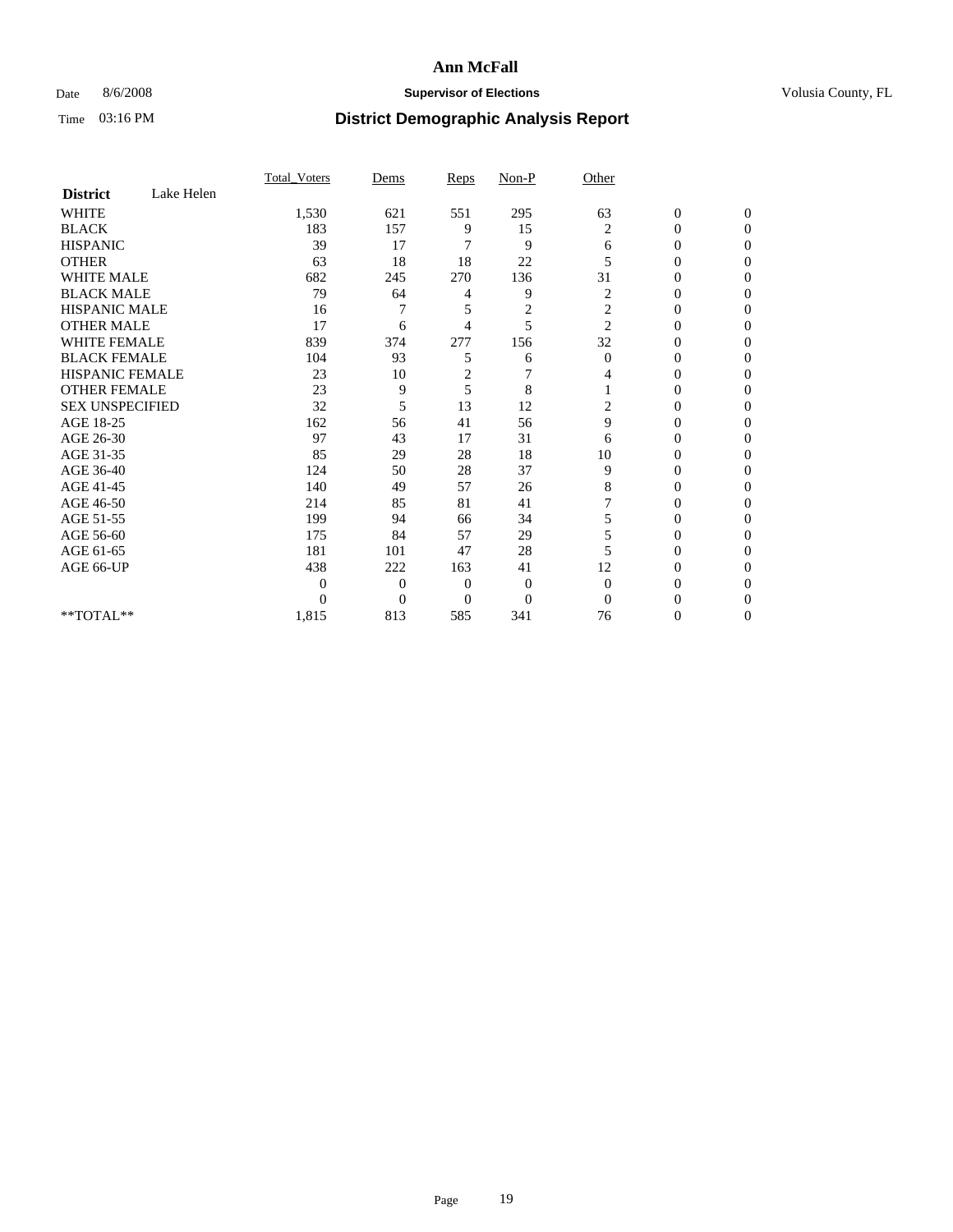# Ann McFall

Date 8/6/2008 **Supervisor of Elections** Volusia County, FL

Time 03:16 PM

## District Demographic Analysis Report

| District | Lake Helen | Total_Voters | Dems | Reps | Non-P | Other | | |
|---|---|---|---|---|---|---|---|---|
| WHITE | | 1,530 | 621 | 551 | 295 | 63 | 0 | 0 |
| BLACK | | 183 | 157 | 9 | 15 | 2 | 0 | 0 |
| HISPANIC | | 39 | 17 | 7 | 9 | 6 | 0 | 0 |
| OTHER | | 63 | 18 | 18 | 22 | 5 | 0 | 0 |
| WHITE MALE | | 682 | 245 | 270 | 136 | 31 | 0 | 0 |
| BLACK MALE | | 79 | 64 | 4 | 9 | 2 | 0 | 0 |
| HISPANIC MALE | | 16 | 7 | 5 | 2 | 2 | 0 | 0 |
| OTHER MALE | | 17 | 6 | 4 | 5 | 2 | 0 | 0 |
| WHITE FEMALE | | 839 | 374 | 277 | 156 | 32 | 0 | 0 |
| BLACK FEMALE | | 104 | 93 | 5 | 6 | 0 | 0 | 0 |
| HISPANIC FEMALE | | 23 | 10 | 2 | 7 | 4 | 0 | 0 |
| OTHER FEMALE | | 23 | 9 | 5 | 8 | 1 | 0 | 0 |
| SEX UNSPECIFIED | | 32 | 5 | 13 | 12 | 2 | 0 | 0 |
| AGE 18-25 | | 162 | 56 | 41 | 56 | 9 | 0 | 0 |
| AGE 26-30 | | 97 | 43 | 17 | 31 | 6 | 0 | 0 |
| AGE 31-35 | | 85 | 29 | 28 | 18 | 10 | 0 | 0 |
| AGE 36-40 | | 124 | 50 | 28 | 37 | 9 | 0 | 0 |
| AGE 41-45 | | 140 | 49 | 57 | 26 | 8 | 0 | 0 |
| AGE 46-50 | | 214 | 85 | 81 | 41 | 7 | 0 | 0 |
| AGE 51-55 | | 199 | 94 | 66 | 34 | 5 | 0 | 0 |
| AGE 56-60 | | 175 | 84 | 57 | 29 | 5 | 0 | 0 |
| AGE 61-65 | | 181 | 101 | 47 | 28 | 5 | 0 | 0 |
| AGE 66-UP | | 438 | 222 | 163 | 41 | 12 | 0 | 0 |
| | | 0 | 0 | 0 | 0 | 0 | 0 | 0 |
| | | 0 | 0 | 0 | 0 | 0 | 0 | 0 |
| **TOTAL** | | 1,815 | 813 | 585 | 341 | 76 | 0 | 0 |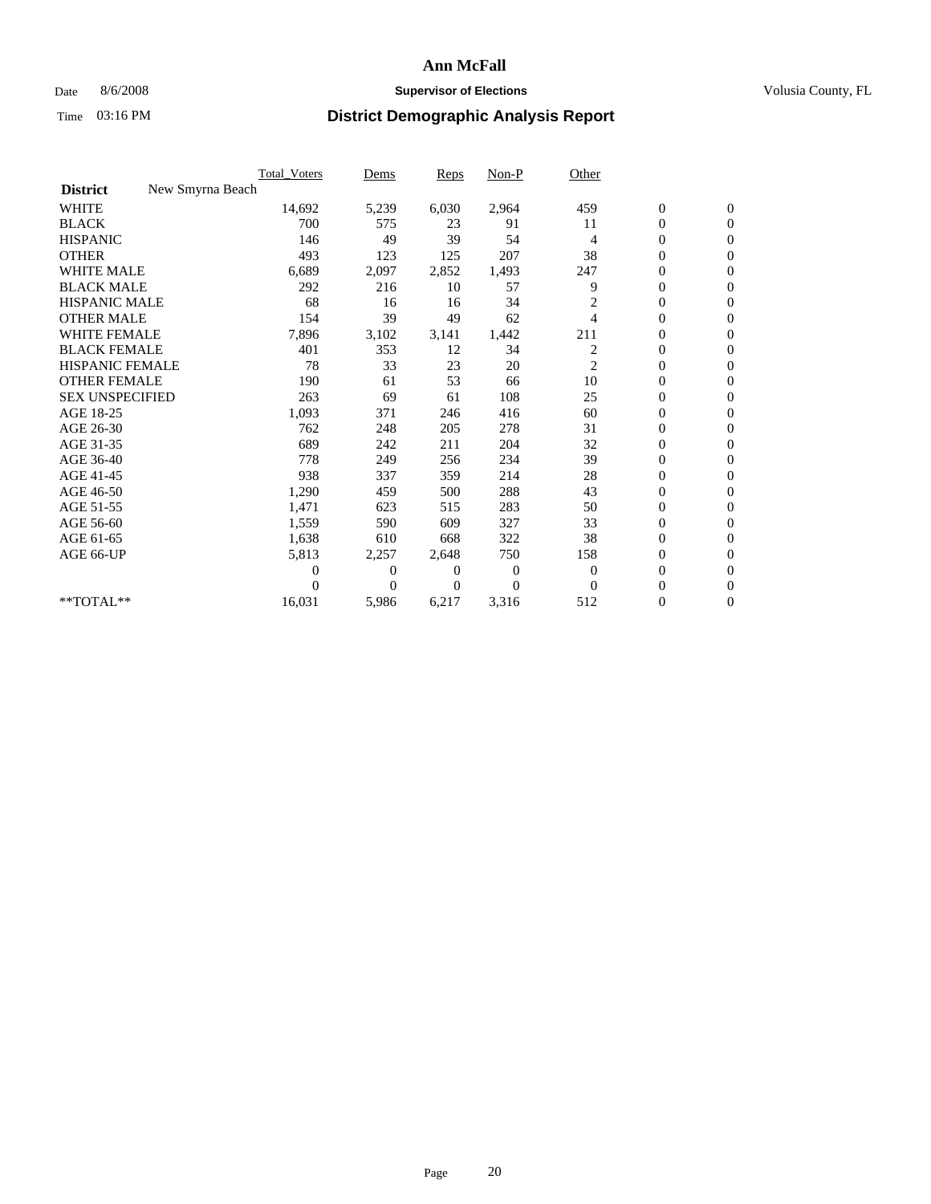# Ann McFall

Date 8/6/2008 **Supervisor of Elections** Volusia County, FL

Time 03:16 PM **District Demographic Analysis Report**

| | Total_Voters | Dems | Reps | Non-P | Other | | |
|---|---|---|---|---|---|---|---|
| **District** New Smyrna Beach | | | | | | | |
| WHITE | 14,692 | 5,239 | 6,030 | 2,964 | 459 | 0 | 0 |
| BLACK | 700 | 575 | 23 | 91 | 11 | 0 | 0 |
| HISPANIC | 146 | 49 | 39 | 54 | 4 | 0 | 0 |
| OTHER | 493 | 123 | 125 | 207 | 38 | 0 | 0 |
| WHITE MALE | 6,689 | 2,097 | 2,852 | 1,493 | 247 | 0 | 0 |
| BLACK MALE | 292 | 216 | 10 | 57 | 9 | 0 | 0 |
| HISPANIC MALE | 68 | 16 | 16 | 34 | 2 | 0 | 0 |
| OTHER MALE | 154 | 39 | 49 | 62 | 4 | 0 | 0 |
| WHITE FEMALE | 7,896 | 3,102 | 3,141 | 1,442 | 211 | 0 | 0 |
| BLACK FEMALE | 401 | 353 | 12 | 34 | 2 | 0 | 0 |
| HISPANIC FEMALE | 78 | 33 | 23 | 20 | 2 | 0 | 0 |
| OTHER FEMALE | 190 | 61 | 53 | 66 | 10 | 0 | 0 |
| SEX UNSPECIFIED | 263 | 69 | 61 | 108 | 25 | 0 | 0 |
| AGE 18-25 | 1,093 | 371 | 246 | 416 | 60 | 0 | 0 |
| AGE 26-30 | 762 | 248 | 205 | 278 | 31 | 0 | 0 |
| AGE 31-35 | 689 | 242 | 211 | 204 | 32 | 0 | 0 |
| AGE 36-40 | 778 | 249 | 256 | 234 | 39 | 0 | 0 |
| AGE 41-45 | 938 | 337 | 359 | 214 | 28 | 0 | 0 |
| AGE 46-50 | 1,290 | 459 | 500 | 288 | 43 | 0 | 0 |
| AGE 51-55 | 1,471 | 623 | 515 | 283 | 50 | 0 | 0 |
| AGE 56-60 | 1,559 | 590 | 609 | 327 | 33 | 0 | 0 |
| AGE 61-65 | 1,638 | 610 | 668 | 322 | 38 | 0 | 0 |
| AGE 66-UP | 5,813 | 2,257 | 2,648 | 750 | 158 | 0 | 0 |
| | 0 | 0 | 0 | 0 | 0 | 0 | 0 |
| | 0 | 0 | 0 | 0 | 0 | 0 | 0 |
| **TOTAL** | 16,031 | 5,986 | 6,217 | 3,316 | 512 | 0 | 0 |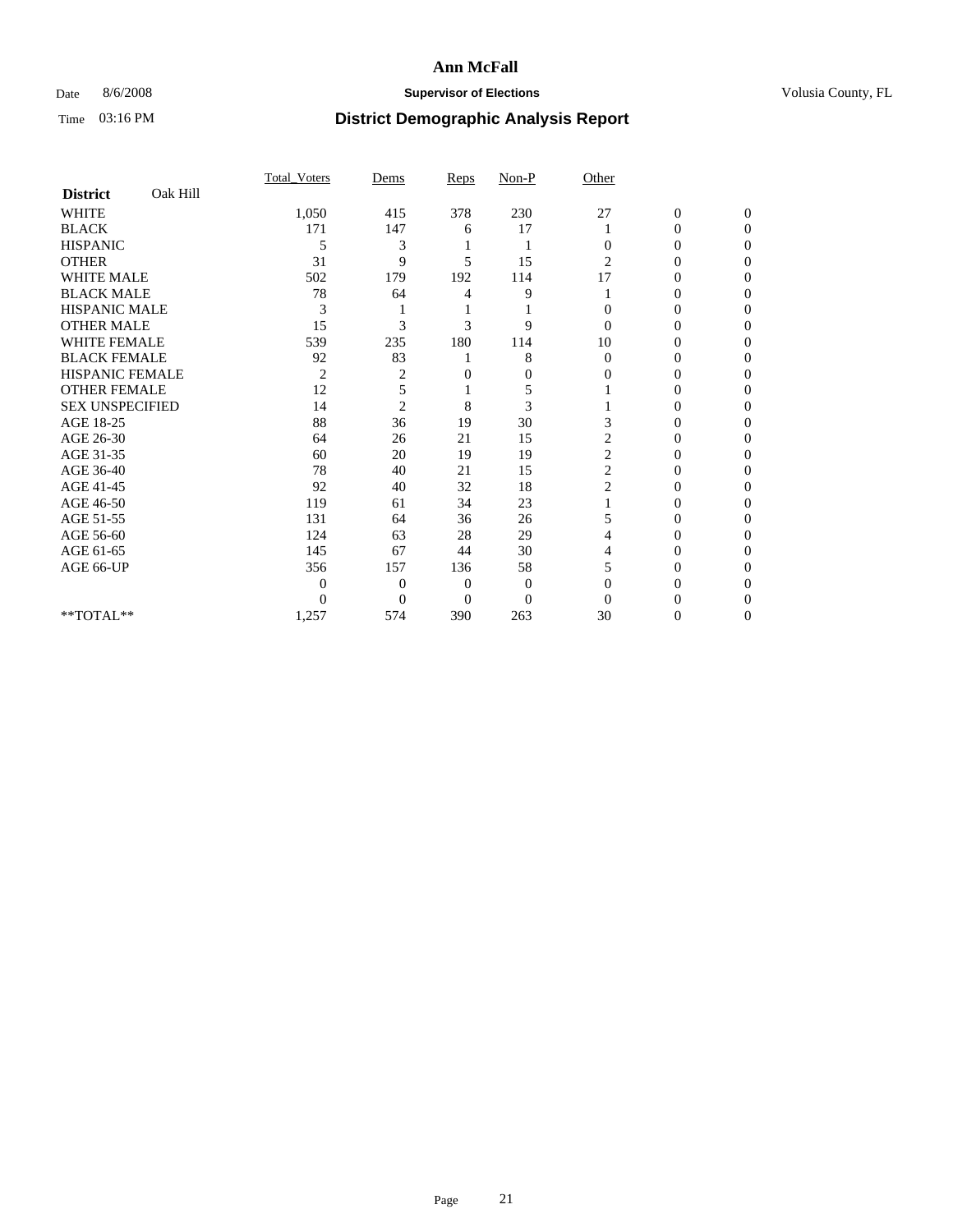# Ann McFall

Date 8/6/2008 **Supervisor of Elections** Volusia County, FL

Time 03:16 PM **District Demographic Analysis Report**

| District Oak Hill | Total_Voters | Dems | Reps | Non-P | Other | | |
|---|---|---|---|---|---|---|---|
| WHITE | 1,050 | 415 | 378 | 230 | 27 | 0 | 0 |
| BLACK | 171 | 147 | 6 | 17 | 1 | 0 | 0 |
| HISPANIC | 5 | 3 | 1 | 1 | 0 | 0 | 0 |
| OTHER | 31 | 9 | 5 | 15 | 2 | 0 | 0 |
| WHITE MALE | 502 | 179 | 192 | 114 | 17 | 0 | 0 |
| BLACK MALE | 78 | 64 | 4 | 9 | 1 | 0 | 0 |
| HISPANIC MALE | 3 | 1 | 1 | 1 | 0 | 0 | 0 |
| OTHER MALE | 15 | 3 | 3 | 9 | 0 | 0 | 0 |
| WHITE FEMALE | 539 | 235 | 180 | 114 | 10 | 0 | 0 |
| BLACK FEMALE | 92 | 83 | 1 | 8 | 0 | 0 | 0 |
| HISPANIC FEMALE | 2 | 2 | 0 | 0 | 0 | 0 | 0 |
| OTHER FEMALE | 12 | 5 | 1 | 5 | 1 | 0 | 0 |
| SEX UNSPECIFIED | 14 | 2 | 8 | 3 | 1 | 0 | 0 |
| AGE 18-25 | 88 | 36 | 19 | 30 | 3 | 0 | 0 |
| AGE 26-30 | 64 | 26 | 21 | 15 | 2 | 0 | 0 |
| AGE 31-35 | 60 | 20 | 19 | 19 | 2 | 0 | 0 |
| AGE 36-40 | 78 | 40 | 21 | 15 | 2 | 0 | 0 |
| AGE 41-45 | 92 | 40 | 32 | 18 | 2 | 0 | 0 |
| AGE 46-50 | 119 | 61 | 34 | 23 | 1 | 0 | 0 |
| AGE 51-55 | 131 | 64 | 36 | 26 | 5 | 0 | 0 |
| AGE 56-60 | 124 | 63 | 28 | 29 | 4 | 0 | 0 |
| AGE 61-65 | 145 | 67 | 44 | 30 | 4 | 0 | 0 |
| AGE 66-UP | 356 | 157 | 136 | 58 | 5 | 0 | 0 |
| | 0 | 0 | 0 | 0 | 0 | 0 | 0 |
| | 0 | 0 | 0 | 0 | 0 | 0 | 0 |
| **TOTAL** | 1,257 | 574 | 390 | 263 | 30 | 0 | 0 |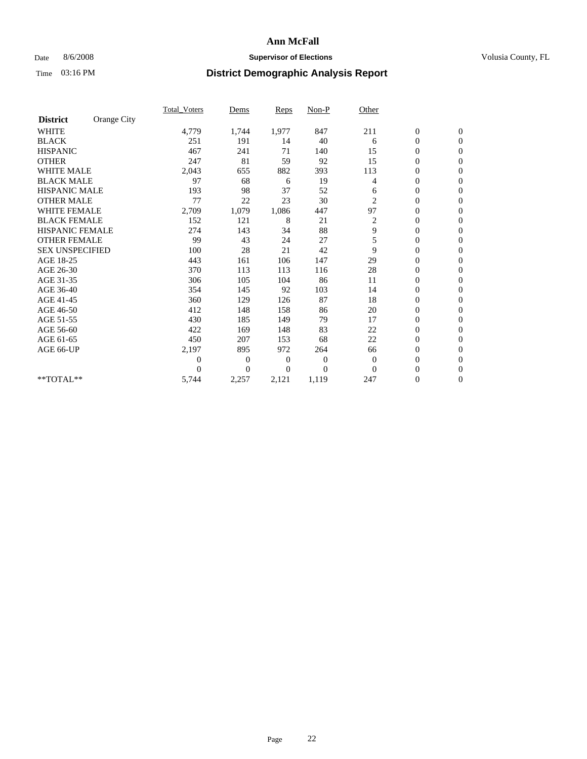# Ann McFall

Date 8/6/2008 **Supervisor of Elections** Volusia County, FL

Time 03:16 PM **District Demographic Analysis Report**

| **District** Orange City | Total_Voters | Dems | Reps | Non-P | Other | | |
|---|---|---|---|---|---|---|---|
| WHITE | 4,779 | 1,744 | 1,977 | 847 | 211 | 0 | 0 |
| BLACK | 251 | 191 | 14 | 40 | 6 | 0 | 0 |
| HISPANIC | 467 | 241 | 71 | 140 | 15 | 0 | 0 |
| OTHER | 247 | 81 | 59 | 92 | 15 | 0 | 0 |
| WHITE MALE | 2,043 | 655 | 882 | 393 | 113 | 0 | 0 |
| BLACK MALE | 97 | 68 | 6 | 19 | 4 | 0 | 0 |
| HISPANIC MALE | 193 | 98 | 37 | 52 | 6 | 0 | 0 |
| OTHER MALE | 77 | 22 | 23 | 30 | 2 | 0 | 0 |
| WHITE FEMALE | 2,709 | 1,079 | 1,086 | 447 | 97 | 0 | 0 |
| BLACK FEMALE | 152 | 121 | 8 | 21 | 2 | 0 | 0 |
| HISPANIC FEMALE | 274 | 143 | 34 | 88 | 9 | 0 | 0 |
| OTHER FEMALE | 99 | 43 | 24 | 27 | 5 | 0 | 0 |
| SEX UNSPECIFIED | 100 | 28 | 21 | 42 | 9 | 0 | 0 |
| AGE 18-25 | 443 | 161 | 106 | 147 | 29 | 0 | 0 |
| AGE 26-30 | 370 | 113 | 113 | 116 | 28 | 0 | 0 |
| AGE 31-35 | 306 | 105 | 104 | 86 | 11 | 0 | 0 |
| AGE 36-40 | 354 | 145 | 92 | 103 | 14 | 0 | 0 |
| AGE 41-45 | 360 | 129 | 126 | 87 | 18 | 0 | 0 |
| AGE 46-50 | 412 | 148 | 158 | 86 | 20 | 0 | 0 |
| AGE 51-55 | 430 | 185 | 149 | 79 | 17 | 0 | 0 |
| AGE 56-60 | 422 | 169 | 148 | 83 | 22 | 0 | 0 |
| AGE 61-65 | 450 | 207 | 153 | 68 | 22 | 0 | 0 |
| AGE 66-UP | 2,197 | 895 | 972 | 264 | 66 | 0 | 0 |
| | 0 | 0 | 0 | 0 | 0 | 0 | 0 |
| | 0 | 0 | 0 | 0 | 0 | 0 | 0 |
| **TOTAL** | 5,744 | 2,257 | 2,121 | 1,119 | 247 | 0 | 0 |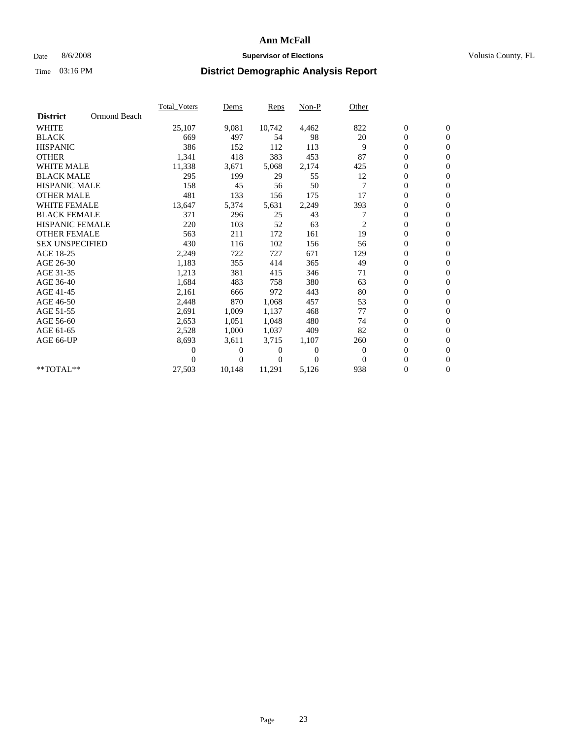# Ann McFall

Date 8/6/2008 **Supervisor of Elections** Volusia County, FL

Time 03:16 PM **District Demographic Analysis Report**

| **District** Ormond Beach | Total_Voters | Dems | Reps | Non-P | Other | | |
|---|---|---|---|---|---|---|---|
| WHITE | 25,107 | 9,081 | 10,742 | 4,462 | 822 | 0 | 0 |
| BLACK | 669 | 497 | 54 | 98 | 20 | 0 | 0 |
| HISPANIC | 386 | 152 | 112 | 113 | 9 | 0 | 0 |
| OTHER | 1,341 | 418 | 383 | 453 | 87 | 0 | 0 |
| WHITE MALE | 11,338 | 3,671 | 5,068 | 2,174 | 425 | 0 | 0 |
| BLACK MALE | 295 | 199 | 29 | 55 | 12 | 0 | 0 |
| HISPANIC MALE | 158 | 45 | 56 | 50 | 7 | 0 | 0 |
| OTHER MALE | 481 | 133 | 156 | 175 | 17 | 0 | 0 |
| WHITE FEMALE | 13,647 | 5,374 | 5,631 | 2,249 | 393 | 0 | 0 |
| BLACK FEMALE | 371 | 296 | 25 | 43 | 7 | 0 | 0 |
| HISPANIC FEMALE | 220 | 103 | 52 | 63 | 2 | 0 | 0 |
| OTHER FEMALE | 563 | 211 | 172 | 161 | 19 | 0 | 0 |
| SEX UNSPECIFIED | 430 | 116 | 102 | 156 | 56 | 0 | 0 |
| AGE 18-25 | 2,249 | 722 | 727 | 671 | 129 | 0 | 0 |
| AGE 26-30 | 1,183 | 355 | 414 | 365 | 49 | 0 | 0 |
| AGE 31-35 | 1,213 | 381 | 415 | 346 | 71 | 0 | 0 |
| AGE 36-40 | 1,684 | 483 | 758 | 380 | 63 | 0 | 0 |
| AGE 41-45 | 2,161 | 666 | 972 | 443 | 80 | 0 | 0 |
| AGE 46-50 | 2,448 | 870 | 1,068 | 457 | 53 | 0 | 0 |
| AGE 51-55 | 2,691 | 1,009 | 1,137 | 468 | 77 | 0 | 0 |
| AGE 56-60 | 2,653 | 1,051 | 1,048 | 480 | 74 | 0 | 0 |
| AGE 61-65 | 2,528 | 1,000 | 1,037 | 409 | 82 | 0 | 0 |
| AGE 66-UP | 8,693 | 3,611 | 3,715 | 1,107 | 260 | 0 | 0 |
| | 0 | 0 | 0 | 0 | 0 | 0 | 0 |
| | 0 | 0 | 0 | 0 | 0 | 0 | 0 |
| **TOTAL** | 27,503 | 10,148 | 11,291 | 5,126 | 938 | 0 | 0 |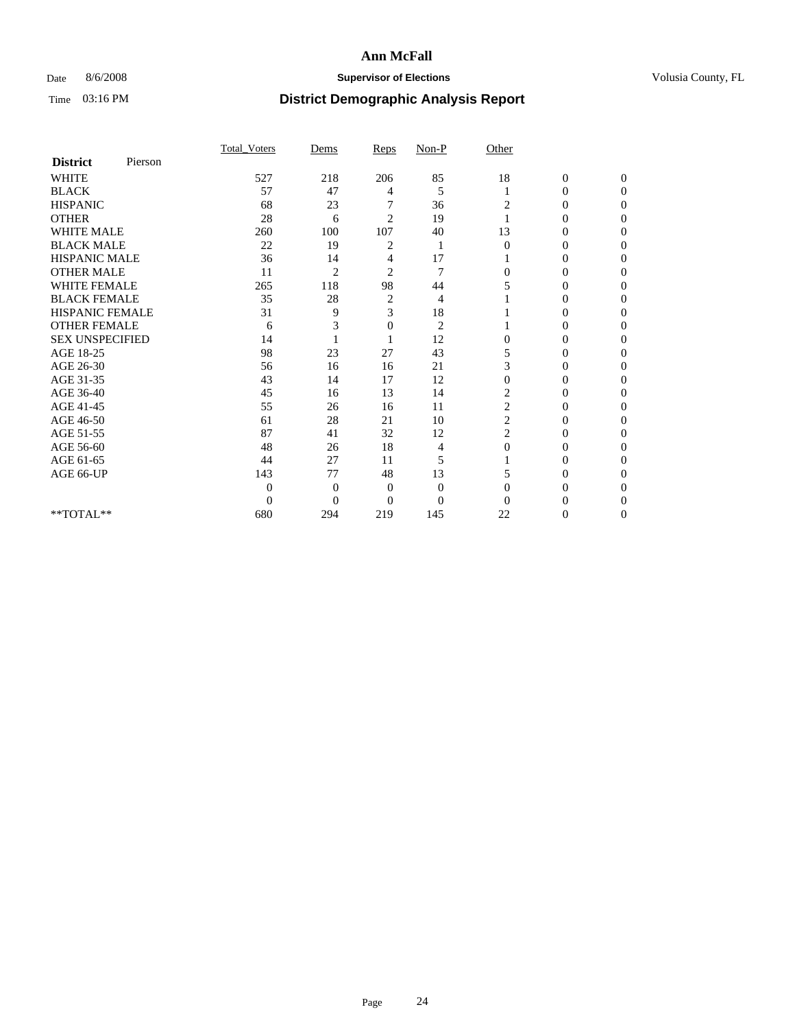# Ann McFall

Date 8/6/2008 **Supervisor of Elections** Volusia County, FL

Time 03:16 PM **District Demographic Analysis Report**

| **District** Pierson | Total_Voters | Dems | Reps | Non-P | Other | | |
|---|---|---|---|---|---|---|---|
| WHITE | 527 | 218 | 206 | 85 | 18 | 0 | 0 |
| BLACK | 57 | 47 | 4 | 5 | 1 | 0 | 0 |
| HISPANIC | 68 | 23 | 7 | 36 | 2 | 0 | 0 |
| OTHER | 28 | 6 | 2 | 19 | 1 | 0 | 0 |
| WHITE MALE | 260 | 100 | 107 | 40 | 13 | 0 | 0 |
| BLACK MALE | 22 | 19 | 2 | 1 | 0 | 0 | 0 |
| HISPANIC MALE | 36 | 14 | 4 | 17 | 1 | 0 | 0 |
| OTHER MALE | 11 | 2 | 2 | 7 | 0 | 0 | 0 |
| WHITE FEMALE | 265 | 118 | 98 | 44 | 5 | 0 | 0 |
| BLACK FEMALE | 35 | 28 | 2 | 4 | 1 | 0 | 0 |
| HISPANIC FEMALE | 31 | 9 | 3 | 18 | 1 | 0 | 0 |
| OTHER FEMALE | 6 | 3 | 0 | 2 | 1 | 0 | 0 |
| SEX UNSPECIFIED | 14 | 1 | 1 | 12 | 0 | 0 | 0 |
| AGE 18-25 | 98 | 23 | 27 | 43 | 5 | 0 | 0 |
| AGE 26-30 | 56 | 16 | 16 | 21 | 3 | 0 | 0 |
| AGE 31-35 | 43 | 14 | 17 | 12 | 0 | 0 | 0 |
| AGE 36-40 | 45 | 16 | 13 | 14 | 2 | 0 | 0 |
| AGE 41-45 | 55 | 26 | 16 | 11 | 2 | 0 | 0 |
| AGE 46-50 | 61 | 28 | 21 | 10 | 2 | 0 | 0 |
| AGE 51-55 | 87 | 41 | 32 | 12 | 2 | 0 | 0 |
| AGE 56-60 | 48 | 26 | 18 | 4 | 0 | 0 | 0 |
| AGE 61-65 | 44 | 27 | 11 | 5 | 1 | 0 | 0 |
| AGE 66-UP | 143 | 77 | 48 | 13 | 5 | 0 | 0 |
| | 0 | 0 | 0 | 0 | 0 | 0 | 0 |
| | 0 | 0 | 0 | 0 | 0 | 0 | 0 |
| **TOTAL** | 680 | 294 | 219 | 145 | 22 | 0 | 0 |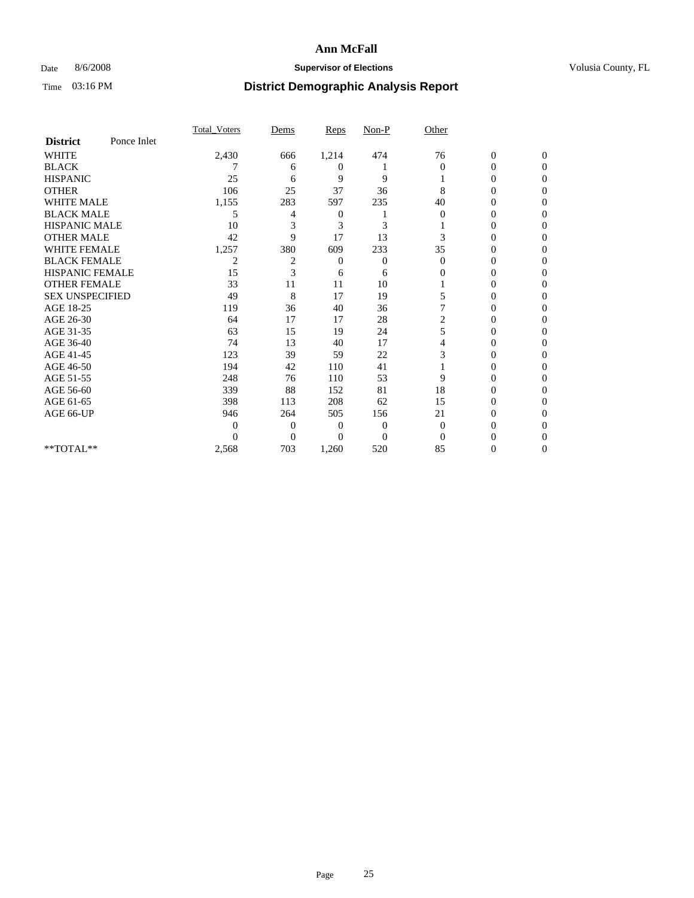# Ann McFall

Date 8/6/2008 **Supervisor of Elections** Volusia County, FL

Time 03:16 PM **District Demographic Analysis Report**

| **District** Ponce Inlet | Total_Voters | Dems | Reps | Non-P | Other | | |
|---|---|---|---|---|---|---|---|
| WHITE | 2,430 | 666 | 1,214 | 474 | 76 | 0 | 0 |
| BLACK | 7 | 6 | 0 | 1 | 0 | 0 | 0 |
| HISPANIC | 25 | 6 | 9 | 9 | 1 | 0 | 0 |
| OTHER | 106 | 25 | 37 | 36 | 8 | 0 | 0 |
| WHITE MALE | 1,155 | 283 | 597 | 235 | 40 | 0 | 0 |
| BLACK MALE | 5 | 4 | 0 | 1 | 0 | 0 | 0 |
| HISPANIC MALE | 10 | 3 | 3 | 3 | 1 | 0 | 0 |
| OTHER MALE | 42 | 9 | 17 | 13 | 3 | 0 | 0 |
| WHITE FEMALE | 1,257 | 380 | 609 | 233 | 35 | 0 | 0 |
| BLACK FEMALE | 2 | 2 | 0 | 0 | 0 | 0 | 0 |
| HISPANIC FEMALE | 15 | 3 | 6 | 6 | 0 | 0 | 0 |
| OTHER FEMALE | 33 | 11 | 11 | 10 | 1 | 0 | 0 |
| SEX UNSPECIFIED | 49 | 8 | 17 | 19 | 5 | 0 | 0 |
| AGE 18-25 | 119 | 36 | 40 | 36 | 7 | 0 | 0 |
| AGE 26-30 | 64 | 17 | 17 | 28 | 2 | 0 | 0 |
| AGE 31-35 | 63 | 15 | 19 | 24 | 5 | 0 | 0 |
| AGE 36-40 | 74 | 13 | 40 | 17 | 4 | 0 | 0 |
| AGE 41-45 | 123 | 39 | 59 | 22 | 3 | 0 | 0 |
| AGE 46-50 | 194 | 42 | 110 | 41 | 1 | 0 | 0 |
| AGE 51-55 | 248 | 76 | 110 | 53 | 9 | 0 | 0 |
| AGE 56-60 | 339 | 88 | 152 | 81 | 18 | 0 | 0 |
| AGE 61-65 | 398 | 113 | 208 | 62 | 15 | 0 | 0 |
| AGE 66-UP | 946 | 264 | 505 | 156 | 21 | 0 | 0 |
| | 0 | 0 | 0 | 0 | 0 | 0 | 0 |
| | 0 | 0 | 0 | 0 | 0 | 0 | 0 |
| **TOTAL** | 2,568 | 703 | 1,260 | 520 | 85 | 0 | 0 |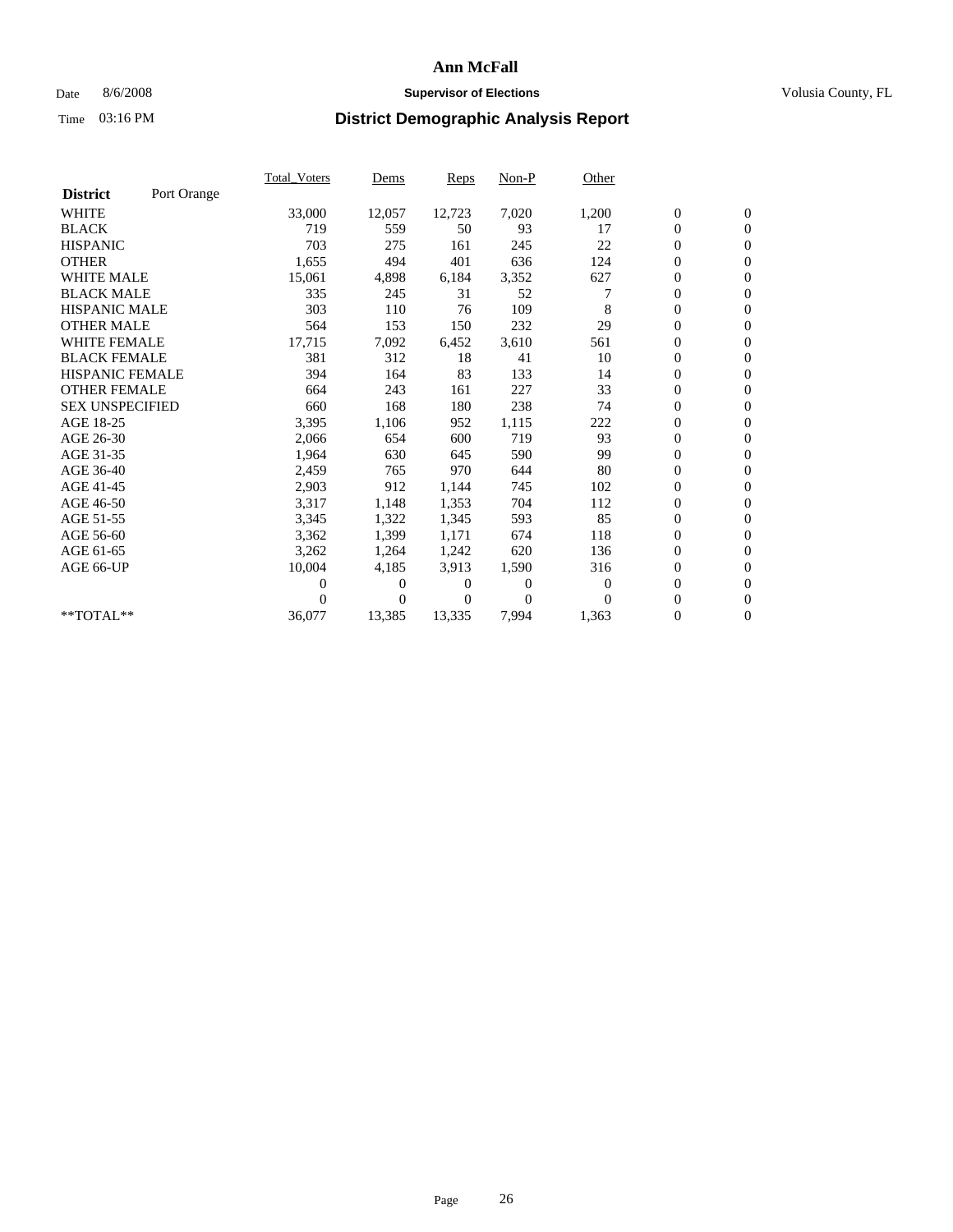# Ann McFall

Date 8/6/2008 **Supervisor of Elections** Volusia County, FL

Time 03:16 PM **District Demographic Analysis Report**

| **District** Port Orange | Total_Voters | Dems | Reps | Non-P | Other | | |
|---|---|---|---|---|---|---|---|
| WHITE | 33,000 | 12,057 | 12,723 | 7,020 | 1,200 | 0 | 0 |
| BLACK | 719 | 559 | 50 | 93 | 17 | 0 | 0 |
| HISPANIC | 703 | 275 | 161 | 245 | 22 | 0 | 0 |
| OTHER | 1,655 | 494 | 401 | 636 | 124 | 0 | 0 |
| WHITE MALE | 15,061 | 4,898 | 6,184 | 3,352 | 627 | 0 | 0 |
| BLACK MALE | 335 | 245 | 31 | 52 | 7 | 0 | 0 |
| HISPANIC MALE | 303 | 110 | 76 | 109 | 8 | 0 | 0 |
| OTHER MALE | 564 | 153 | 150 | 232 | 29 | 0 | 0 |
| WHITE FEMALE | 17,715 | 7,092 | 6,452 | 3,610 | 561 | 0 | 0 |
| BLACK FEMALE | 381 | 312 | 18 | 41 | 10 | 0 | 0 |
| HISPANIC FEMALE | 394 | 164 | 83 | 133 | 14 | 0 | 0 |
| OTHER FEMALE | 664 | 243 | 161 | 227 | 33 | 0 | 0 |
| SEX UNSPECIFIED | 660 | 168 | 180 | 238 | 74 | 0 | 0 |
| AGE 18-25 | 3,395 | 1,106 | 952 | 1,115 | 222 | 0 | 0 |
| AGE 26-30 | 2,066 | 654 | 600 | 719 | 93 | 0 | 0 |
| AGE 31-35 | 1,964 | 630 | 645 | 590 | 99 | 0 | 0 |
| AGE 36-40 | 2,459 | 765 | 970 | 644 | 80 | 0 | 0 |
| AGE 41-45 | 2,903 | 912 | 1,144 | 745 | 102 | 0 | 0 |
| AGE 46-50 | 3,317 | 1,148 | 1,353 | 704 | 112 | 0 | 0 |
| AGE 51-55 | 3,345 | 1,322 | 1,345 | 593 | 85 | 0 | 0 |
| AGE 56-60 | 3,362 | 1,399 | 1,171 | 674 | 118 | 0 | 0 |
| AGE 61-65 | 3,262 | 1,264 | 1,242 | 620 | 136 | 0 | 0 |
| AGE 66-UP | 10,004 | 4,185 | 3,913 | 1,590 | 316 | 0 | 0 |
| | 0 | 0 | 0 | 0 | 0 | 0 | 0 |
| | 0 | 0 | 0 | 0 | 0 | 0 | 0 |
| **TOTAL** | 36,077 | 13,385 | 13,335 | 7,994 | 1,363 | 0 | 0 |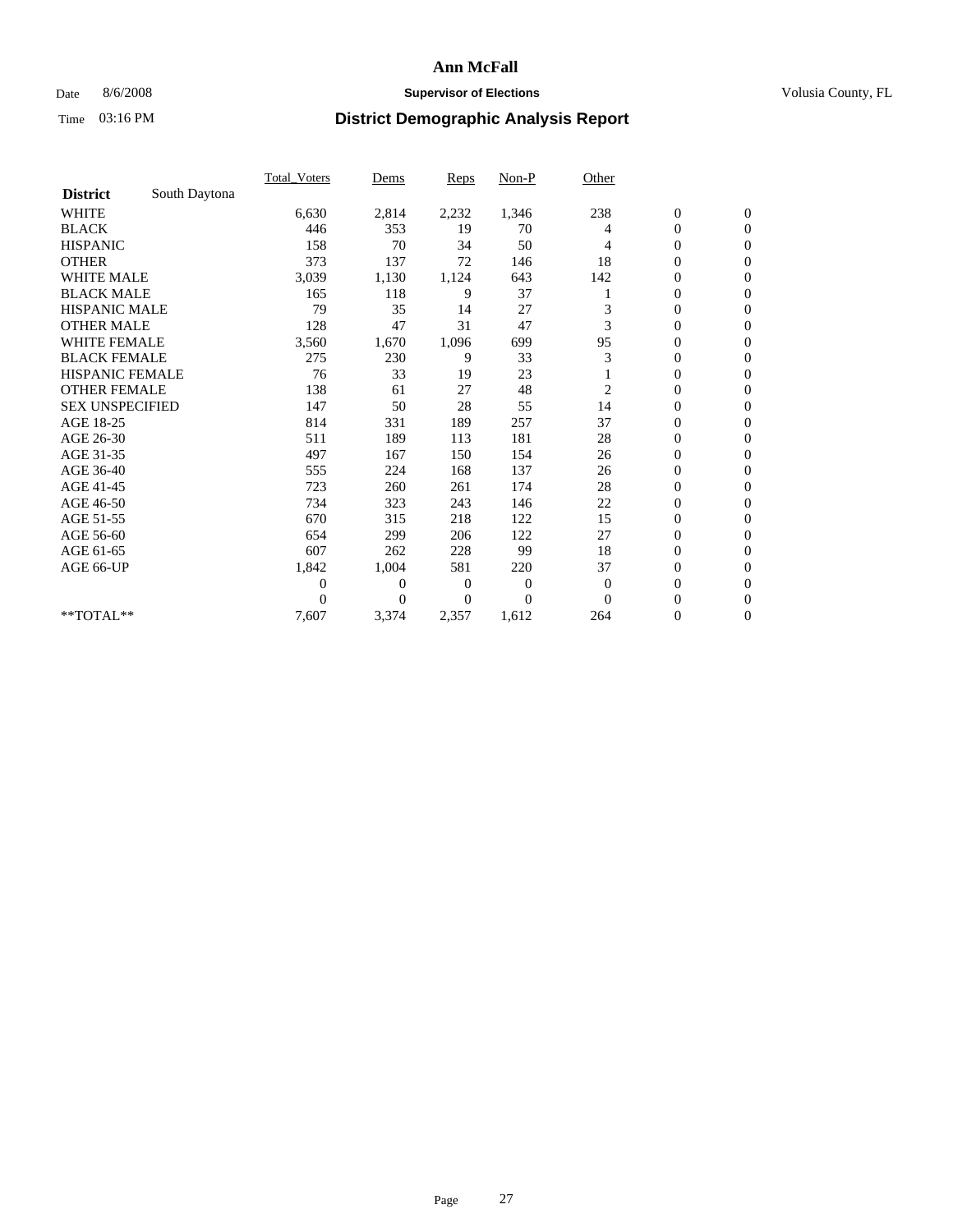# Ann McFall

Date 8/6/2008 **Supervisor of Elections** Volusia County, FL

Time 03:16 PM **District Demographic Analysis Report**

| | Total_Voters | Dems | Reps | Non-P | Other | | |
|---|---|---|---|---|---|---|---|
| **District** South Daytona | | | | | | | |
| WHITE | 6,630 | 2,814 | 2,232 | 1,346 | 238 | 0 | 0 |
| BLACK | 446 | 353 | 19 | 70 | 4 | 0 | 0 |
| HISPANIC | 158 | 70 | 34 | 50 | 4 | 0 | 0 |
| OTHER | 373 | 137 | 72 | 146 | 18 | 0 | 0 |
| WHITE MALE | 3,039 | 1,130 | 1,124 | 643 | 142 | 0 | 0 |
| BLACK MALE | 165 | 118 | 9 | 37 | 1 | 0 | 0 |
| HISPANIC MALE | 79 | 35 | 14 | 27 | 3 | 0 | 0 |
| OTHER MALE | 128 | 47 | 31 | 47 | 3 | 0 | 0 |
| WHITE FEMALE | 3,560 | 1,670 | 1,096 | 699 | 95 | 0 | 0 |
| BLACK FEMALE | 275 | 230 | 9 | 33 | 3 | 0 | 0 |
| HISPANIC FEMALE | 76 | 33 | 19 | 23 | 1 | 0 | 0 |
| OTHER FEMALE | 138 | 61 | 27 | 48 | 2 | 0 | 0 |
| SEX UNSPECIFIED | 147 | 50 | 28 | 55 | 14 | 0 | 0 |
| AGE 18-25 | 814 | 331 | 189 | 257 | 37 | 0 | 0 |
| AGE 26-30 | 511 | 189 | 113 | 181 | 28 | 0 | 0 |
| AGE 31-35 | 497 | 167 | 150 | 154 | 26 | 0 | 0 |
| AGE 36-40 | 555 | 224 | 168 | 137 | 26 | 0 | 0 |
| AGE 41-45 | 723 | 260 | 261 | 174 | 28 | 0 | 0 |
| AGE 46-50 | 734 | 323 | 243 | 146 | 22 | 0 | 0 |
| AGE 51-55 | 670 | 315 | 218 | 122 | 15 | 0 | 0 |
| AGE 56-60 | 654 | 299 | 206 | 122 | 27 | 0 | 0 |
| AGE 61-65 | 607 | 262 | 228 | 99 | 18 | 0 | 0 |
| AGE 66-UP | 1,842 | 1,004 | 581 | 220 | 37 | 0 | 0 |
| | 0 | 0 | 0 | 0 | 0 | 0 | 0 |
| | 0 | 0 | 0 | 0 | 0 | 0 | 0 |
| **TOTAL** | 7,607 | 3,374 | 2,357 | 1,612 | 264 | 0 | 0 |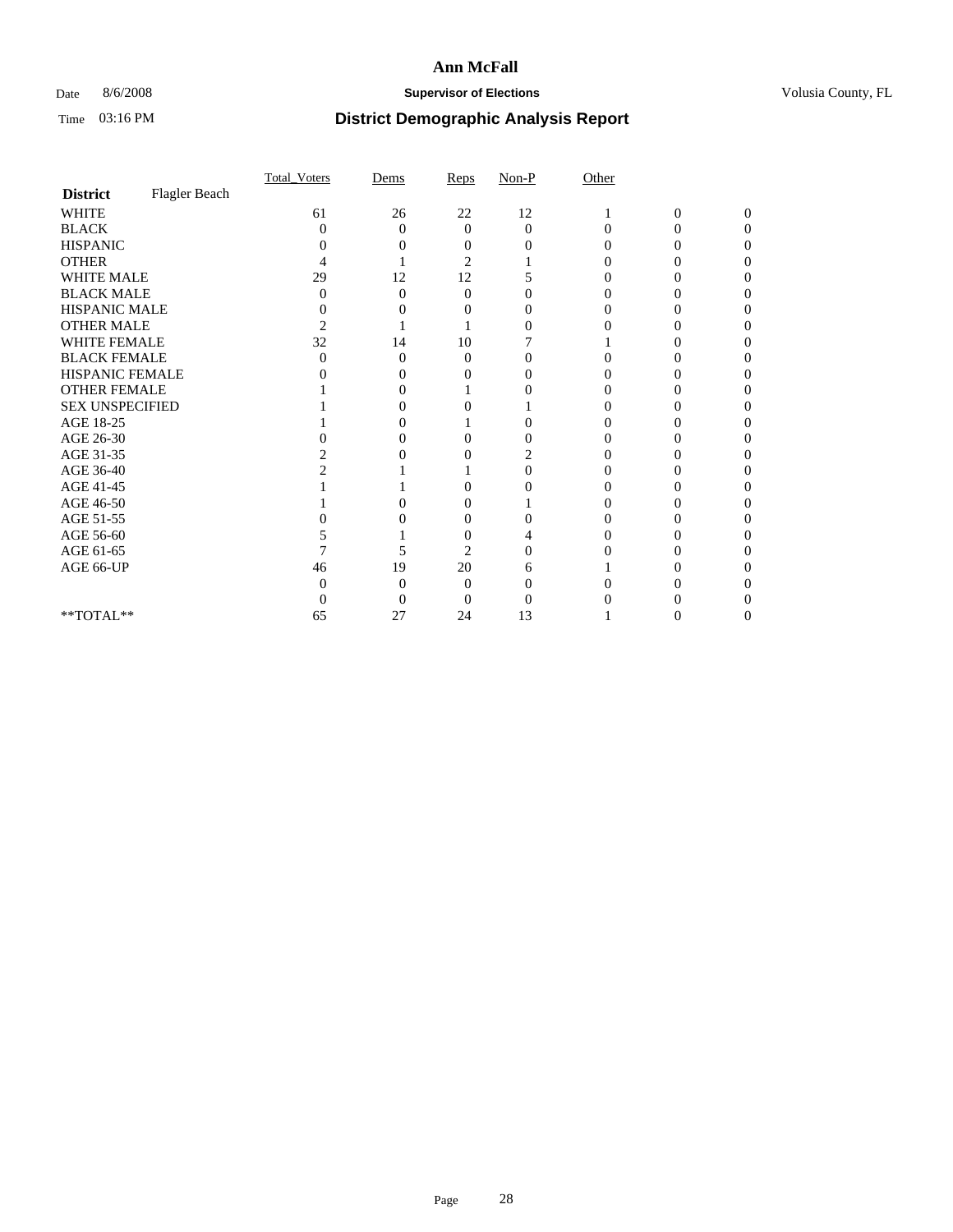# Ann McFall

Date 8/6/2008 **Supervisor of Elections** Volusia County, FL

Time 03:16 PM **District Demographic Analysis Report**

| | Total_Voters | Dems | Reps | Non-P | Other | | |
|---|---|---|---|---|---|---|---|
| **District** Flagler Beach | | | | | | | |
| WHITE | 61 | 26 | 22 | 12 | 1 | 0 | 0 |
| BLACK | 0 | 0 | 0 | 0 | 0 | 0 | 0 |
| HISPANIC | 0 | 0 | 0 | 0 | 0 | 0 | 0 |
| OTHER | 4 | 1 | 2 | 1 | 0 | 0 | 0 |
| WHITE MALE | 29 | 12 | 12 | 5 | 0 | 0 | 0 |
| BLACK MALE | 0 | 0 | 0 | 0 | 0 | 0 | 0 |
| HISPANIC MALE | 0 | 0 | 0 | 0 | 0 | 0 | 0 |
| OTHER MALE | 2 | 1 | 1 | 0 | 0 | 0 | 0 |
| WHITE FEMALE | 32 | 14 | 10 | 7 | 1 | 0 | 0 |
| BLACK FEMALE | 0 | 0 | 0 | 0 | 0 | 0 | 0 |
| HISPANIC FEMALE | 0 | 0 | 0 | 0 | 0 | 0 | 0 |
| OTHER FEMALE | 1 | 0 | 1 | 0 | 0 | 0 | 0 |
| SEX UNSPECIFIED | 1 | 0 | 0 | 1 | 0 | 0 | 0 |
| AGE 18-25 | 1 | 0 | 1 | 0 | 0 | 0 | 0 |
| AGE 26-30 | 0 | 0 | 0 | 0 | 0 | 0 | 0 |
| AGE 31-35 | 2 | 0 | 0 | 2 | 0 | 0 | 0 |
| AGE 36-40 | 2 | 1 | 1 | 0 | 0 | 0 | 0 |
| AGE 41-45 | 1 | 1 | 0 | 0 | 0 | 0 | 0 |
| AGE 46-50 | 1 | 0 | 0 | 1 | 0 | 0 | 0 |
| AGE 51-55 | 0 | 0 | 0 | 0 | 0 | 0 | 0 |
| AGE 56-60 | 5 | 1 | 0 | 4 | 0 | 0 | 0 |
| AGE 61-65 | 7 | 5 | 2 | 0 | 0 | 0 | 0 |
| AGE 66-UP | 46 | 19 | 20 | 6 | 1 | 0 | 0 |
| | 0 | 0 | 0 | 0 | 0 | 0 | 0 |
| | 0 | 0 | 0 | 0 | 0 | 0 | 0 |
| **TOTAL** | 65 | 27 | 24 | 13 | 1 | 0 | 0 |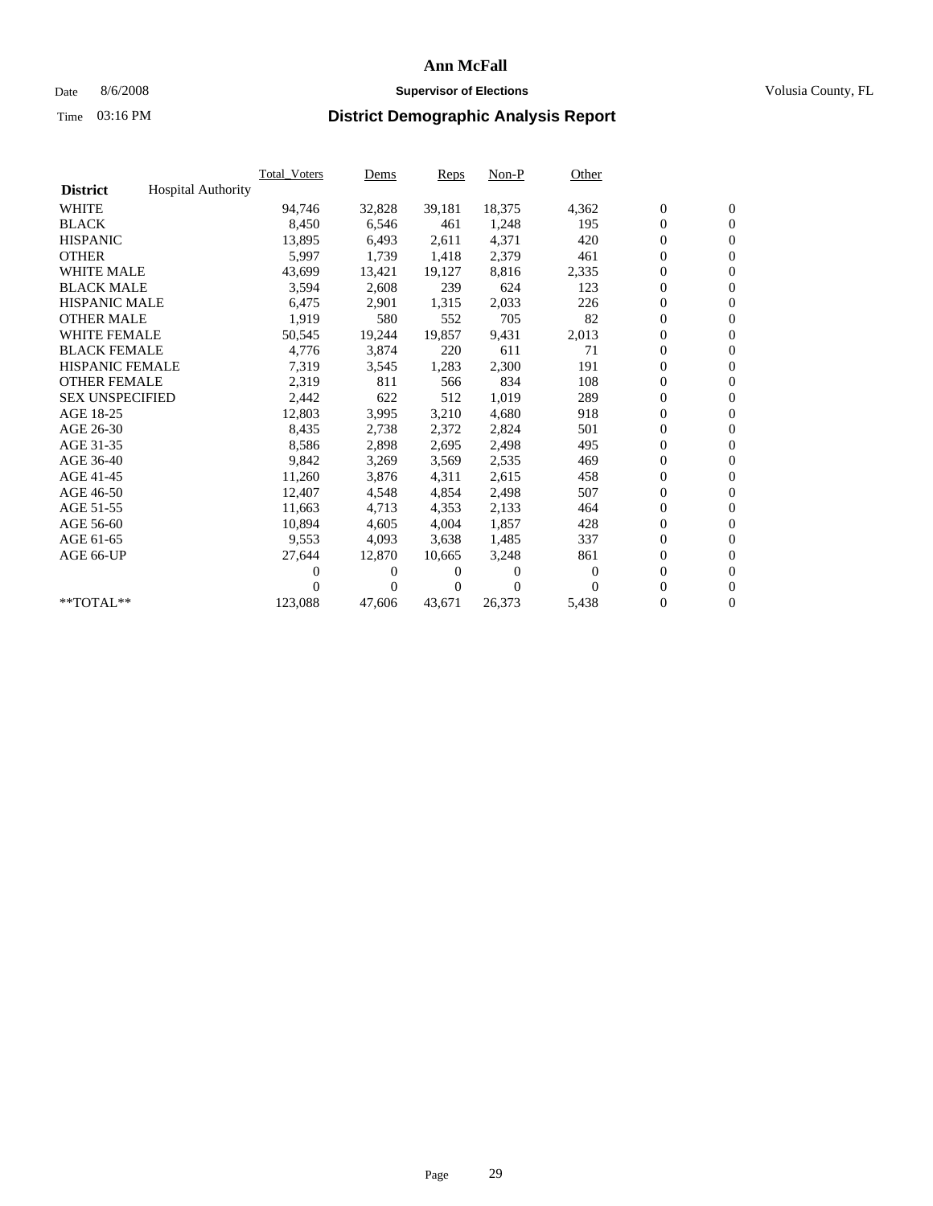# Ann McFall

Date 8/6/2008 **Supervisor of Elections** Volusia County, FL

Time 03:16 PM

## District Demographic Analysis Report

| **District** Hospital Authority | Total_Voters | Dems | Reps | Non-P | Other | | |
|---|---|---|---|---|---|---|---|
| WHITE | 94,746 | 32,828 | 39,181 | 18,375 | 4,362 | 0 | 0 |
| BLACK | 8,450 | 6,546 | 461 | 1,248 | 195 | 0 | 0 |
| HISPANIC | 13,895 | 6,493 | 2,611 | 4,371 | 420 | 0 | 0 |
| OTHER | 5,997 | 1,739 | 1,418 | 2,379 | 461 | 0 | 0 |
| WHITE MALE | 43,699 | 13,421 | 19,127 | 8,816 | 2,335 | 0 | 0 |
| BLACK MALE | 3,594 | 2,608 | 239 | 624 | 123 | 0 | 0 |
| HISPANIC MALE | 6,475 | 2,901 | 1,315 | 2,033 | 226 | 0 | 0 |
| OTHER MALE | 1,919 | 580 | 552 | 705 | 82 | 0 | 0 |
| WHITE FEMALE | 50,545 | 19,244 | 19,857 | 9,431 | 2,013 | 0 | 0 |
| BLACK FEMALE | 4,776 | 3,874 | 220 | 611 | 71 | 0 | 0 |
| HISPANIC FEMALE | 7,319 | 3,545 | 1,283 | 2,300 | 191 | 0 | 0 |
| OTHER FEMALE | 2,319 | 811 | 566 | 834 | 108 | 0 | 0 |
| SEX UNSPECIFIED | 2,442 | 622 | 512 | 1,019 | 289 | 0 | 0 |
| AGE 18-25 | 12,803 | 3,995 | 3,210 | 4,680 | 918 | 0 | 0 |
| AGE 26-30 | 8,435 | 2,738 | 2,372 | 2,824 | 501 | 0 | 0 |
| AGE 31-35 | 8,586 | 2,898 | 2,695 | 2,498 | 495 | 0 | 0 |
| AGE 36-40 | 9,842 | 3,269 | 3,569 | 2,535 | 469 | 0 | 0 |
| AGE 41-45 | 11,260 | 3,876 | 4,311 | 2,615 | 458 | 0 | 0 |
| AGE 46-50 | 12,407 | 4,548 | 4,854 | 2,498 | 507 | 0 | 0 |
| AGE 51-55 | 11,663 | 4,713 | 4,353 | 2,133 | 464 | 0 | 0 |
| AGE 56-60 | 10,894 | 4,605 | 4,004 | 1,857 | 428 | 0 | 0 |
| AGE 61-65 | 9,553 | 4,093 | 3,638 | 1,485 | 337 | 0 | 0 |
| AGE 66-UP | 27,644 | 12,870 | 10,665 | 3,248 | 861 | 0 | 0 |
| | 0 | 0 | 0 | 0 | 0 | 0 | 0 |
| | 0 | 0 | 0 | 0 | 0 | 0 | 0 |
| **TOTAL** | 123,088 | 47,606 | 43,671 | 26,373 | 5,438 | 0 | 0 |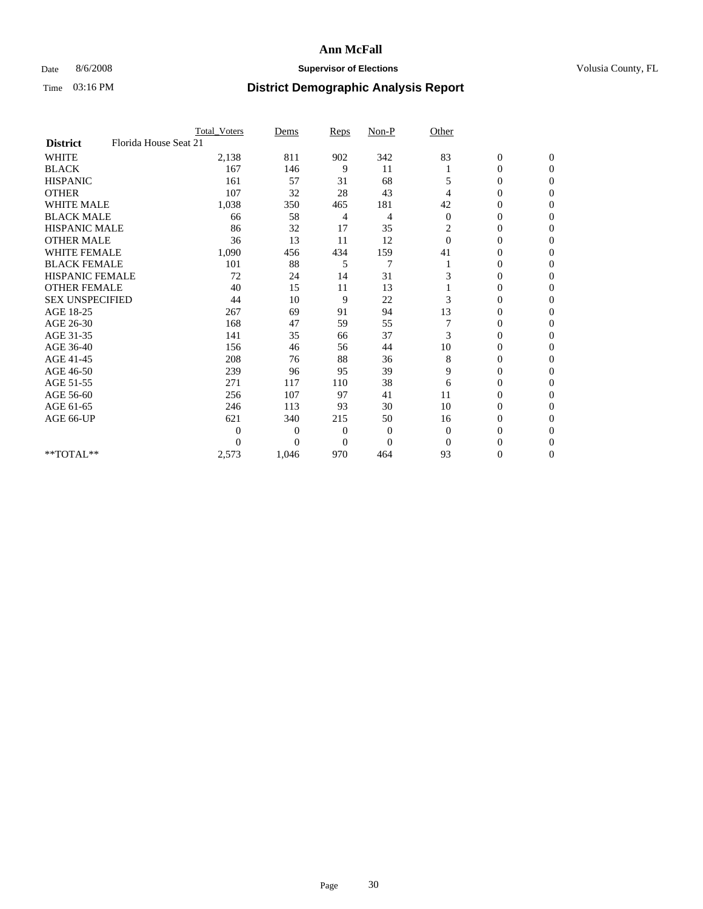# Ann McFall

Date 8/6/2008 **Supervisor of Elections** Volusia County, FL

Time 03:16 PM **District Demographic Analysis Report**

| | Total_Voters | Dems | Reps | Non-P | Other | | |
|---|---|---|---|---|---|---|---|
| **District** Florida House Seat 21 | | | | | | | |
| WHITE | 2,138 | 811 | 902 | 342 | 83 | 0 | 0 |
| BLACK | 167 | 146 | 9 | 11 | 1 | 0 | 0 |
| HISPANIC | 161 | 57 | 31 | 68 | 5 | 0 | 0 |
| OTHER | 107 | 32 | 28 | 43 | 4 | 0 | 0 |
| WHITE MALE | 1,038 | 350 | 465 | 181 | 42 | 0 | 0 |
| BLACK MALE | 66 | 58 | 4 | 4 | 0 | 0 | 0 |
| HISPANIC MALE | 86 | 32 | 17 | 35 | 2 | 0 | 0 |
| OTHER MALE | 36 | 13 | 11 | 12 | 0 | 0 | 0 |
| WHITE FEMALE | 1,090 | 456 | 434 | 159 | 41 | 0 | 0 |
| BLACK FEMALE | 101 | 88 | 5 | 7 | 1 | 0 | 0 |
| HISPANIC FEMALE | 72 | 24 | 14 | 31 | 3 | 0 | 0 |
| OTHER FEMALE | 40 | 15 | 11 | 13 | 1 | 0 | 0 |
| SEX UNSPECIFIED | 44 | 10 | 9 | 22 | 3 | 0 | 0 |
| AGE 18-25 | 267 | 69 | 91 | 94 | 13 | 0 | 0 |
| AGE 26-30 | 168 | 47 | 59 | 55 | 7 | 0 | 0 |
| AGE 31-35 | 141 | 35 | 66 | 37 | 3 | 0 | 0 |
| AGE 36-40 | 156 | 46 | 56 | 44 | 10 | 0 | 0 |
| AGE 41-45 | 208 | 76 | 88 | 36 | 8 | 0 | 0 |
| AGE 46-50 | 239 | 96 | 95 | 39 | 9 | 0 | 0 |
| AGE 51-55 | 271 | 117 | 110 | 38 | 6 | 0 | 0 |
| AGE 56-60 | 256 | 107 | 97 | 41 | 11 | 0 | 0 |
| AGE 61-65 | 246 | 113 | 93 | 30 | 10 | 0 | 0 |
| AGE 66-UP | 621 | 340 | 215 | 50 | 16 | 0 | 0 |
| | 0 | 0 | 0 | 0 | 0 | 0 | 0 |
| | 0 | 0 | 0 | 0 | 0 | 0 | 0 |
| **TOTAL** | 2,573 | 1,046 | 970 | 464 | 93 | 0 | 0 |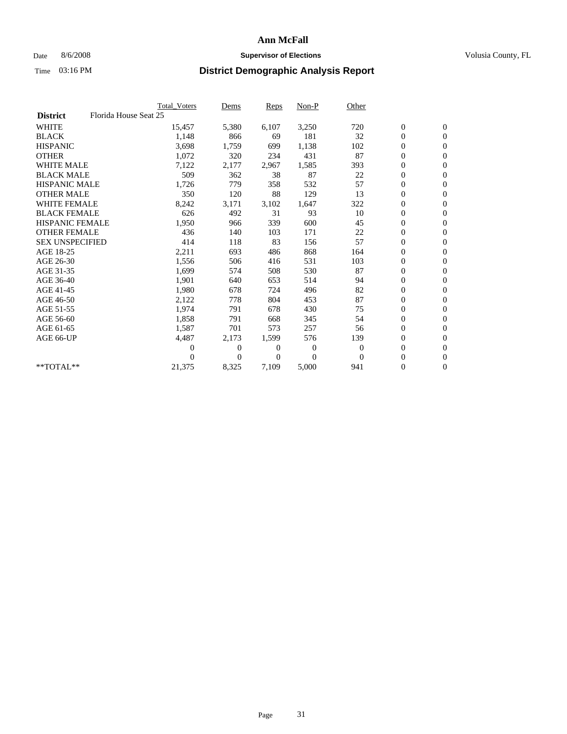# Ann McFall

Date 8/6/2008 **Supervisor of Elections** Volusia County, FL

Time 03:16 PM **District Demographic Analysis Report**

| | Total_Voters | Dems | Reps | Non-P | Other | | |
|---|---|---|---|---|---|---|---|
| **District** Florida House Seat 25 | | | | | | | |
| WHITE | 15,457 | 5,380 | 6,107 | 3,250 | 720 | 0 | 0 |
| BLACK | 1,148 | 866 | 69 | 181 | 32 | 0 | 0 |
| HISPANIC | 3,698 | 1,759 | 699 | 1,138 | 102 | 0 | 0 |
| OTHER | 1,072 | 320 | 234 | 431 | 87 | 0 | 0 |
| WHITE MALE | 7,122 | 2,177 | 2,967 | 1,585 | 393 | 0 | 0 |
| BLACK MALE | 509 | 362 | 38 | 87 | 22 | 0 | 0 |
| HISPANIC MALE | 1,726 | 779 | 358 | 532 | 57 | 0 | 0 |
| OTHER MALE | 350 | 120 | 88 | 129 | 13 | 0 | 0 |
| WHITE FEMALE | 8,242 | 3,171 | 3,102 | 1,647 | 322 | 0 | 0 |
| BLACK FEMALE | 626 | 492 | 31 | 93 | 10 | 0 | 0 |
| HISPANIC FEMALE | 1,950 | 966 | 339 | 600 | 45 | 0 | 0 |
| OTHER FEMALE | 436 | 140 | 103 | 171 | 22 | 0 | 0 |
| SEX UNSPECIFIED | 414 | 118 | 83 | 156 | 57 | 0 | 0 |
| AGE 18-25 | 2,211 | 693 | 486 | 868 | 164 | 0 | 0 |
| AGE 26-30 | 1,556 | 506 | 416 | 531 | 103 | 0 | 0 |
| AGE 31-35 | 1,699 | 574 | 508 | 530 | 87 | 0 | 0 |
| AGE 36-40 | 1,901 | 640 | 653 | 514 | 94 | 0 | 0 |
| AGE 41-45 | 1,980 | 678 | 724 | 496 | 82 | 0 | 0 |
| AGE 46-50 | 2,122 | 778 | 804 | 453 | 87 | 0 | 0 |
| AGE 51-55 | 1,974 | 791 | 678 | 430 | 75 | 0 | 0 |
| AGE 56-60 | 1,858 | 791 | 668 | 345 | 54 | 0 | 0 |
| AGE 61-65 | 1,587 | 701 | 573 | 257 | 56 | 0 | 0 |
| AGE 66-UP | 4,487 | 2,173 | 1,599 | 576 | 139 | 0 | 0 |
| | 0 | 0 | 0 | 0 | 0 | 0 | 0 |
| | 0 | 0 | 0 | 0 | 0 | 0 | 0 |
| **TOTAL** | 21,375 | 8,325 | 7,109 | 5,000 | 941 | 0 | 0 |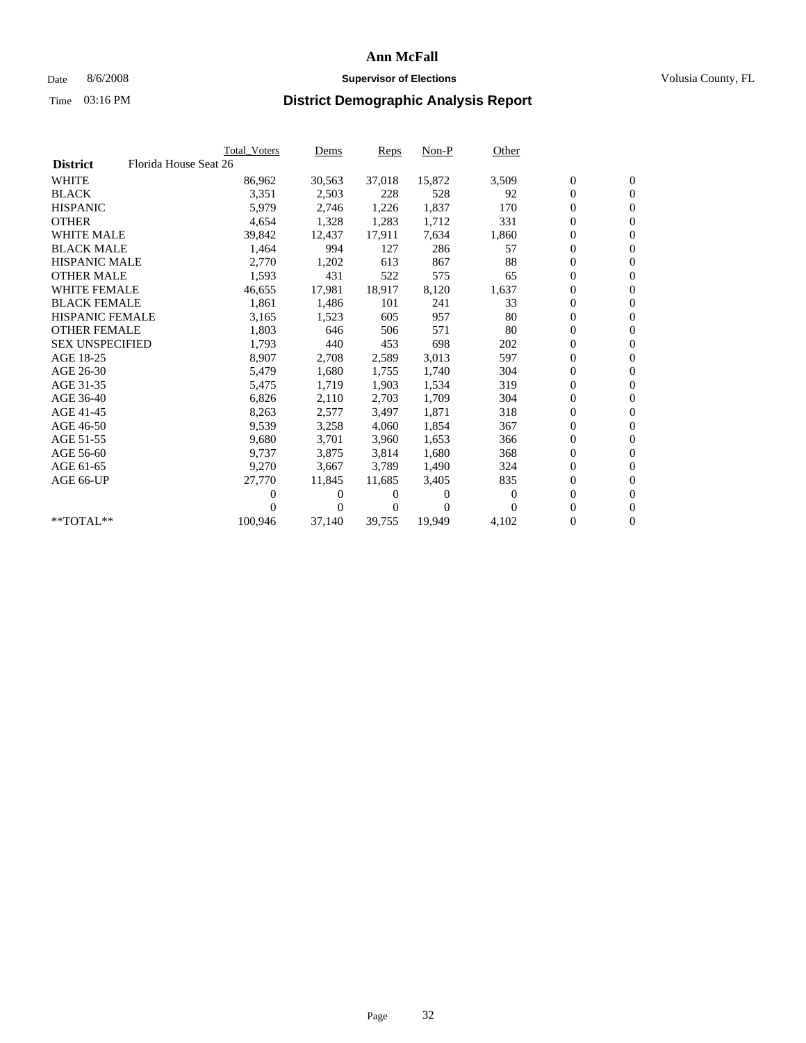# Ann McFall

Date 8/6/2008 **Supervisor of Elections** Volusia County, FL

Time 03:16 PM **District Demographic Analysis Report**

| | Total_Voters | Dems | Reps | Non-P | Other | | |
|---|---|---|---|---|---|---|---|
| **District** Florida House Seat 26 | | | | | | | |
| WHITE | 86,962 | 30,563 | 37,018 | 15,872 | 3,509 | 0 | 0 |
| BLACK | 3,351 | 2,503 | 228 | 528 | 92 | 0 | 0 |
| HISPANIC | 5,979 | 2,746 | 1,226 | 1,837 | 170 | 0 | 0 |
| OTHER | 4,654 | 1,328 | 1,283 | 1,712 | 331 | 0 | 0 |
| WHITE MALE | 39,842 | 12,437 | 17,911 | 7,634 | 1,860 | 0 | 0 |
| BLACK MALE | 1,464 | 994 | 127 | 286 | 57 | 0 | 0 |
| HISPANIC MALE | 2,770 | 1,202 | 613 | 867 | 88 | 0 | 0 |
| OTHER MALE | 1,593 | 431 | 522 | 575 | 65 | 0 | 0 |
| WHITE FEMALE | 46,655 | 17,981 | 18,917 | 8,120 | 1,637 | 0 | 0 |
| BLACK FEMALE | 1,861 | 1,486 | 101 | 241 | 33 | 0 | 0 |
| HISPANIC FEMALE | 3,165 | 1,523 | 605 | 957 | 80 | 0 | 0 |
| OTHER FEMALE | 1,803 | 646 | 506 | 571 | 80 | 0 | 0 |
| SEX UNSPECIFIED | 1,793 | 440 | 453 | 698 | 202 | 0 | 0 |
| AGE 18-25 | 8,907 | 2,708 | 2,589 | 3,013 | 597 | 0 | 0 |
| AGE 26-30 | 5,479 | 1,680 | 1,755 | 1,740 | 304 | 0 | 0 |
| AGE 31-35 | 5,475 | 1,719 | 1,903 | 1,534 | 319 | 0 | 0 |
| AGE 36-40 | 6,826 | 2,110 | 2,703 | 1,709 | 304 | 0 | 0 |
| AGE 41-45 | 8,263 | 2,577 | 3,497 | 1,871 | 318 | 0 | 0 |
| AGE 46-50 | 9,539 | 3,258 | 4,060 | 1,854 | 367 | 0 | 0 |
| AGE 51-55 | 9,680 | 3,701 | 3,960 | 1,653 | 366 | 0 | 0 |
| AGE 56-60 | 9,737 | 3,875 | 3,814 | 1,680 | 368 | 0 | 0 |
| AGE 61-65 | 9,270 | 3,667 | 3,789 | 1,490 | 324 | 0 | 0 |
| AGE 66-UP | 27,770 | 11,845 | 11,685 | 3,405 | 835 | 0 | 0 |
| | 0 | 0 | 0 | 0 | 0 | 0 | 0 |
| | 0 | 0 | 0 | 0 | 0 | 0 | 0 |
| **TOTAL** | 100,946 | 37,140 | 39,755 | 19,949 | 4,102 | 0 | 0 |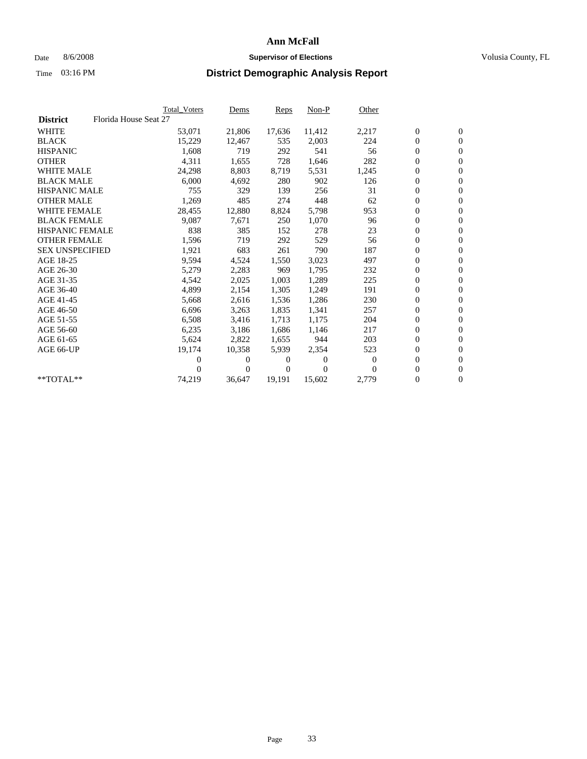# Ann McFall

Date 8/6/2008 **Supervisor of Elections** Volusia County, FL

Time 03:16 PM **District Demographic Analysis Report**

| | Total_Voters | Dems | Reps | Non-P | Other | | |
|---|---|---|---|---|---|---|---|
| **District** Florida House Seat 27 | | | | | | | |
| WHITE | 53,071 | 21,806 | 17,636 | 11,412 | 2,217 | 0 | 0 |
| BLACK | 15,229 | 12,467 | 535 | 2,003 | 224 | 0 | 0 |
| HISPANIC | 1,608 | 719 | 292 | 541 | 56 | 0 | 0 |
| OTHER | 4,311 | 1,655 | 728 | 1,646 | 282 | 0 | 0 |
| WHITE MALE | 24,298 | 8,803 | 8,719 | 5,531 | 1,245 | 0 | 0 |
| BLACK MALE | 6,000 | 4,692 | 280 | 902 | 126 | 0 | 0 |
| HISPANIC MALE | 755 | 329 | 139 | 256 | 31 | 0 | 0 |
| OTHER MALE | 1,269 | 485 | 274 | 448 | 62 | 0 | 0 |
| WHITE FEMALE | 28,455 | 12,880 | 8,824 | 5,798 | 953 | 0 | 0 |
| BLACK FEMALE | 9,087 | 7,671 | 250 | 1,070 | 96 | 0 | 0 |
| HISPANIC FEMALE | 838 | 385 | 152 | 278 | 23 | 0 | 0 |
| OTHER FEMALE | 1,596 | 719 | 292 | 529 | 56 | 0 | 0 |
| SEX UNSPECIFIED | 1,921 | 683 | 261 | 790 | 187 | 0 | 0 |
| AGE 18-25 | 9,594 | 4,524 | 1,550 | 3,023 | 497 | 0 | 0 |
| AGE 26-30 | 5,279 | 2,283 | 969 | 1,795 | 232 | 0 | 0 |
| AGE 31-35 | 4,542 | 2,025 | 1,003 | 1,289 | 225 | 0 | 0 |
| AGE 36-40 | 4,899 | 2,154 | 1,305 | 1,249 | 191 | 0 | 0 |
| AGE 41-45 | 5,668 | 2,616 | 1,536 | 1,286 | 230 | 0 | 0 |
| AGE 46-50 | 6,696 | 3,263 | 1,835 | 1,341 | 257 | 0 | 0 |
| AGE 51-55 | 6,508 | 3,416 | 1,713 | 1,175 | 204 | 0 | 0 |
| AGE 56-60 | 6,235 | 3,186 | 1,686 | 1,146 | 217 | 0 | 0 |
| AGE 61-65 | 5,624 | 2,822 | 1,655 | 944 | 203 | 0 | 0 |
| AGE 66-UP | 19,174 | 10,358 | 5,939 | 2,354 | 523 | 0 | 0 |
| | 0 | 0 | 0 | 0 | 0 | 0 | 0 |
| | 0 | 0 | 0 | 0 | 0 | 0 | 0 |
| **TOTAL** | 74,219 | 36,647 | 19,191 | 15,602 | 2,779 | 0 | 0 |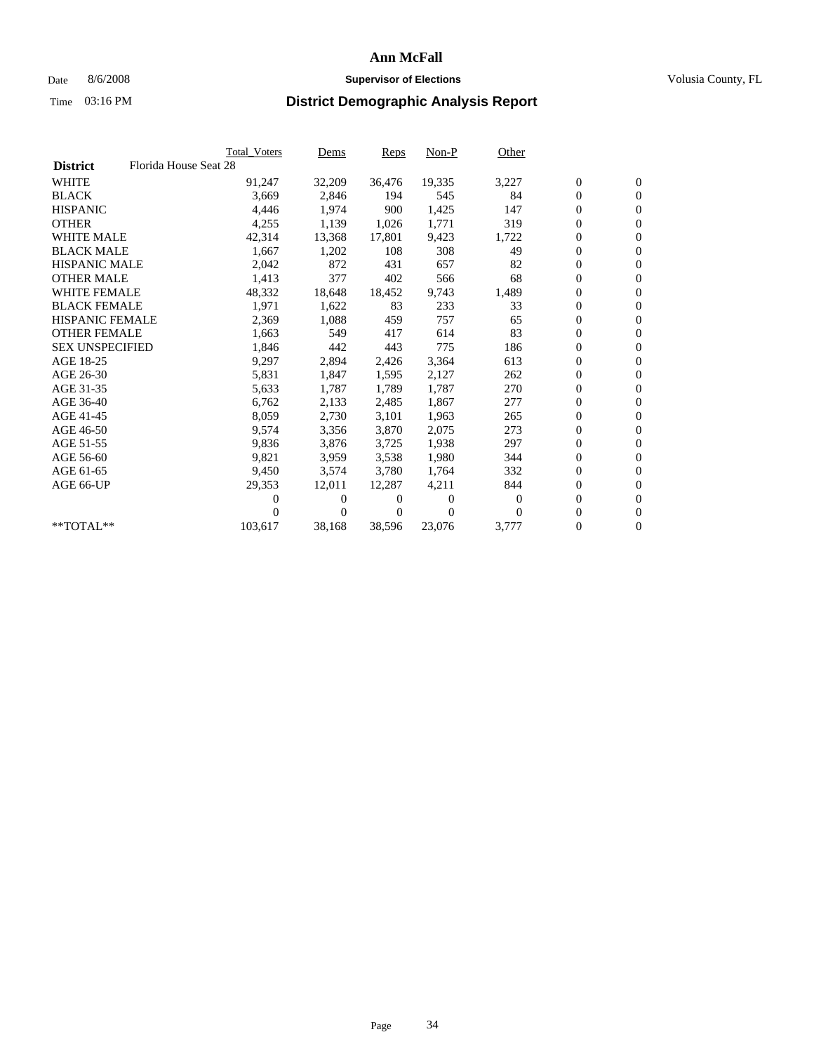# Ann McFall

Date 8/6/2008 **Supervisor of Elections** Volusia County, FL

Time 03:16 PM

## District Demographic Analysis Report

| | Total_Voters | Dems | Reps | Non-P | Other | | |
|---|---|---|---|---|---|---|---|
| **District** Florida House Seat 28 | | | | | | | |
| WHITE | 91,247 | 32,209 | 36,476 | 19,335 | 3,227 | 0 | 0 |
| BLACK | 3,669 | 2,846 | 194 | 545 | 84 | 0 | 0 |
| HISPANIC | 4,446 | 1,974 | 900 | 1,425 | 147 | 0 | 0 |
| OTHER | 4,255 | 1,139 | 1,026 | 1,771 | 319 | 0 | 0 |
| WHITE MALE | 42,314 | 13,368 | 17,801 | 9,423 | 1,722 | 0 | 0 |
| BLACK MALE | 1,667 | 1,202 | 108 | 308 | 49 | 0 | 0 |
| HISPANIC MALE | 2,042 | 872 | 431 | 657 | 82 | 0 | 0 |
| OTHER MALE | 1,413 | 377 | 402 | 566 | 68 | 0 | 0 |
| WHITE FEMALE | 48,332 | 18,648 | 18,452 | 9,743 | 1,489 | 0 | 0 |
| BLACK FEMALE | 1,971 | 1,622 | 83 | 233 | 33 | 0 | 0 |
| HISPANIC FEMALE | 2,369 | 1,088 | 459 | 757 | 65 | 0 | 0 |
| OTHER FEMALE | 1,663 | 549 | 417 | 614 | 83 | 0 | 0 |
| SEX UNSPECIFIED | 1,846 | 442 | 443 | 775 | 186 | 0 | 0 |
| AGE 18-25 | 9,297 | 2,894 | 2,426 | 3,364 | 613 | 0 | 0 |
| AGE 26-30 | 5,831 | 1,847 | 1,595 | 2,127 | 262 | 0 | 0 |
| AGE 31-35 | 5,633 | 1,787 | 1,789 | 1,787 | 270 | 0 | 0 |
| AGE 36-40 | 6,762 | 2,133 | 2,485 | 1,867 | 277 | 0 | 0 |
| AGE 41-45 | 8,059 | 2,730 | 3,101 | 1,963 | 265 | 0 | 0 |
| AGE 46-50 | 9,574 | 3,356 | 3,870 | 2,075 | 273 | 0 | 0 |
| AGE 51-55 | 9,836 | 3,876 | 3,725 | 1,938 | 297 | 0 | 0 |
| AGE 56-60 | 9,821 | 3,959 | 3,538 | 1,980 | 344 | 0 | 0 |
| AGE 61-65 | 9,450 | 3,574 | 3,780 | 1,764 | 332 | 0 | 0 |
| AGE 66-UP | 29,353 | 12,011 | 12,287 | 4,211 | 844 | 0 | 0 |
| | 0 | 0 | 0 | 0 | 0 | 0 | 0 |
| | 0 | 0 | 0 | 0 | 0 | 0 | 0 |
| **TOTAL** | 103,617 | 38,168 | 38,596 | 23,076 | 3,777 | 0 | 0 |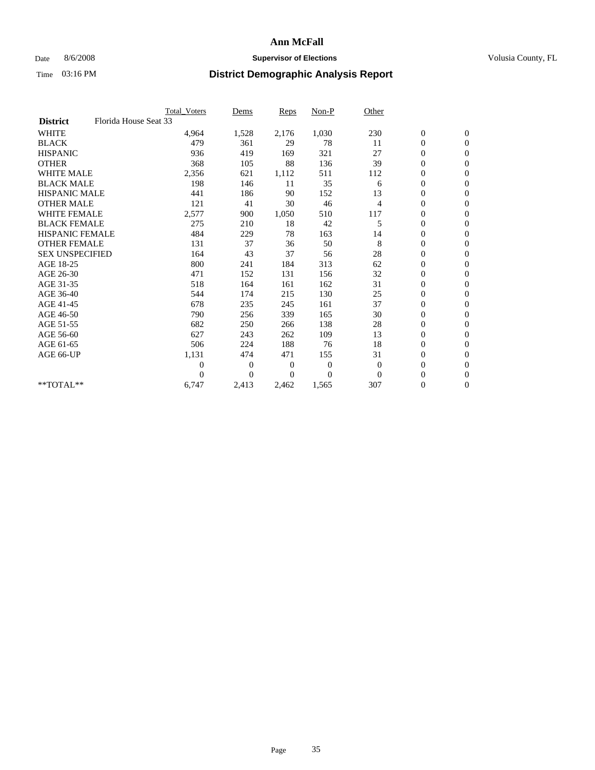# Ann McFall

Date 8/6/2008 **Supervisor of Elections** Volusia County, FL

Time 03:16 PM **District Demographic Analysis Report**

| | Total_Voters | Dems | Reps | Non-P | Other | | |
|---|---|---|---|---|---|---|---|
| **District** Florida House Seat 33 | | | | | | | |
| WHITE | 4,964 | 1,528 | 2,176 | 1,030 | 230 | 0 | 0 |
| BLACK | 479 | 361 | 29 | 78 | 11 | 0 | 0 |
| HISPANIC | 936 | 419 | 169 | 321 | 27 | 0 | 0 |
| OTHER | 368 | 105 | 88 | 136 | 39 | 0 | 0 |
| WHITE MALE | 2,356 | 621 | 1,112 | 511 | 112 | 0 | 0 |
| BLACK MALE | 198 | 146 | 11 | 35 | 6 | 0 | 0 |
| HISPANIC MALE | 441 | 186 | 90 | 152 | 13 | 0 | 0 |
| OTHER MALE | 121 | 41 | 30 | 46 | 4 | 0 | 0 |
| WHITE FEMALE | 2,577 | 900 | 1,050 | 510 | 117 | 0 | 0 |
| BLACK FEMALE | 275 | 210 | 18 | 42 | 5 | 0 | 0 |
| HISPANIC FEMALE | 484 | 229 | 78 | 163 | 14 | 0 | 0 |
| OTHER FEMALE | 131 | 37 | 36 | 50 | 8 | 0 | 0 |
| SEX UNSPECIFIED | 164 | 43 | 37 | 56 | 28 | 0 | 0 |
| AGE 18-25 | 800 | 241 | 184 | 313 | 62 | 0 | 0 |
| AGE 26-30 | 471 | 152 | 131 | 156 | 32 | 0 | 0 |
| AGE 31-35 | 518 | 164 | 161 | 162 | 31 | 0 | 0 |
| AGE 36-40 | 544 | 174 | 215 | 130 | 25 | 0 | 0 |
| AGE 41-45 | 678 | 235 | 245 | 161 | 37 | 0 | 0 |
| AGE 46-50 | 790 | 256 | 339 | 165 | 30 | 0 | 0 |
| AGE 51-55 | 682 | 250 | 266 | 138 | 28 | 0 | 0 |
| AGE 56-60 | 627 | 243 | 262 | 109 | 13 | 0 | 0 |
| AGE 61-65 | 506 | 224 | 188 | 76 | 18 | 0 | 0 |
| AGE 66-UP | 1,131 | 474 | 471 | 155 | 31 | 0 | 0 |
| | 0 | 0 | 0 | 0 | 0 | 0 | 0 |
| | 0 | 0 | 0 | 0 | 0 | 0 | 0 |
| **TOTAL** | 6,747 | 2,413 | 2,462 | 1,565 | 307 | 0 | 0 |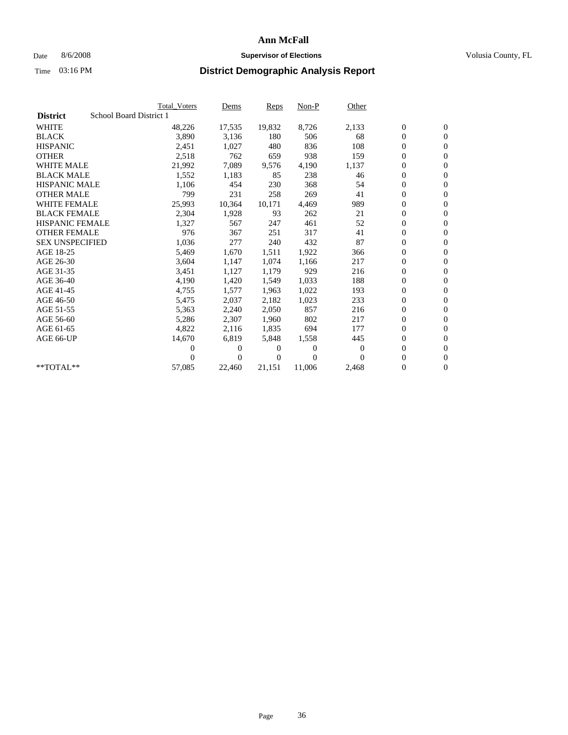# Ann McFall

Date 8/6/2008 **Supervisor of Elections** Volusia County, FL

Time 03:16 PM **District Demographic Analysis Report**

| | Total_Voters | Dems | Reps | Non-P | Other | | |
|---|---|---|---|---|---|---|---|
| **District** School Board District 1 | | | | | | | |
| WHITE | 48,226 | 17,535 | 19,832 | 8,726 | 2,133 | 0 | 0 |
| BLACK | 3,890 | 3,136 | 180 | 506 | 68 | 0 | 0 |
| HISPANIC | 2,451 | 1,027 | 480 | 836 | 108 | 0 | 0 |
| OTHER | 2,518 | 762 | 659 | 938 | 159 | 0 | 0 |
| WHITE MALE | 21,992 | 7,089 | 9,576 | 4,190 | 1,137 | 0 | 0 |
| BLACK MALE | 1,552 | 1,183 | 85 | 238 | 46 | 0 | 0 |
| HISPANIC MALE | 1,106 | 454 | 230 | 368 | 54 | 0 | 0 |
| OTHER MALE | 799 | 231 | 258 | 269 | 41 | 0 | 0 |
| WHITE FEMALE | 25,993 | 10,364 | 10,171 | 4,469 | 989 | 0 | 0 |
| BLACK FEMALE | 2,304 | 1,928 | 93 | 262 | 21 | 0 | 0 |
| HISPANIC FEMALE | 1,327 | 567 | 247 | 461 | 52 | 0 | 0 |
| OTHER FEMALE | 976 | 367 | 251 | 317 | 41 | 0 | 0 |
| SEX UNSPECIFIED | 1,036 | 277 | 240 | 432 | 87 | 0 | 0 |
| AGE 18-25 | 5,469 | 1,670 | 1,511 | 1,922 | 366 | 0 | 0 |
| AGE 26-30 | 3,604 | 1,147 | 1,074 | 1,166 | 217 | 0 | 0 |
| AGE 31-35 | 3,451 | 1,127 | 1,179 | 929 | 216 | 0 | 0 |
| AGE 36-40 | 4,190 | 1,420 | 1,549 | 1,033 | 188 | 0 | 0 |
| AGE 41-45 | 4,755 | 1,577 | 1,963 | 1,022 | 193 | 0 | 0 |
| AGE 46-50 | 5,475 | 2,037 | 2,182 | 1,023 | 233 | 0 | 0 |
| AGE 51-55 | 5,363 | 2,240 | 2,050 | 857 | 216 | 0 | 0 |
| AGE 56-60 | 5,286 | 2,307 | 1,960 | 802 | 217 | 0 | 0 |
| AGE 61-65 | 4,822 | 2,116 | 1,835 | 694 | 177 | 0 | 0 |
| AGE 66-UP | 14,670 | 6,819 | 5,848 | 1,558 | 445 | 0 | 0 |
| | 0 | 0 | 0 | 0 | 0 | 0 | 0 |
| | 0 | 0 | 0 | 0 | 0 | 0 | 0 |
| **TOTAL** | 57,085 | 22,460 | 21,151 | 11,006 | 2,468 | 0 | 0 |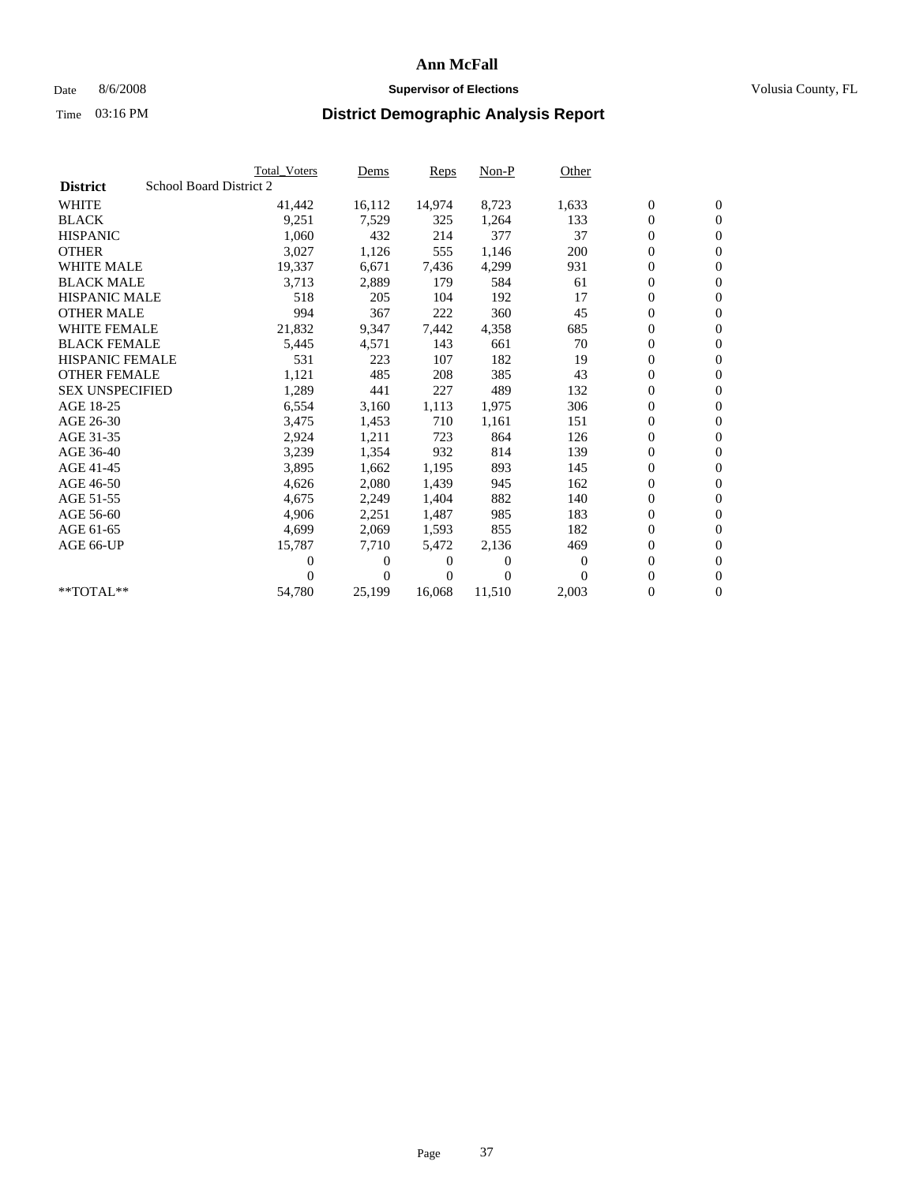# Ann McFall

Date 8/6/2008 **Supervisor of Elections** Volusia County, FL

Time 03:16 PM **District Demographic Analysis Report**

| | Total_Voters | Dems | Reps | Non-P | Other | | |
|---|---|---|---|---|---|---|---|
| **District** School Board District 2 | | | | | | | |
| WHITE | 41,442 | 16,112 | 14,974 | 8,723 | 1,633 | 0 | 0 |
| BLACK | 9,251 | 7,529 | 325 | 1,264 | 133 | 0 | 0 |
| HISPANIC | 1,060 | 432 | 214 | 377 | 37 | 0 | 0 |
| OTHER | 3,027 | 1,126 | 555 | 1,146 | 200 | 0 | 0 |
| WHITE MALE | 19,337 | 6,671 | 7,436 | 4,299 | 931 | 0 | 0 |
| BLACK MALE | 3,713 | 2,889 | 179 | 584 | 61 | 0 | 0 |
| HISPANIC MALE | 518 | 205 | 104 | 192 | 17 | 0 | 0 |
| OTHER MALE | 994 | 367 | 222 | 360 | 45 | 0 | 0 |
| WHITE FEMALE | 21,832 | 9,347 | 7,442 | 4,358 | 685 | 0 | 0 |
| BLACK FEMALE | 5,445 | 4,571 | 143 | 661 | 70 | 0 | 0 |
| HISPANIC FEMALE | 531 | 223 | 107 | 182 | 19 | 0 | 0 |
| OTHER FEMALE | 1,121 | 485 | 208 | 385 | 43 | 0 | 0 |
| SEX UNSPECIFIED | 1,289 | 441 | 227 | 489 | 132 | 0 | 0 |
| AGE 18-25 | 6,554 | 3,160 | 1,113 | 1,975 | 306 | 0 | 0 |
| AGE 26-30 | 3,475 | 1,453 | 710 | 1,161 | 151 | 0 | 0 |
| AGE 31-35 | 2,924 | 1,211 | 723 | 864 | 126 | 0 | 0 |
| AGE 36-40 | 3,239 | 1,354 | 932 | 814 | 139 | 0 | 0 |
| AGE 41-45 | 3,895 | 1,662 | 1,195 | 893 | 145 | 0 | 0 |
| AGE 46-50 | 4,626 | 2,080 | 1,439 | 945 | 162 | 0 | 0 |
| AGE 51-55 | 4,675 | 2,249 | 1,404 | 882 | 140 | 0 | 0 |
| AGE 56-60 | 4,906 | 2,251 | 1,487 | 985 | 183 | 0 | 0 |
| AGE 61-65 | 4,699 | 2,069 | 1,593 | 855 | 182 | 0 | 0 |
| AGE 66-UP | 15,787 | 7,710 | 5,472 | 2,136 | 469 | 0 | 0 |
| | 0 | 0 | 0 | 0 | 0 | 0 | 0 |
| | 0 | 0 | 0 | 0 | 0 | 0 | 0 |
| **TOTAL** | 54,780 | 25,199 | 16,068 | 11,510 | 2,003 | 0 | 0 |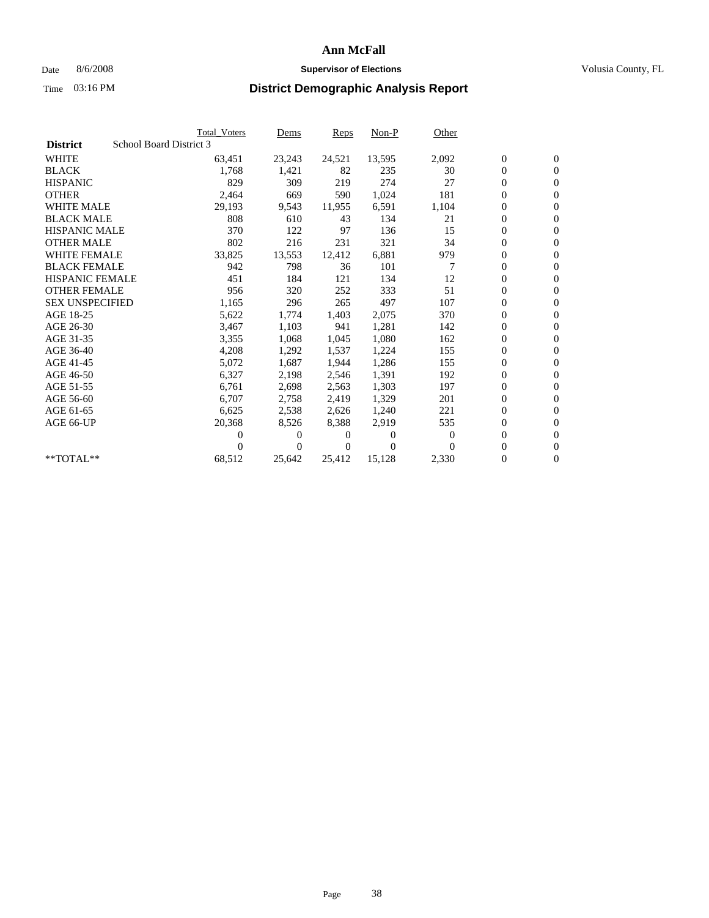**Ann McFall**

Date 8/6/2008 **Supervisor of Elections** Volusia County, FL

Time 03:16 PM **District Demographic Analysis Report**

| | Total_Voters | Dems | Reps | Non-P | Other | | |
|---|---|---|---|---|---|---|---|
| **District** School Board District 3 | | | | | | | |
| WHITE | 63,451 | 23,243 | 24,521 | 13,595 | 2,092 | 0 | 0 |
| BLACK | 1,768 | 1,421 | 82 | 235 | 30 | 0 | 0 |
| HISPANIC | 829 | 309 | 219 | 274 | 27 | 0 | 0 |
| OTHER | 2,464 | 669 | 590 | 1,024 | 181 | 0 | 0 |
| WHITE MALE | 29,193 | 9,543 | 11,955 | 6,591 | 1,104 | 0 | 0 |
| BLACK MALE | 808 | 610 | 43 | 134 | 21 | 0 | 0 |
| HISPANIC MALE | 370 | 122 | 97 | 136 | 15 | 0 | 0 |
| OTHER MALE | 802 | 216 | 231 | 321 | 34 | 0 | 0 |
| WHITE FEMALE | 33,825 | 13,553 | 12,412 | 6,881 | 979 | 0 | 0 |
| BLACK FEMALE | 942 | 798 | 36 | 101 | 7 | 0 | 0 |
| HISPANIC FEMALE | 451 | 184 | 121 | 134 | 12 | 0 | 0 |
| OTHER FEMALE | 956 | 320 | 252 | 333 | 51 | 0 | 0 |
| SEX UNSPECIFIED | 1,165 | 296 | 265 | 497 | 107 | 0 | 0 |
| AGE 18-25 | 5,622 | 1,774 | 1,403 | 2,075 | 370 | 0 | 0 |
| AGE 26-30 | 3,467 | 1,103 | 941 | 1,281 | 142 | 0 | 0 |
| AGE 31-35 | 3,355 | 1,068 | 1,045 | 1,080 | 162 | 0 | 0 |
| AGE 36-40 | 4,208 | 1,292 | 1,537 | 1,224 | 155 | 0 | 0 |
| AGE 41-45 | 5,072 | 1,687 | 1,944 | 1,286 | 155 | 0 | 0 |
| AGE 46-50 | 6,327 | 2,198 | 2,546 | 1,391 | 192 | 0 | 0 |
| AGE 51-55 | 6,761 | 2,698 | 2,563 | 1,303 | 197 | 0 | 0 |
| AGE 56-60 | 6,707 | 2,758 | 2,419 | 1,329 | 201 | 0 | 0 |
| AGE 61-65 | 6,625 | 2,538 | 2,626 | 1,240 | 221 | 0 | 0 |
| AGE 66-UP | 20,368 | 8,526 | 8,388 | 2,919 | 535 | 0 | 0 |
| | 0 | 0 | 0 | 0 | 0 | 0 | 0 |
| | 0 | 0 | 0 | 0 | 0 | 0 | 0 |
| **TOTAL** | 68,512 | 25,642 | 25,412 | 15,128 | 2,330 | 0 | 0 |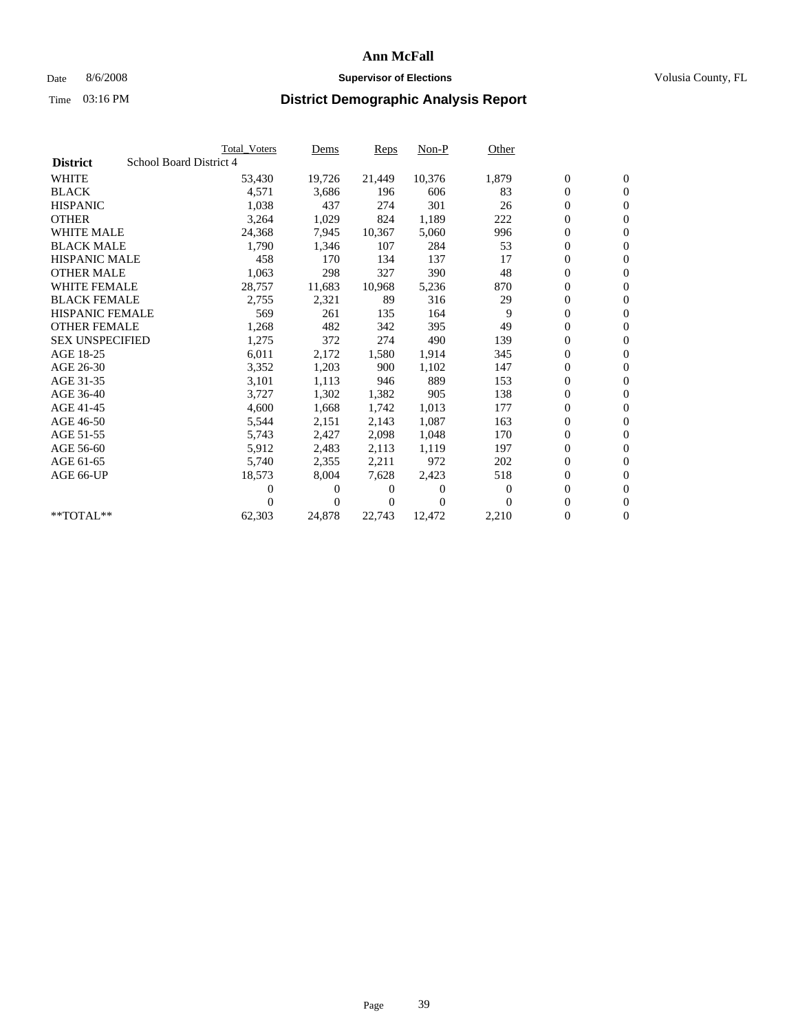# Ann McFall

Date 8/6/2008 **Supervisor of Elections** Volusia County, FL

Time 03:16 PM **District Demographic Analysis Report**

| | Total_Voters | Dems | Reps | Non-P | Other | | |
|---|---|---|---|---|---|---|---|
| **District** School Board District 4 | | | | | | | |
| WHITE | 53,430 | 19,726 | 21,449 | 10,376 | 1,879 | 0 | 0 |
| BLACK | 4,571 | 3,686 | 196 | 606 | 83 | 0 | 0 |
| HISPANIC | 1,038 | 437 | 274 | 301 | 26 | 0 | 0 |
| OTHER | 3,264 | 1,029 | 824 | 1,189 | 222 | 0 | 0 |
| WHITE MALE | 24,368 | 7,945 | 10,367 | 5,060 | 996 | 0 | 0 |
| BLACK MALE | 1,790 | 1,346 | 107 | 284 | 53 | 0 | 0 |
| HISPANIC MALE | 458 | 170 | 134 | 137 | 17 | 0 | 0 |
| OTHER MALE | 1,063 | 298 | 327 | 390 | 48 | 0 | 0 |
| WHITE FEMALE | 28,757 | 11,683 | 10,968 | 5,236 | 870 | 0 | 0 |
| BLACK FEMALE | 2,755 | 2,321 | 89 | 316 | 29 | 0 | 0 |
| HISPANIC FEMALE | 569 | 261 | 135 | 164 | 9 | 0 | 0 |
| OTHER FEMALE | 1,268 | 482 | 342 | 395 | 49 | 0 | 0 |
| SEX UNSPECIFIED | 1,275 | 372 | 274 | 490 | 139 | 0 | 0 |
| AGE 18-25 | 6,011 | 2,172 | 1,580 | 1,914 | 345 | 0 | 0 |
| AGE 26-30 | 3,352 | 1,203 | 900 | 1,102 | 147 | 0 | 0 |
| AGE 31-35 | 3,101 | 1,113 | 946 | 889 | 153 | 0 | 0 |
| AGE 36-40 | 3,727 | 1,302 | 1,382 | 905 | 138 | 0 | 0 |
| AGE 41-45 | 4,600 | 1,668 | 1,742 | 1,013 | 177 | 0 | 0 |
| AGE 46-50 | 5,544 | 2,151 | 2,143 | 1,087 | 163 | 0 | 0 |
| AGE 51-55 | 5,743 | 2,427 | 2,098 | 1,048 | 170 | 0 | 0 |
| AGE 56-60 | 5,912 | 2,483 | 2,113 | 1,119 | 197 | 0 | 0 |
| AGE 61-65 | 5,740 | 2,355 | 2,211 | 972 | 202 | 0 | 0 |
| AGE 66-UP | 18,573 | 8,004 | 7,628 | 2,423 | 518 | 0 | 0 |
| | 0 | 0 | 0 | 0 | 0 | 0 | 0 |
| | 0 | 0 | 0 | 0 | 0 | 0 | 0 |
| **TOTAL** | 62,303 | 24,878 | 22,743 | 12,472 | 2,210 | 0 | 0 |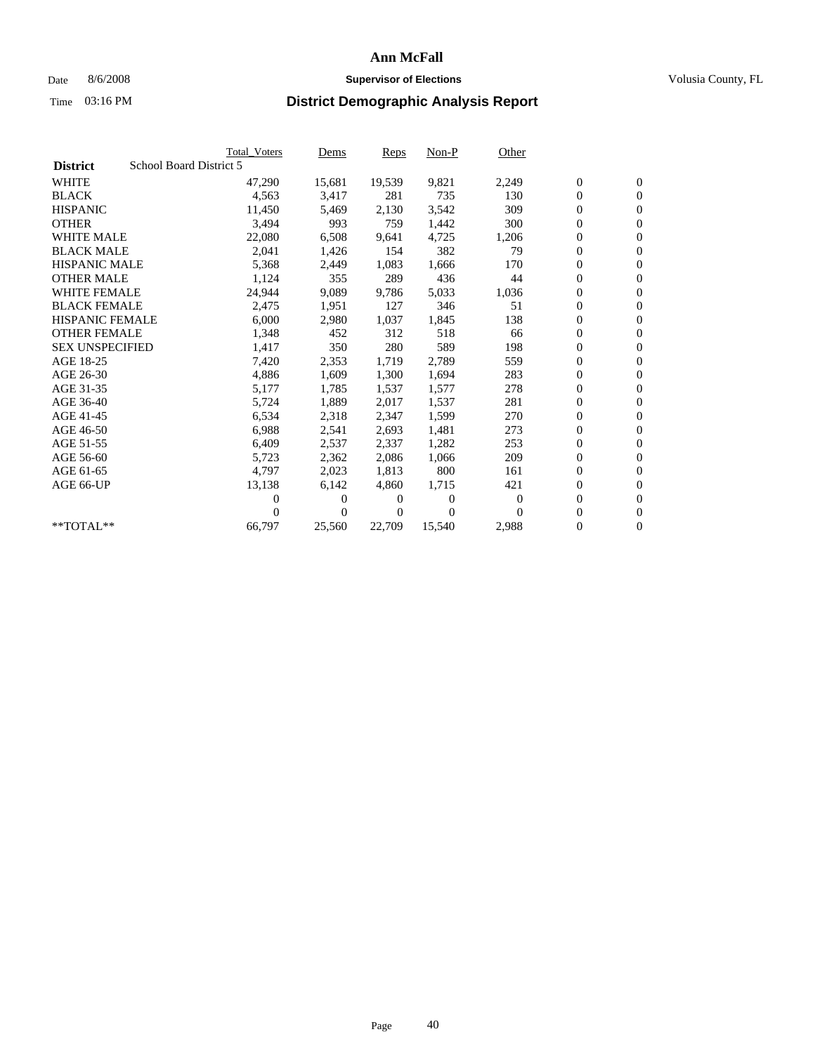# Ann McFall

Date 8/6/2008 **Supervisor of Elections** Volusia County, FL

Time 03:16 PM **District Demographic Analysis Report**

| | Total_Voters | Dems | Reps | Non-P | Other | | |
|---|---|---|---|---|---|---|---|
| **District** School Board District 5 | | | | | | | |
| WHITE | 47,290 | 15,681 | 19,539 | 9,821 | 2,249 | 0 | 0 |
| BLACK | 4,563 | 3,417 | 281 | 735 | 130 | 0 | 0 |
| HISPANIC | 11,450 | 5,469 | 2,130 | 3,542 | 309 | 0 | 0 |
| OTHER | 3,494 | 993 | 759 | 1,442 | 300 | 0 | 0 |
| WHITE MALE | 22,080 | 6,508 | 9,641 | 4,725 | 1,206 | 0 | 0 |
| BLACK MALE | 2,041 | 1,426 | 154 | 382 | 79 | 0 | 0 |
| HISPANIC MALE | 5,368 | 2,449 | 1,083 | 1,666 | 170 | 0 | 0 |
| OTHER MALE | 1,124 | 355 | 289 | 436 | 44 | 0 | 0 |
| WHITE FEMALE | 24,944 | 9,089 | 9,786 | 5,033 | 1,036 | 0 | 0 |
| BLACK FEMALE | 2,475 | 1,951 | 127 | 346 | 51 | 0 | 0 |
| HISPANIC FEMALE | 6,000 | 2,980 | 1,037 | 1,845 | 138 | 0 | 0 |
| OTHER FEMALE | 1,348 | 452 | 312 | 518 | 66 | 0 | 0 |
| SEX UNSPECIFIED | 1,417 | 350 | 280 | 589 | 198 | 0 | 0 |
| AGE 18-25 | 7,420 | 2,353 | 1,719 | 2,789 | 559 | 0 | 0 |
| AGE 26-30 | 4,886 | 1,609 | 1,300 | 1,694 | 283 | 0 | 0 |
| AGE 31-35 | 5,177 | 1,785 | 1,537 | 1,577 | 278 | 0 | 0 |
| AGE 36-40 | 5,724 | 1,889 | 2,017 | 1,537 | 281 | 0 | 0 |
| AGE 41-45 | 6,534 | 2,318 | 2,347 | 1,599 | 270 | 0 | 0 |
| AGE 46-50 | 6,988 | 2,541 | 2,693 | 1,481 | 273 | 0 | 0 |
| AGE 51-55 | 6,409 | 2,537 | 2,337 | 1,282 | 253 | 0 | 0 |
| AGE 56-60 | 5,723 | 2,362 | 2,086 | 1,066 | 209 | 0 | 0 |
| AGE 61-65 | 4,797 | 2,023 | 1,813 | 800 | 161 | 0 | 0 |
| AGE 66-UP | 13,138 | 6,142 | 4,860 | 1,715 | 421 | 0 | 0 |
| | 0 | 0 | 0 | 0 | 0 | 0 | 0 |
| | 0 | 0 | 0 | 0 | 0 | 0 | 0 |
| **TOTAL** | 66,797 | 25,560 | 22,709 | 15,540 | 2,988 | 0 | 0 |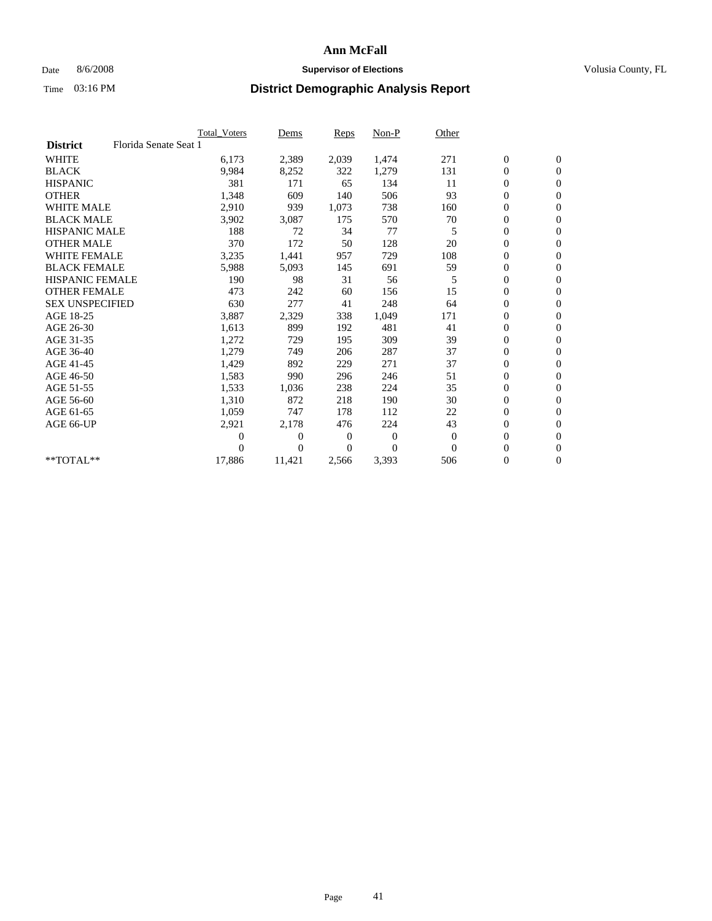# Ann McFall

Date 8/6/2008 **Supervisor of Elections** Volusia County, FL

Time 03:16 PM

## District Demographic Analysis Report

| | Total_Voters | Dems | Reps | Non-P | Other | | |
|---|---|---|---|---|---|---|---|
| **District** Florida Senate Seat 1 | | | | | | | |
| WHITE | 6,173 | 2,389 | 2,039 | 1,474 | 271 | 0 | 0 |
| BLACK | 9,984 | 8,252 | 322 | 1,279 | 131 | 0 | 0 |
| HISPANIC | 381 | 171 | 65 | 134 | 11 | 0 | 0 |
| OTHER | 1,348 | 609 | 140 | 506 | 93 | 0 | 0 |
| WHITE MALE | 2,910 | 939 | 1,073 | 738 | 160 | 0 | 0 |
| BLACK MALE | 3,902 | 3,087 | 175 | 570 | 70 | 0 | 0 |
| HISPANIC MALE | 188 | 72 | 34 | 77 | 5 | 0 | 0 |
| OTHER MALE | 370 | 172 | 50 | 128 | 20 | 0 | 0 |
| WHITE FEMALE | 3,235 | 1,441 | 957 | 729 | 108 | 0 | 0 |
| BLACK FEMALE | 5,988 | 5,093 | 145 | 691 | 59 | 0 | 0 |
| HISPANIC FEMALE | 190 | 98 | 31 | 56 | 5 | 0 | 0 |
| OTHER FEMALE | 473 | 242 | 60 | 156 | 15 | 0 | 0 |
| SEX UNSPECIFIED | 630 | 277 | 41 | 248 | 64 | 0 | 0 |
| AGE 18-25 | 3,887 | 2,329 | 338 | 1,049 | 171 | 0 | 0 |
| AGE 26-30 | 1,613 | 899 | 192 | 481 | 41 | 0 | 0 |
| AGE 31-35 | 1,272 | 729 | 195 | 309 | 39 | 0 | 0 |
| AGE 36-40 | 1,279 | 749 | 206 | 287 | 37 | 0 | 0 |
| AGE 41-45 | 1,429 | 892 | 229 | 271 | 37 | 0 | 0 |
| AGE 46-50 | 1,583 | 990 | 296 | 246 | 51 | 0 | 0 |
| AGE 51-55 | 1,533 | 1,036 | 238 | 224 | 35 | 0 | 0 |
| AGE 56-60 | 1,310 | 872 | 218 | 190 | 30 | 0 | 0 |
| AGE 61-65 | 1,059 | 747 | 178 | 112 | 22 | 0 | 0 |
| AGE 66-UP | 2,921 | 2,178 | 476 | 224 | 43 | 0 | 0 |
| | 0 | 0 | 0 | 0 | 0 | 0 | 0 |
| | 0 | 0 | 0 | 0 | 0 | 0 | 0 |
| **TOTAL** | 17,886 | 11,421 | 2,566 | 3,393 | 506 | 0 | 0 |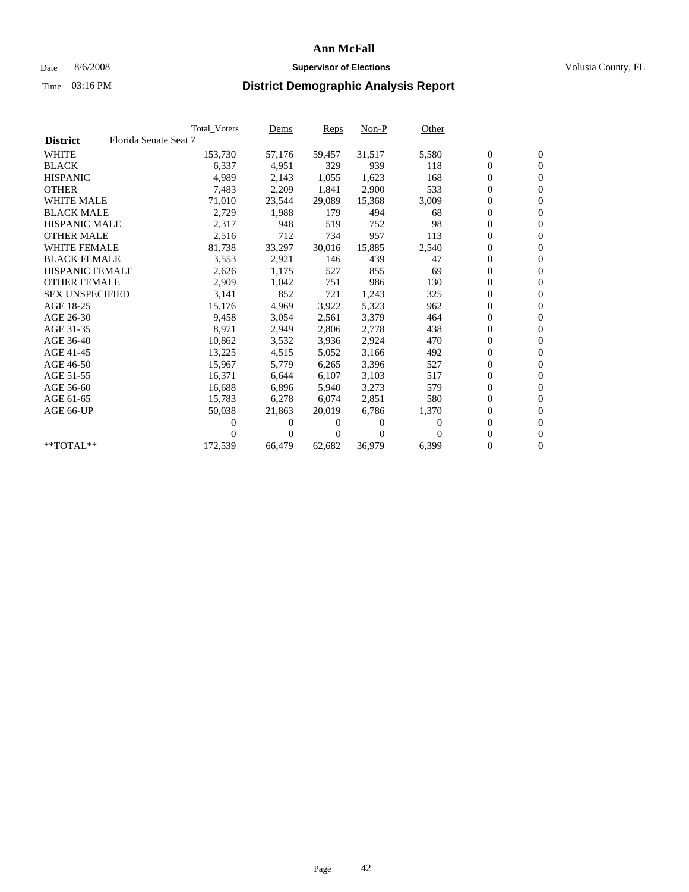# Ann McFall

Date 8/6/2008 **Supervisor of Elections** Volusia County, FL

Time 03:16 PM **District Demographic Analysis Report**

| | Total_Voters | Dems | Reps | Non-P | Other | | |
|---|---|---|---|---|---|---|---|
| **District** Florida Senate Seat 7 | | | | | | | |
| WHITE | 153,730 | 57,176 | 59,457 | 31,517 | 5,580 | 0 | 0 |
| BLACK | 6,337 | 4,951 | 329 | 939 | 118 | 0 | 0 |
| HISPANIC | 4,989 | 2,143 | 1,055 | 1,623 | 168 | 0 | 0 |
| OTHER | 7,483 | 2,209 | 1,841 | 2,900 | 533 | 0 | 0 |
| WHITE MALE | 71,010 | 23,544 | 29,089 | 15,368 | 3,009 | 0 | 0 |
| BLACK MALE | 2,729 | 1,988 | 179 | 494 | 68 | 0 | 0 |
| HISPANIC MALE | 2,317 | 948 | 519 | 752 | 98 | 0 | 0 |
| OTHER MALE | 2,516 | 712 | 734 | 957 | 113 | 0 | 0 |
| WHITE FEMALE | 81,738 | 33,297 | 30,016 | 15,885 | 2,540 | 0 | 0 |
| BLACK FEMALE | 3,553 | 2,921 | 146 | 439 | 47 | 0 | 0 |
| HISPANIC FEMALE | 2,626 | 1,175 | 527 | 855 | 69 | 0 | 0 |
| OTHER FEMALE | 2,909 | 1,042 | 751 | 986 | 130 | 0 | 0 |
| SEX UNSPECIFIED | 3,141 | 852 | 721 | 1,243 | 325 | 0 | 0 |
| AGE 18-25 | 15,176 | 4,969 | 3,922 | 5,323 | 962 | 0 | 0 |
| AGE 26-30 | 9,458 | 3,054 | 2,561 | 3,379 | 464 | 0 | 0 |
| AGE 31-35 | 8,971 | 2,949 | 2,806 | 2,778 | 438 | 0 | 0 |
| AGE 36-40 | 10,862 | 3,532 | 3,936 | 2,924 | 470 | 0 | 0 |
| AGE 41-45 | 13,225 | 4,515 | 5,052 | 3,166 | 492 | 0 | 0 |
| AGE 46-50 | 15,967 | 5,779 | 6,265 | 3,396 | 527 | 0 | 0 |
| AGE 51-55 | 16,371 | 6,644 | 6,107 | 3,103 | 517 | 0 | 0 |
| AGE 56-60 | 16,688 | 6,896 | 5,940 | 3,273 | 579 | 0 | 0 |
| AGE 61-65 | 15,783 | 6,278 | 6,074 | 2,851 | 580 | 0 | 0 |
| AGE 66-UP | 50,038 | 21,863 | 20,019 | 6,786 | 1,370 | 0 | 0 |
| | 0 | 0 | 0 | 0 | 0 | 0 | 0 |
| | 0 | 0 | 0 | 0 | 0 | 0 | 0 |
| **TOTAL** | 172,539 | 66,479 | 62,682 | 36,979 | 6,399 | 0 | 0 |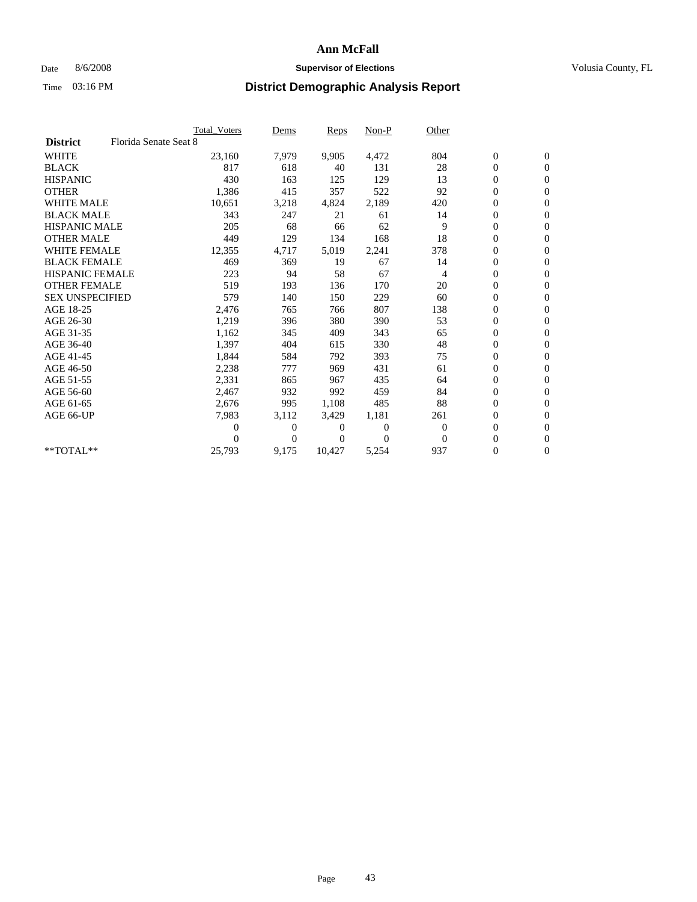# Ann McFall

Date 8/6/2008 **Supervisor of Elections** Volusia County, FL

Time 03:16 PM **District Demographic Analysis Report**

| | Total_Voters | Dems | Reps | Non-P | Other | | |
|---|---|---|---|---|---|---|---|
| **District** Florida Senate Seat 8 | | | | | | | |
| WHITE | 23,160 | 7,979 | 9,905 | 4,472 | 804 | 0 | 0 |
| BLACK | 817 | 618 | 40 | 131 | 28 | 0 | 0 |
| HISPANIC | 430 | 163 | 125 | 129 | 13 | 0 | 0 |
| OTHER | 1,386 | 415 | 357 | 522 | 92 | 0 | 0 |
| WHITE MALE | 10,651 | 3,218 | 4,824 | 2,189 | 420 | 0 | 0 |
| BLACK MALE | 343 | 247 | 21 | 61 | 14 | 0 | 0 |
| HISPANIC MALE | 205 | 68 | 66 | 62 | 9 | 0 | 0 |
| OTHER MALE | 449 | 129 | 134 | 168 | 18 | 0 | 0 |
| WHITE FEMALE | 12,355 | 4,717 | 5,019 | 2,241 | 378 | 0 | 0 |
| BLACK FEMALE | 469 | 369 | 19 | 67 | 14 | 0 | 0 |
| HISPANIC FEMALE | 223 | 94 | 58 | 67 | 4 | 0 | 0 |
| OTHER FEMALE | 519 | 193 | 136 | 170 | 20 | 0 | 0 |
| SEX UNSPECIFIED | 579 | 140 | 150 | 229 | 60 | 0 | 0 |
| AGE 18-25 | 2,476 | 765 | 766 | 807 | 138 | 0 | 0 |
| AGE 26-30 | 1,219 | 396 | 380 | 390 | 53 | 0 | 0 |
| AGE 31-35 | 1,162 | 345 | 409 | 343 | 65 | 0 | 0 |
| AGE 36-40 | 1,397 | 404 | 615 | 330 | 48 | 0 | 0 |
| AGE 41-45 | 1,844 | 584 | 792 | 393 | 75 | 0 | 0 |
| AGE 46-50 | 2,238 | 777 | 969 | 431 | 61 | 0 | 0 |
| AGE 51-55 | 2,331 | 865 | 967 | 435 | 64 | 0 | 0 |
| AGE 56-60 | 2,467 | 932 | 992 | 459 | 84 | 0 | 0 |
| AGE 61-65 | 2,676 | 995 | 1,108 | 485 | 88 | 0 | 0 |
| AGE 66-UP | 7,983 | 3,112 | 3,429 | 1,181 | 261 | 0 | 0 |
| | 0 | 0 | 0 | 0 | 0 | 0 | 0 |
| | 0 | 0 | 0 | 0 | 0 | 0 | 0 |
| **TOTAL** | 25,793 | 9,175 | 10,427 | 5,254 | 937 | 0 | 0 |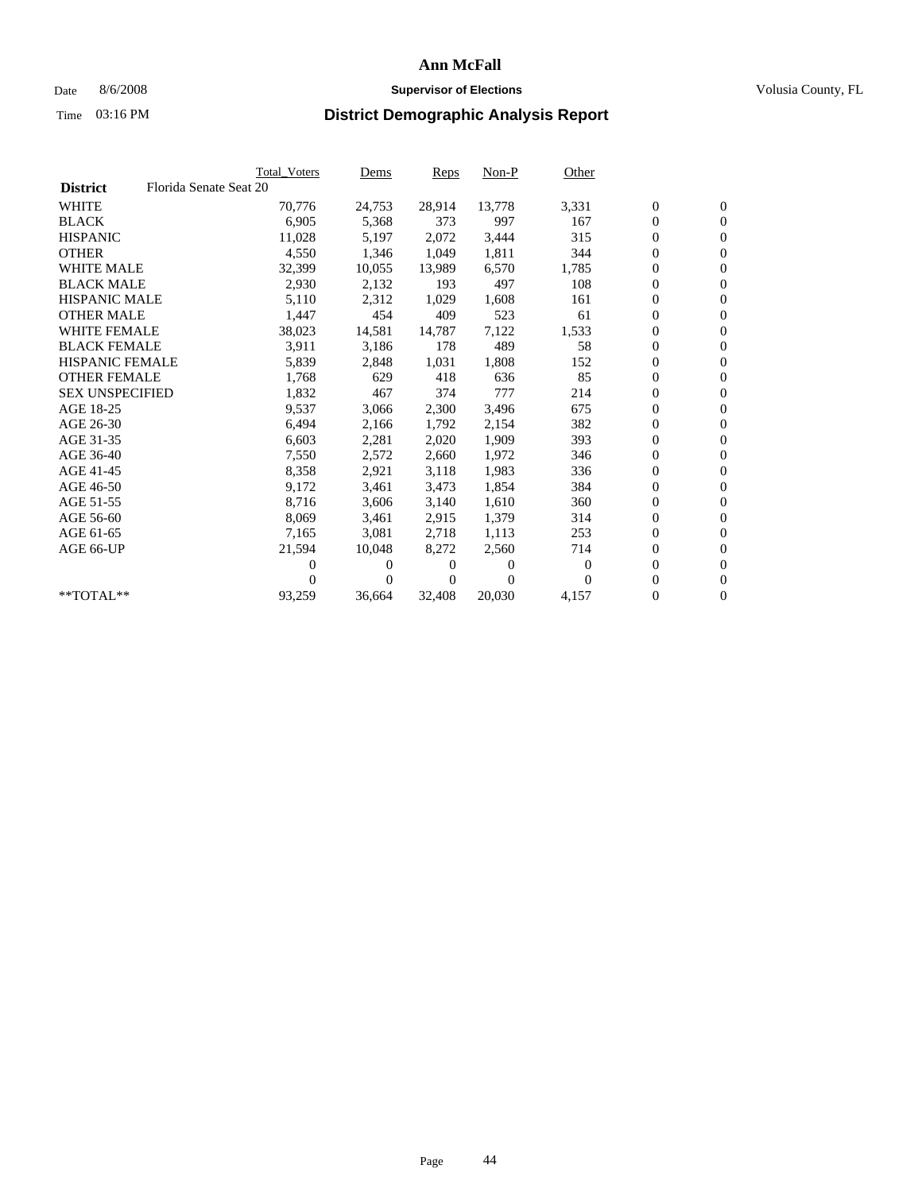# Ann McFall

Date 8/6/2008 **Supervisor of Elections** Volusia County, FL

Time 03:16 PM **District Demographic Analysis Report**

| | Total_Voters | Dems | Reps | Non-P | Other | | |
|---|---|---|---|---|---|---|---|
| **District** Florida Senate Seat 20 | | | | | | | |
| WHITE | 70,776 | 24,753 | 28,914 | 13,778 | 3,331 | 0 | 0 |
| BLACK | 6,905 | 5,368 | 373 | 997 | 167 | 0 | 0 |
| HISPANIC | 11,028 | 5,197 | 2,072 | 3,444 | 315 | 0 | 0 |
| OTHER | 4,550 | 1,346 | 1,049 | 1,811 | 344 | 0 | 0 |
| WHITE MALE | 32,399 | 10,055 | 13,989 | 6,570 | 1,785 | 0 | 0 |
| BLACK MALE | 2,930 | 2,132 | 193 | 497 | 108 | 0 | 0 |
| HISPANIC MALE | 5,110 | 2,312 | 1,029 | 1,608 | 161 | 0 | 0 |
| OTHER MALE | 1,447 | 454 | 409 | 523 | 61 | 0 | 0 |
| WHITE FEMALE | 38,023 | 14,581 | 14,787 | 7,122 | 1,533 | 0 | 0 |
| BLACK FEMALE | 3,911 | 3,186 | 178 | 489 | 58 | 0 | 0 |
| HISPANIC FEMALE | 5,839 | 2,848 | 1,031 | 1,808 | 152 | 0 | 0 |
| OTHER FEMALE | 1,768 | 629 | 418 | 636 | 85 | 0 | 0 |
| SEX UNSPECIFIED | 1,832 | 467 | 374 | 777 | 214 | 0 | 0 |
| AGE 18-25 | 9,537 | 3,066 | 2,300 | 3,496 | 675 | 0 | 0 |
| AGE 26-30 | 6,494 | 2,166 | 1,792 | 2,154 | 382 | 0 | 0 |
| AGE 31-35 | 6,603 | 2,281 | 2,020 | 1,909 | 393 | 0 | 0 |
| AGE 36-40 | 7,550 | 2,572 | 2,660 | 1,972 | 346 | 0 | 0 |
| AGE 41-45 | 8,358 | 2,921 | 3,118 | 1,983 | 336 | 0 | 0 |
| AGE 46-50 | 9,172 | 3,461 | 3,473 | 1,854 | 384 | 0 | 0 |
| AGE 51-55 | 8,716 | 3,606 | 3,140 | 1,610 | 360 | 0 | 0 |
| AGE 56-60 | 8,069 | 3,461 | 2,915 | 1,379 | 314 | 0 | 0 |
| AGE 61-65 | 7,165 | 3,081 | 2,718 | 1,113 | 253 | 0 | 0 |
| AGE 66-UP | 21,594 | 10,048 | 8,272 | 2,560 | 714 | 0 | 0 |
| | 0 | 0 | 0 | 0 | 0 | 0 | 0 |
| | 0 | 0 | 0 | 0 | 0 | 0 | 0 |
| **TOTAL** | 93,259 | 36,664 | 32,408 | 20,030 | 4,157 | 0 | 0 |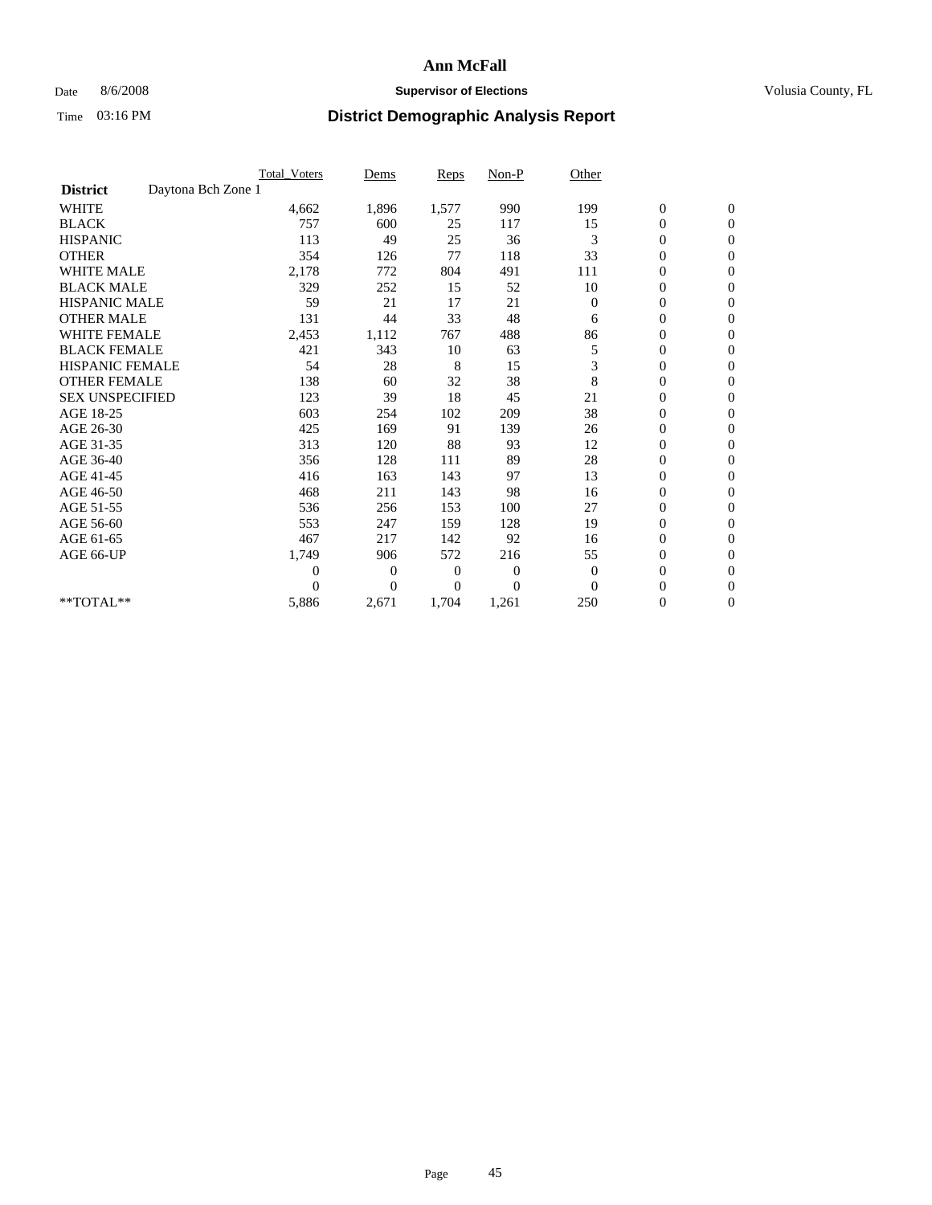# Ann McFall

Date 8/6/2008 **Supervisor of Elections** Volusia County, FL

Time 03:16 PM **District Demographic Analysis Report**

| | Total_Voters | Dems | Reps | Non-P | Other | | |
|---|---|---|---|---|---|---|---|
| **District** Daytona Bch Zone 1 | | | | | | | |
| WHITE | 4,662 | 1,896 | 1,577 | 990 | 199 | 0 | 0 |
| BLACK | 757 | 600 | 25 | 117 | 15 | 0 | 0 |
| HISPANIC | 113 | 49 | 25 | 36 | 3 | 0 | 0 |
| OTHER | 354 | 126 | 77 | 118 | 33 | 0 | 0 |
| WHITE MALE | 2,178 | 772 | 804 | 491 | 111 | 0 | 0 |
| BLACK MALE | 329 | 252 | 15 | 52 | 10 | 0 | 0 |
| HISPANIC MALE | 59 | 21 | 17 | 21 | 0 | 0 | 0 |
| OTHER MALE | 131 | 44 | 33 | 48 | 6 | 0 | 0 |
| WHITE FEMALE | 2,453 | 1,112 | 767 | 488 | 86 | 0 | 0 |
| BLACK FEMALE | 421 | 343 | 10 | 63 | 5 | 0 | 0 |
| HISPANIC FEMALE | 54 | 28 | 8 | 15 | 3 | 0 | 0 |
| OTHER FEMALE | 138 | 60 | 32 | 38 | 8 | 0 | 0 |
| SEX UNSPECIFIED | 123 | 39 | 18 | 45 | 21 | 0 | 0 |
| AGE 18-25 | 603 | 254 | 102 | 209 | 38 | 0 | 0 |
| AGE 26-30 | 425 | 169 | 91 | 139 | 26 | 0 | 0 |
| AGE 31-35 | 313 | 120 | 88 | 93 | 12 | 0 | 0 |
| AGE 36-40 | 356 | 128 | 111 | 89 | 28 | 0 | 0 |
| AGE 41-45 | 416 | 163 | 143 | 97 | 13 | 0 | 0 |
| AGE 46-50 | 468 | 211 | 143 | 98 | 16 | 0 | 0 |
| AGE 51-55 | 536 | 256 | 153 | 100 | 27 | 0 | 0 |
| AGE 56-60 | 553 | 247 | 159 | 128 | 19 | 0 | 0 |
| AGE 61-65 | 467 | 217 | 142 | 92 | 16 | 0 | 0 |
| AGE 66-UP | 1,749 | 906 | 572 | 216 | 55 | 0 | 0 |
| | 0 | 0 | 0 | 0 | 0 | 0 | 0 |
| | 0 | 0 | 0 | 0 | 0 | 0 | 0 |
| **TOTAL** | 5,886 | 2,671 | 1,704 | 1,261 | 250 | 0 | 0 |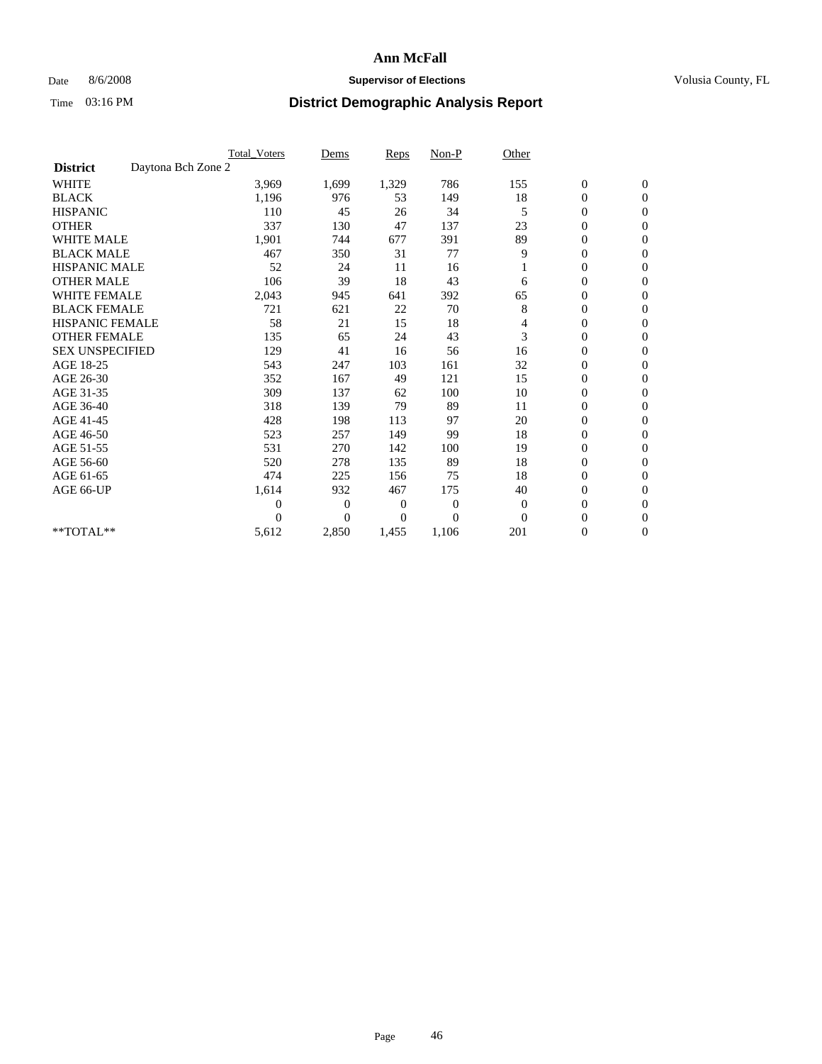# Ann McFall

Date 8/6/2008 **Supervisor of Elections** Volusia County, FL

Time 03:16 PM **District Demographic Analysis Report**

| | Total_Voters | Dems | Reps | Non-P | Other | | |
|---|---|---|---|---|---|---|---|
| **District** Daytona Bch Zone 2 | | | | | | | |
| WHITE | 3,969 | 1,699 | 1,329 | 786 | 155 | 0 | 0 |
| BLACK | 1,196 | 976 | 53 | 149 | 18 | 0 | 0 |
| HISPANIC | 110 | 45 | 26 | 34 | 5 | 0 | 0 |
| OTHER | 337 | 130 | 47 | 137 | 23 | 0 | 0 |
| WHITE MALE | 1,901 | 744 | 677 | 391 | 89 | 0 | 0 |
| BLACK MALE | 467 | 350 | 31 | 77 | 9 | 0 | 0 |
| HISPANIC MALE | 52 | 24 | 11 | 16 | 1 | 0 | 0 |
| OTHER MALE | 106 | 39 | 18 | 43 | 6 | 0 | 0 |
| WHITE FEMALE | 2,043 | 945 | 641 | 392 | 65 | 0 | 0 |
| BLACK FEMALE | 721 | 621 | 22 | 70 | 8 | 0 | 0 |
| HISPANIC FEMALE | 58 | 21 | 15 | 18 | 4 | 0 | 0 |
| OTHER FEMALE | 135 | 65 | 24 | 43 | 3 | 0 | 0 |
| SEX UNSPECIFIED | 129 | 41 | 16 | 56 | 16 | 0 | 0 |
| AGE 18-25 | 543 | 247 | 103 | 161 | 32 | 0 | 0 |
| AGE 26-30 | 352 | 167 | 49 | 121 | 15 | 0 | 0 |
| AGE 31-35 | 309 | 137 | 62 | 100 | 10 | 0 | 0 |
| AGE 36-40 | 318 | 139 | 79 | 89 | 11 | 0 | 0 |
| AGE 41-45 | 428 | 198 | 113 | 97 | 20 | 0 | 0 |
| AGE 46-50 | 523 | 257 | 149 | 99 | 18 | 0 | 0 |
| AGE 51-55 | 531 | 270 | 142 | 100 | 19 | 0 | 0 |
| AGE 56-60 | 520 | 278 | 135 | 89 | 18 | 0 | 0 |
| AGE 61-65 | 474 | 225 | 156 | 75 | 18 | 0 | 0 |
| AGE 66-UP | 1,614 | 932 | 467 | 175 | 40 | 0 | 0 |
| | 0 | 0 | 0 | 0 | 0 | 0 | 0 |
| | 0 | 0 | 0 | 0 | 0 | 0 | 0 |
| **TOTAL** | 5,612 | 2,850 | 1,455 | 1,106 | 201 | 0 | 0 |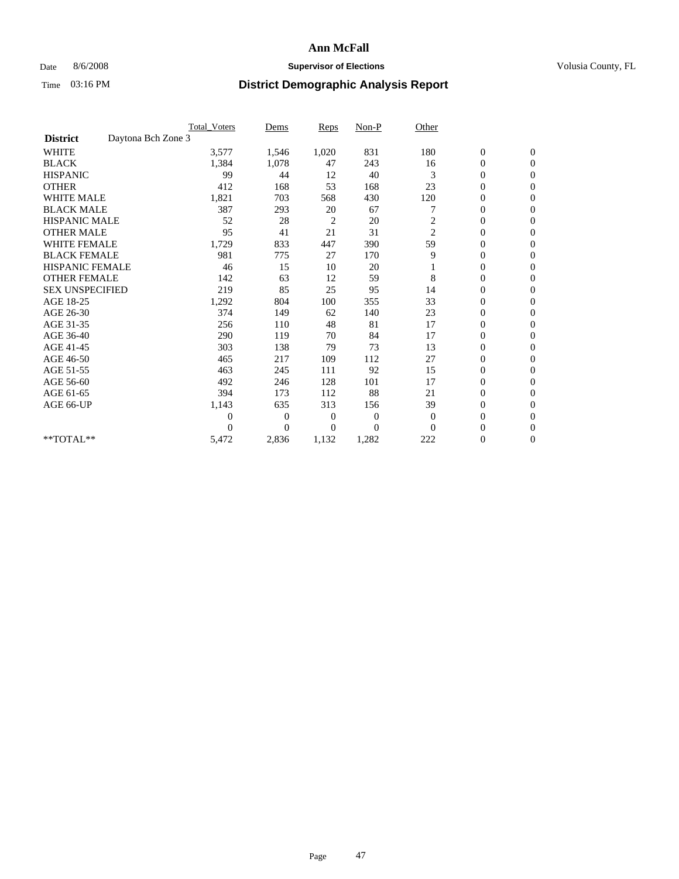# Ann McFall

Date 8/6/2008 **Supervisor of Elections** Volusia County, FL

Time 03:16 PM **District Demographic Analysis Report**

| | Total_Voters | Dems | Reps | Non-P | Other | | |
|---|---|---|---|---|---|---|---|
| **District** Daytona Bch Zone 3 | | | | | | | |
| WHITE | 3,577 | 1,546 | 1,020 | 831 | 180 | 0 | 0 |
| BLACK | 1,384 | 1,078 | 47 | 243 | 16 | 0 | 0 |
| HISPANIC | 99 | 44 | 12 | 40 | 3 | 0 | 0 |
| OTHER | 412 | 168 | 53 | 168 | 23 | 0 | 0 |
| WHITE MALE | 1,821 | 703 | 568 | 430 | 120 | 0 | 0 |
| BLACK MALE | 387 | 293 | 20 | 67 | 7 | 0 | 0 |
| HISPANIC MALE | 52 | 28 | 2 | 20 | 2 | 0 | 0 |
| OTHER MALE | 95 | 41 | 21 | 31 | 2 | 0 | 0 |
| WHITE FEMALE | 1,729 | 833 | 447 | 390 | 59 | 0 | 0 |
| BLACK FEMALE | 981 | 775 | 27 | 170 | 9 | 0 | 0 |
| HISPANIC FEMALE | 46 | 15 | 10 | 20 | 1 | 0 | 0 |
| OTHER FEMALE | 142 | 63 | 12 | 59 | 8 | 0 | 0 |
| SEX UNSPECIFIED | 219 | 85 | 25 | 95 | 14 | 0 | 0 |
| AGE 18-25 | 1,292 | 804 | 100 | 355 | 33 | 0 | 0 |
| AGE 26-30 | 374 | 149 | 62 | 140 | 23 | 0 | 0 |
| AGE 31-35 | 256 | 110 | 48 | 81 | 17 | 0 | 0 |
| AGE 36-40 | 290 | 119 | 70 | 84 | 17 | 0 | 0 |
| AGE 41-45 | 303 | 138 | 79 | 73 | 13 | 0 | 0 |
| AGE 46-50 | 465 | 217 | 109 | 112 | 27 | 0 | 0 |
| AGE 51-55 | 463 | 245 | 111 | 92 | 15 | 0 | 0 |
| AGE 56-60 | 492 | 246 | 128 | 101 | 17 | 0 | 0 |
| AGE 61-65 | 394 | 173 | 112 | 88 | 21 | 0 | 0 |
| AGE 66-UP | 1,143 | 635 | 313 | 156 | 39 | 0 | 0 |
| | 0 | 0 | 0 | 0 | 0 | 0 | 0 |
| | 0 | 0 | 0 | 0 | 0 | 0 | 0 |
| **TOTAL** | 5,472 | 2,836 | 1,132 | 1,282 | 222 | 0 | 0 |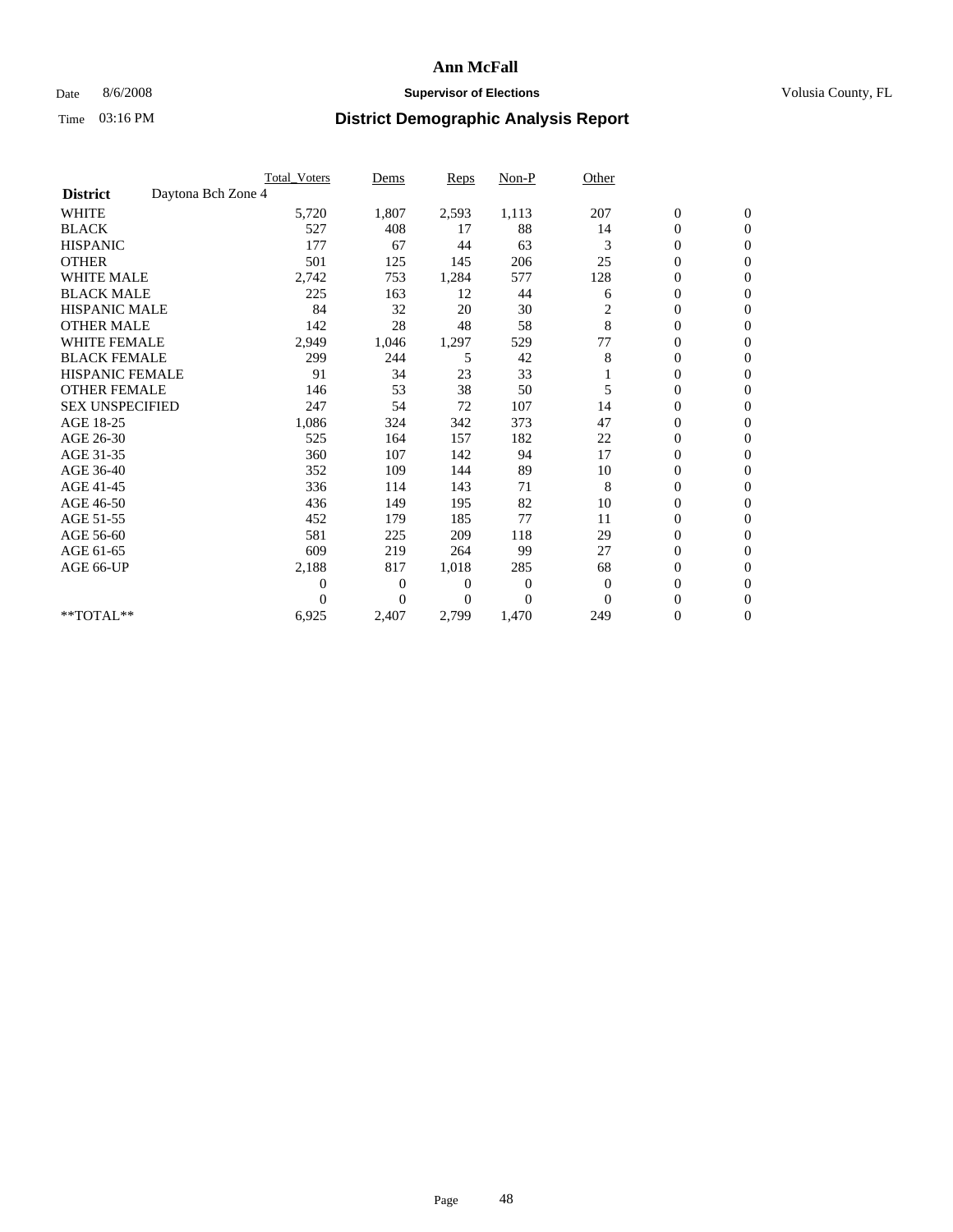# Ann McFall

Date 8/6/2008 **Supervisor of Elections** Volusia County, FL

Time 03:16 PM **District Demographic Analysis Report**

| | Total_Voters | Dems | Reps | Non-P | Other | | |
|---|---|---|---|---|---|---|---|
| **District** Daytona Bch Zone 4 | | | | | | | |
| WHITE | 5,720 | 1,807 | 2,593 | 1,113 | 207 | 0 | 0 |
| BLACK | 527 | 408 | 17 | 88 | 14 | 0 | 0 |
| HISPANIC | 177 | 67 | 44 | 63 | 3 | 0 | 0 |
| OTHER | 501 | 125 | 145 | 206 | 25 | 0 | 0 |
| WHITE MALE | 2,742 | 753 | 1,284 | 577 | 128 | 0 | 0 |
| BLACK MALE | 225 | 163 | 12 | 44 | 6 | 0 | 0 |
| HISPANIC MALE | 84 | 32 | 20 | 30 | 2 | 0 | 0 |
| OTHER MALE | 142 | 28 | 48 | 58 | 8 | 0 | 0 |
| WHITE FEMALE | 2,949 | 1,046 | 1,297 | 529 | 77 | 0 | 0 |
| BLACK FEMALE | 299 | 244 | 5 | 42 | 8 | 0 | 0 |
| HISPANIC FEMALE | 91 | 34 | 23 | 33 | 1 | 0 | 0 |
| OTHER FEMALE | 146 | 53 | 38 | 50 | 5 | 0 | 0 |
| SEX UNSPECIFIED | 247 | 54 | 72 | 107 | 14 | 0 | 0 |
| AGE 18-25 | 1,086 | 324 | 342 | 373 | 47 | 0 | 0 |
| AGE 26-30 | 525 | 164 | 157 | 182 | 22 | 0 | 0 |
| AGE 31-35 | 360 | 107 | 142 | 94 | 17 | 0 | 0 |
| AGE 36-40 | 352 | 109 | 144 | 89 | 10 | 0 | 0 |
| AGE 41-45 | 336 | 114 | 143 | 71 | 8 | 0 | 0 |
| AGE 46-50 | 436 | 149 | 195 | 82 | 10 | 0 | 0 |
| AGE 51-55 | 452 | 179 | 185 | 77 | 11 | 0 | 0 |
| AGE 56-60 | 581 | 225 | 209 | 118 | 29 | 0 | 0 |
| AGE 61-65 | 609 | 219 | 264 | 99 | 27 | 0 | 0 |
| AGE 66-UP | 2,188 | 817 | 1,018 | 285 | 68 | 0 | 0 |
| | 0 | 0 | 0 | 0 | 0 | 0 | 0 |
| | 0 | 0 | 0 | 0 | 0 | 0 | 0 |
| **TOTAL** | 6,925 | 2,407 | 2,799 | 1,470 | 249 | 0 | 0 |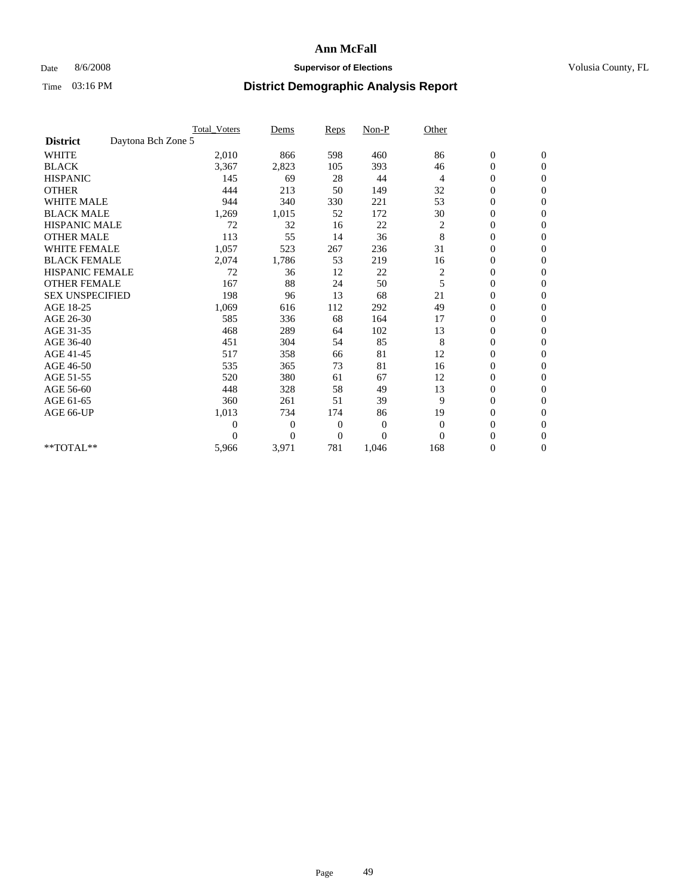# Ann McFall

Date 8/6/2008 **Supervisor of Elections** Volusia County, FL

Time 03:16 PM **District Demographic Analysis Report**

| | Total_Voters | Dems | Reps | Non-P | Other | | |
|---|---|---|---|---|---|---|---|
| **District** Daytona Bch Zone 5 | | | | | | | |
| WHITE | 2,010 | 866 | 598 | 460 | 86 | 0 | 0 |
| BLACK | 3,367 | 2,823 | 105 | 393 | 46 | 0 | 0 |
| HISPANIC | 145 | 69 | 28 | 44 | 4 | 0 | 0 |
| OTHER | 444 | 213 | 50 | 149 | 32 | 0 | 0 |
| WHITE MALE | 944 | 340 | 330 | 221 | 53 | 0 | 0 |
| BLACK MALE | 1,269 | 1,015 | 52 | 172 | 30 | 0 | 0 |
| HISPANIC MALE | 72 | 32 | 16 | 22 | 2 | 0 | 0 |
| OTHER MALE | 113 | 55 | 14 | 36 | 8 | 0 | 0 |
| WHITE FEMALE | 1,057 | 523 | 267 | 236 | 31 | 0 | 0 |
| BLACK FEMALE | 2,074 | 1,786 | 53 | 219 | 16 | 0 | 0 |
| HISPANIC FEMALE | 72 | 36 | 12 | 22 | 2 | 0 | 0 |
| OTHER FEMALE | 167 | 88 | 24 | 50 | 5 | 0 | 0 |
| SEX UNSPECIFIED | 198 | 96 | 13 | 68 | 21 | 0 | 0 |
| AGE 18-25 | 1,069 | 616 | 112 | 292 | 49 | 0 | 0 |
| AGE 26-30 | 585 | 336 | 68 | 164 | 17 | 0 | 0 |
| AGE 31-35 | 468 | 289 | 64 | 102 | 13 | 0 | 0 |
| AGE 36-40 | 451 | 304 | 54 | 85 | 8 | 0 | 0 |
| AGE 41-45 | 517 | 358 | 66 | 81 | 12 | 0 | 0 |
| AGE 46-50 | 535 | 365 | 73 | 81 | 16 | 0 | 0 |
| AGE 51-55 | 520 | 380 | 61 | 67 | 12 | 0 | 0 |
| AGE 56-60 | 448 | 328 | 58 | 49 | 13 | 0 | 0 |
| AGE 61-65 | 360 | 261 | 51 | 39 | 9 | 0 | 0 |
| AGE 66-UP | 1,013 | 734 | 174 | 86 | 19 | 0 | 0 |
| | 0 | 0 | 0 | 0 | 0 | 0 | 0 |
| | 0 | 0 | 0 | 0 | 0 | 0 | 0 |
| **TOTAL** | 5,966 | 3,971 | 781 | 1,046 | 168 | 0 | 0 |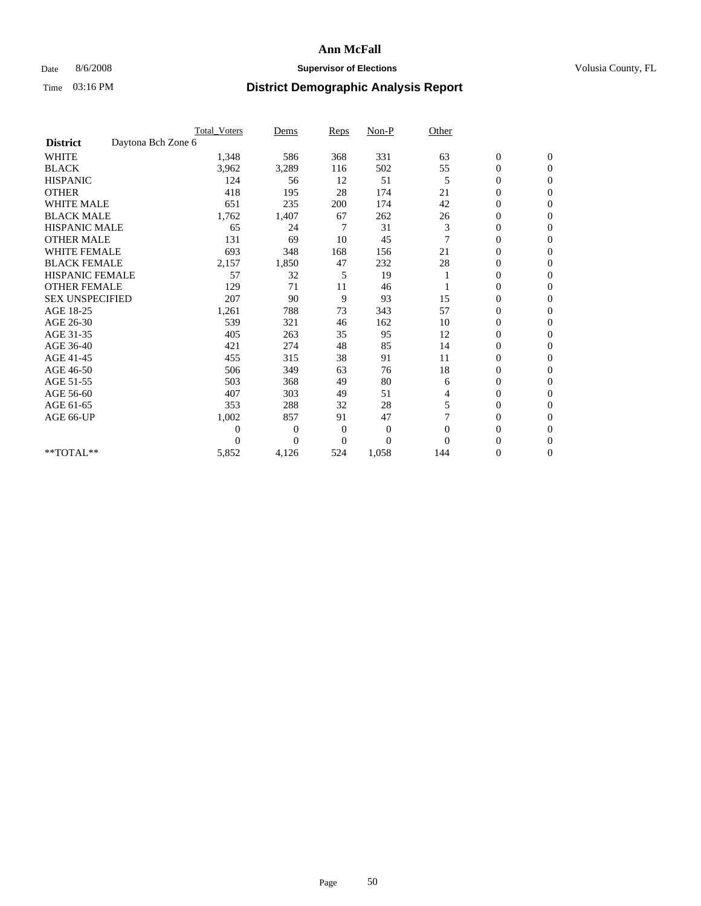# Ann McFall

Date 8/6/2008 **Supervisor of Elections** Volusia County, FL

Time 03:16 PM **District Demographic Analysis Report**

| | Total_Voters | Dems | Reps | Non-P | Other | | |
|---|---|---|---|---|---|---|---|
| **District** Daytona Bch Zone 6 | | | | | | | |
| WHITE | 1,348 | 586 | 368 | 331 | 63 | 0 | 0 |
| BLACK | 3,962 | 3,289 | 116 | 502 | 55 | 0 | 0 |
| HISPANIC | 124 | 56 | 12 | 51 | 5 | 0 | 0 |
| OTHER | 418 | 195 | 28 | 174 | 21 | 0 | 0 |
| WHITE MALE | 651 | 235 | 200 | 174 | 42 | 0 | 0 |
| BLACK MALE | 1,762 | 1,407 | 67 | 262 | 26 | 0 | 0 |
| HISPANIC MALE | 65 | 24 | 7 | 31 | 3 | 0 | 0 |
| OTHER MALE | 131 | 69 | 10 | 45 | 7 | 0 | 0 |
| WHITE FEMALE | 693 | 348 | 168 | 156 | 21 | 0 | 0 |
| BLACK FEMALE | 2,157 | 1,850 | 47 | 232 | 28 | 0 | 0 |
| HISPANIC FEMALE | 57 | 32 | 5 | 19 | 1 | 0 | 0 |
| OTHER FEMALE | 129 | 71 | 11 | 46 | 1 | 0 | 0 |
| SEX UNSPECIFIED | 207 | 90 | 9 | 93 | 15 | 0 | 0 |
| AGE 18-25 | 1,261 | 788 | 73 | 343 | 57 | 0 | 0 |
| AGE 26-30 | 539 | 321 | 46 | 162 | 10 | 0 | 0 |
| AGE 31-35 | 405 | 263 | 35 | 95 | 12 | 0 | 0 |
| AGE 36-40 | 421 | 274 | 48 | 85 | 14 | 0 | 0 |
| AGE 41-45 | 455 | 315 | 38 | 91 | 11 | 0 | 0 |
| AGE 46-50 | 506 | 349 | 63 | 76 | 18 | 0 | 0 |
| AGE 51-55 | 503 | 368 | 49 | 80 | 6 | 0 | 0 |
| AGE 56-60 | 407 | 303 | 49 | 51 | 4 | 0 | 0 |
| AGE 61-65 | 353 | 288 | 32 | 28 | 5 | 0 | 0 |
| AGE 66-UP | 1,002 | 857 | 91 | 47 | 7 | 0 | 0 |
| | 0 | 0 | 0 | 0 | 0 | 0 | 0 |
| | 0 | 0 | 0 | 0 | 0 | 0 | 0 |
| **TOTAL** | 5,852 | 4,126 | 524 | 1,058 | 144 | 0 | 0 |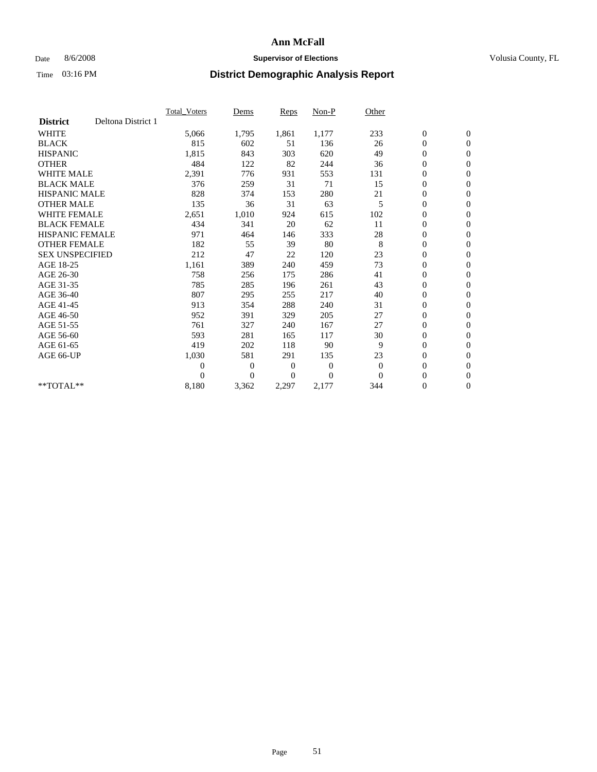# Ann McFall

Date 8/6/2008 **Supervisor of Elections** Volusia County, FL

Time 03:16 PM **District Demographic Analysis Report**

| | Total_Voters | Dems | Reps | Non-P | Other | | |
|---|---|---|---|---|---|---|---|
| **District** Deltona District 1 | | | | | | | |
| WHITE | 5,066 | 1,795 | 1,861 | 1,177 | 233 | 0 | 0 |
| BLACK | 815 | 602 | 51 | 136 | 26 | 0 | 0 |
| HISPANIC | 1,815 | 843 | 303 | 620 | 49 | 0 | 0 |
| OTHER | 484 | 122 | 82 | 244 | 36 | 0 | 0 |
| WHITE MALE | 2,391 | 776 | 931 | 553 | 131 | 0 | 0 |
| BLACK MALE | 376 | 259 | 31 | 71 | 15 | 0 | 0 |
| HISPANIC MALE | 828 | 374 | 153 | 280 | 21 | 0 | 0 |
| OTHER MALE | 135 | 36 | 31 | 63 | 5 | 0 | 0 |
| WHITE FEMALE | 2,651 | 1,010 | 924 | 615 | 102 | 0 | 0 |
| BLACK FEMALE | 434 | 341 | 20 | 62 | 11 | 0 | 0 |
| HISPANIC FEMALE | 971 | 464 | 146 | 333 | 28 | 0 | 0 |
| OTHER FEMALE | 182 | 55 | 39 | 80 | 8 | 0 | 0 |
| SEX UNSPECIFIED | 212 | 47 | 22 | 120 | 23 | 0 | 0 |
| AGE 18-25 | 1,161 | 389 | 240 | 459 | 73 | 0 | 0 |
| AGE 26-30 | 758 | 256 | 175 | 286 | 41 | 0 | 0 |
| AGE 31-35 | 785 | 285 | 196 | 261 | 43 | 0 | 0 |
| AGE 36-40 | 807 | 295 | 255 | 217 | 40 | 0 | 0 |
| AGE 41-45 | 913 | 354 | 288 | 240 | 31 | 0 | 0 |
| AGE 46-50 | 952 | 391 | 329 | 205 | 27 | 0 | 0 |
| AGE 51-55 | 761 | 327 | 240 | 167 | 27 | 0 | 0 |
| AGE 56-60 | 593 | 281 | 165 | 117 | 30 | 0 | 0 |
| AGE 61-65 | 419 | 202 | 118 | 90 | 9 | 0 | 0 |
| AGE 66-UP | 1,030 | 581 | 291 | 135 | 23 | 0 | 0 |
| | 0 | 0 | 0 | 0 | 0 | 0 | 0 |
| | 0 | 0 | 0 | 0 | 0 | 0 | 0 |
| **TOTAL** | 8,180 | 3,362 | 2,297 | 2,177 | 344 | 0 | 0 |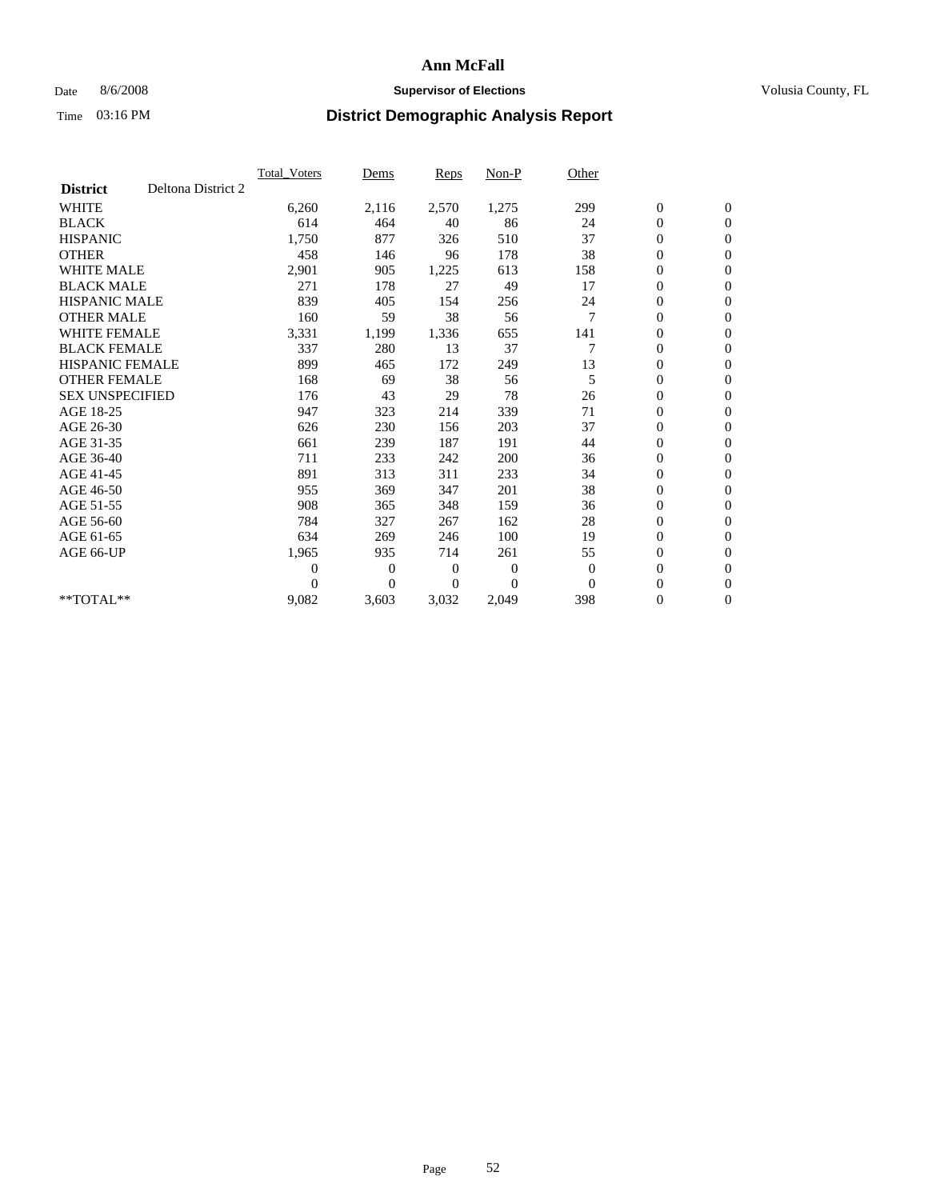# Ann McFall

Date 8/6/2008 **Supervisor of Elections** Volusia County, FL

Time 03:16 PM **District Demographic Analysis Report**

| | Total_Voters | Dems | Reps | Non-P | Other | | |
|---|---|---|---|---|---|---|---|
| **District** Deltona District 2 | | | | | | | |
| WHITE | 6,260 | 2,116 | 2,570 | 1,275 | 299 | 0 | 0 |
| BLACK | 614 | 464 | 40 | 86 | 24 | 0 | 0 |
| HISPANIC | 1,750 | 877 | 326 | 510 | 37 | 0 | 0 |
| OTHER | 458 | 146 | 96 | 178 | 38 | 0 | 0 |
| WHITE MALE | 2,901 | 905 | 1,225 | 613 | 158 | 0 | 0 |
| BLACK MALE | 271 | 178 | 27 | 49 | 17 | 0 | 0 |
| HISPANIC MALE | 839 | 405 | 154 | 256 | 24 | 0 | 0 |
| OTHER MALE | 160 | 59 | 38 | 56 | 7 | 0 | 0 |
| WHITE FEMALE | 3,331 | 1,199 | 1,336 | 655 | 141 | 0 | 0 |
| BLACK FEMALE | 337 | 280 | 13 | 37 | 7 | 0 | 0 |
| HISPANIC FEMALE | 899 | 465 | 172 | 249 | 13 | 0 | 0 |
| OTHER FEMALE | 168 | 69 | 38 | 56 | 5 | 0 | 0 |
| SEX UNSPECIFIED | 176 | 43 | 29 | 78 | 26 | 0 | 0 |
| AGE 18-25 | 947 | 323 | 214 | 339 | 71 | 0 | 0 |
| AGE 26-30 | 626 | 230 | 156 | 203 | 37 | 0 | 0 |
| AGE 31-35 | 661 | 239 | 187 | 191 | 44 | 0 | 0 |
| AGE 36-40 | 711 | 233 | 242 | 200 | 36 | 0 | 0 |
| AGE 41-45 | 891 | 313 | 311 | 233 | 34 | 0 | 0 |
| AGE 46-50 | 955 | 369 | 347 | 201 | 38 | 0 | 0 |
| AGE 51-55 | 908 | 365 | 348 | 159 | 36 | 0 | 0 |
| AGE 56-60 | 784 | 327 | 267 | 162 | 28 | 0 | 0 |
| AGE 61-65 | 634 | 269 | 246 | 100 | 19 | 0 | 0 |
| AGE 66-UP | 1,965 | 935 | 714 | 261 | 55 | 0 | 0 |
| | 0 | 0 | 0 | 0 | 0 | 0 | 0 |
| | 0 | 0 | 0 | 0 | 0 | 0 | 0 |
| **TOTAL** | 9,082 | 3,603 | 3,032 | 2,049 | 398 | 0 | 0 |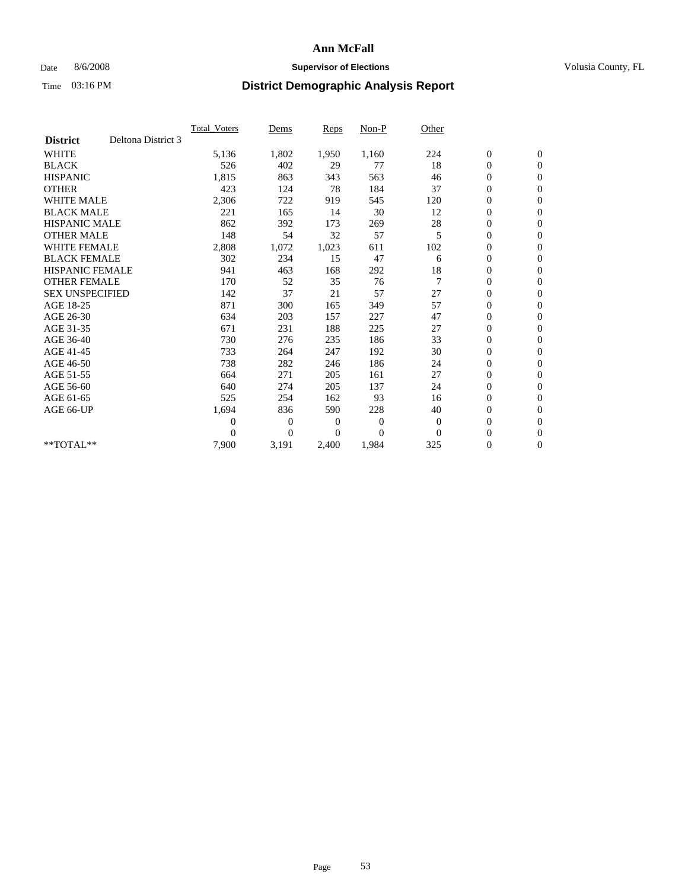# Ann McFall

Date 8/6/2008 **Supervisor of Elections** Volusia County, FL

Time 03:16 PM **District Demographic Analysis Report**

| | Total_Voters | Dems | Reps | Non-P | Other | | |
|---|---|---|---|---|---|---|---|
| **District** Deltona District 3 | | | | | | | |
| WHITE | 5,136 | 1,802 | 1,950 | 1,160 | 224 | 0 | 0 |
| BLACK | 526 | 402 | 29 | 77 | 18 | 0 | 0 |
| HISPANIC | 1,815 | 863 | 343 | 563 | 46 | 0 | 0 |
| OTHER | 423 | 124 | 78 | 184 | 37 | 0 | 0 |
| WHITE MALE | 2,306 | 722 | 919 | 545 | 120 | 0 | 0 |
| BLACK MALE | 221 | 165 | 14 | 30 | 12 | 0 | 0 |
| HISPANIC MALE | 862 | 392 | 173 | 269 | 28 | 0 | 0 |
| OTHER MALE | 148 | 54 | 32 | 57 | 5 | 0 | 0 |
| WHITE FEMALE | 2,808 | 1,072 | 1,023 | 611 | 102 | 0 | 0 |
| BLACK FEMALE | 302 | 234 | 15 | 47 | 6 | 0 | 0 |
| HISPANIC FEMALE | 941 | 463 | 168 | 292 | 18 | 0 | 0 |
| OTHER FEMALE | 170 | 52 | 35 | 76 | 7 | 0 | 0 |
| SEX UNSPECIFIED | 142 | 37 | 21 | 57 | 27 | 0 | 0 |
| AGE 18-25 | 871 | 300 | 165 | 349 | 57 | 0 | 0 |
| AGE 26-30 | 634 | 203 | 157 | 227 | 47 | 0 | 0 |
| AGE 31-35 | 671 | 231 | 188 | 225 | 27 | 0 | 0 |
| AGE 36-40 | 730 | 276 | 235 | 186 | 33 | 0 | 0 |
| AGE 41-45 | 733 | 264 | 247 | 192 | 30 | 0 | 0 |
| AGE 46-50 | 738 | 282 | 246 | 186 | 24 | 0 | 0 |
| AGE 51-55 | 664 | 271 | 205 | 161 | 27 | 0 | 0 |
| AGE 56-60 | 640 | 274 | 205 | 137 | 24 | 0 | 0 |
| AGE 61-65 | 525 | 254 | 162 | 93 | 16 | 0 | 0 |
| AGE 66-UP | 1,694 | 836 | 590 | 228 | 40 | 0 | 0 |
| | 0 | 0 | 0 | 0 | 0 | 0 | 0 |
| | 0 | 0 | 0 | 0 | 0 | 0 | 0 |
| **TOTAL** | 7,900 | 3,191 | 2,400 | 1,984 | 325 | 0 | 0 |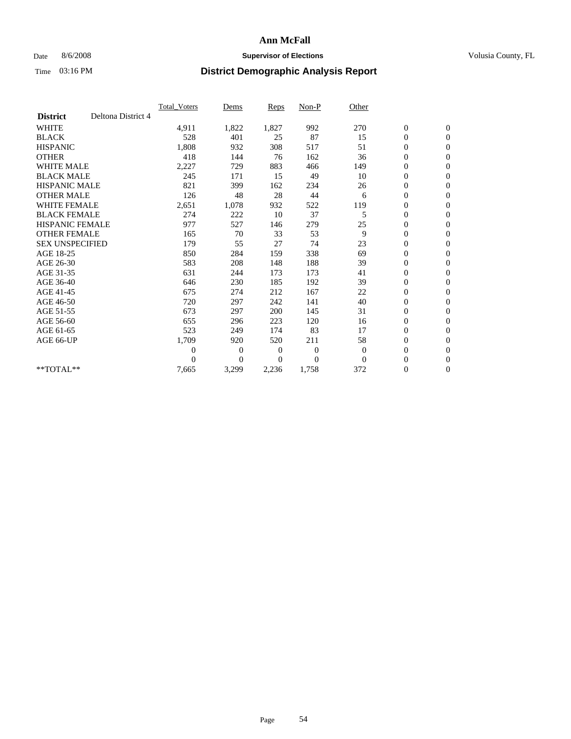# Ann McFall

Date 8/6/2008 **Supervisor of Elections** Volusia County, FL

Time 03:16 PM **District Demographic Analysis Report**

| | Total_Voters | Dems | Reps | Non-P | Other | | |
|---|---|---|---|---|---|---|---|
| **District** Deltona District 4 | | | | | | | |
| WHITE | 4,911 | 1,822 | 1,827 | 992 | 270 | 0 | 0 |
| BLACK | 528 | 401 | 25 | 87 | 15 | 0 | 0 |
| HISPANIC | 1,808 | 932 | 308 | 517 | 51 | 0 | 0 |
| OTHER | 418 | 144 | 76 | 162 | 36 | 0 | 0 |
| WHITE MALE | 2,227 | 729 | 883 | 466 | 149 | 0 | 0 |
| BLACK MALE | 245 | 171 | 15 | 49 | 10 | 0 | 0 |
| HISPANIC MALE | 821 | 399 | 162 | 234 | 26 | 0 | 0 |
| OTHER MALE | 126 | 48 | 28 | 44 | 6 | 0 | 0 |
| WHITE FEMALE | 2,651 | 1,078 | 932 | 522 | 119 | 0 | 0 |
| BLACK FEMALE | 274 | 222 | 10 | 37 | 5 | 0 | 0 |
| HISPANIC FEMALE | 977 | 527 | 146 | 279 | 25 | 0 | 0 |
| OTHER FEMALE | 165 | 70 | 33 | 53 | 9 | 0 | 0 |
| SEX UNSPECIFIED | 179 | 55 | 27 | 74 | 23 | 0 | 0 |
| AGE 18-25 | 850 | 284 | 159 | 338 | 69 | 0 | 0 |
| AGE 26-30 | 583 | 208 | 148 | 188 | 39 | 0 | 0 |
| AGE 31-35 | 631 | 244 | 173 | 173 | 41 | 0 | 0 |
| AGE 36-40 | 646 | 230 | 185 | 192 | 39 | 0 | 0 |
| AGE 41-45 | 675 | 274 | 212 | 167 | 22 | 0 | 0 |
| AGE 46-50 | 720 | 297 | 242 | 141 | 40 | 0 | 0 |
| AGE 51-55 | 673 | 297 | 200 | 145 | 31 | 0 | 0 |
| AGE 56-60 | 655 | 296 | 223 | 120 | 16 | 0 | 0 |
| AGE 61-65 | 523 | 249 | 174 | 83 | 17 | 0 | 0 |
| AGE 66-UP | 1,709 | 920 | 520 | 211 | 58 | 0 | 0 |
| | 0 | 0 | 0 | 0 | 0 | 0 | 0 |
| | 0 | 0 | 0 | 0 | 0 | 0 | 0 |
| **TOTAL** | 7,665 | 3,299 | 2,236 | 1,758 | 372 | 0 | 0 |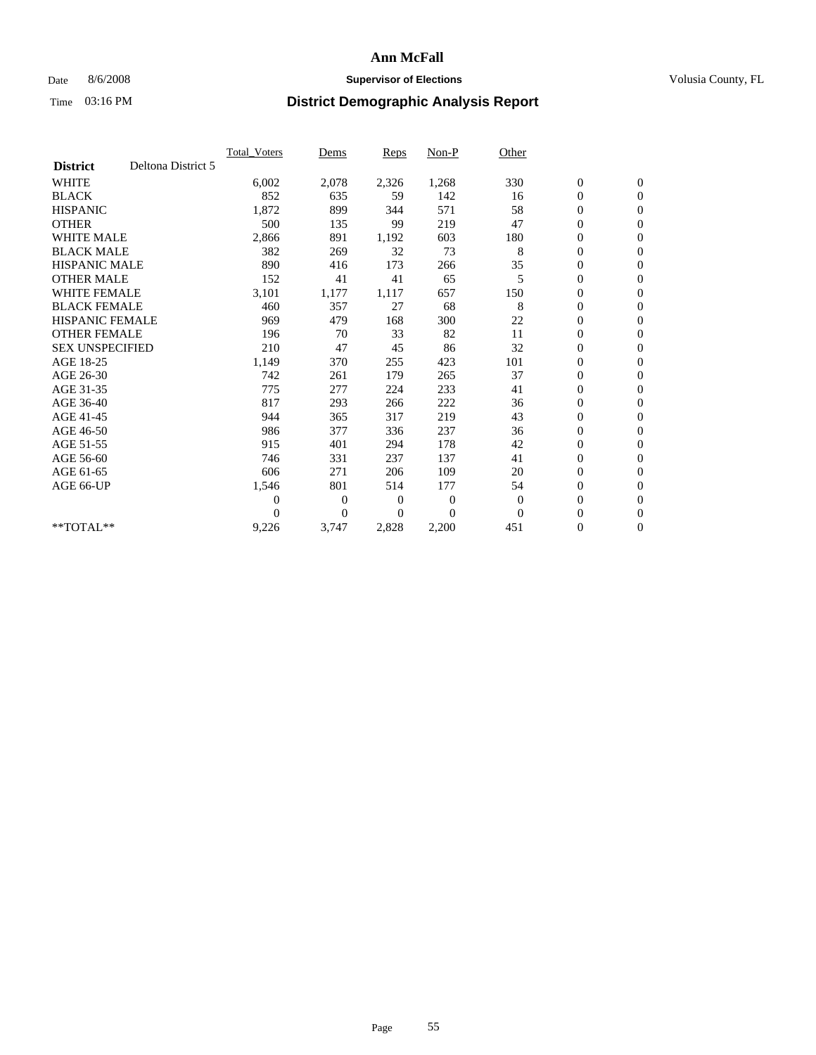# Ann McFall

Date 8/6/2008 **Supervisor of Elections** Volusia County, FL

Time 03:16 PM **District Demographic Analysis Report**

| | Total_Voters | Dems | Reps | Non-P | Other | | |
|---|---|---|---|---|---|---|---|
| **District** Deltona District 5 | | | | | | | |
| WHITE | 6,002 | 2,078 | 2,326 | 1,268 | 330 | 0 | 0 |
| BLACK | 852 | 635 | 59 | 142 | 16 | 0 | 0 |
| HISPANIC | 1,872 | 899 | 344 | 571 | 58 | 0 | 0 |
| OTHER | 500 | 135 | 99 | 219 | 47 | 0 | 0 |
| WHITE MALE | 2,866 | 891 | 1,192 | 603 | 180 | 0 | 0 |
| BLACK MALE | 382 | 269 | 32 | 73 | 8 | 0 | 0 |
| HISPANIC MALE | 890 | 416 | 173 | 266 | 35 | 0 | 0 |
| OTHER MALE | 152 | 41 | 41 | 65 | 5 | 0 | 0 |
| WHITE FEMALE | 3,101 | 1,177 | 1,117 | 657 | 150 | 0 | 0 |
| BLACK FEMALE | 460 | 357 | 27 | 68 | 8 | 0 | 0 |
| HISPANIC FEMALE | 969 | 479 | 168 | 300 | 22 | 0 | 0 |
| OTHER FEMALE | 196 | 70 | 33 | 82 | 11 | 0 | 0 |
| SEX UNSPECIFIED | 210 | 47 | 45 | 86 | 32 | 0 | 0 |
| AGE 18-25 | 1,149 | 370 | 255 | 423 | 101 | 0 | 0 |
| AGE 26-30 | 742 | 261 | 179 | 265 | 37 | 0 | 0 |
| AGE 31-35 | 775 | 277 | 224 | 233 | 41 | 0 | 0 |
| AGE 36-40 | 817 | 293 | 266 | 222 | 36 | 0 | 0 |
| AGE 41-45 | 944 | 365 | 317 | 219 | 43 | 0 | 0 |
| AGE 46-50 | 986 | 377 | 336 | 237 | 36 | 0 | 0 |
| AGE 51-55 | 915 | 401 | 294 | 178 | 42 | 0 | 0 |
| AGE 56-60 | 746 | 331 | 237 | 137 | 41 | 0 | 0 |
| AGE 61-65 | 606 | 271 | 206 | 109 | 20 | 0 | 0 |
| AGE 66-UP | 1,546 | 801 | 514 | 177 | 54 | 0 | 0 |
| | 0 | 0 | 0 | 0 | 0 | 0 | 0 |
| | 0 | 0 | 0 | 0 | 0 | 0 | 0 |
| **TOTAL** | 9,226 | 3,747 | 2,828 | 2,200 | 451 | 0 | 0 |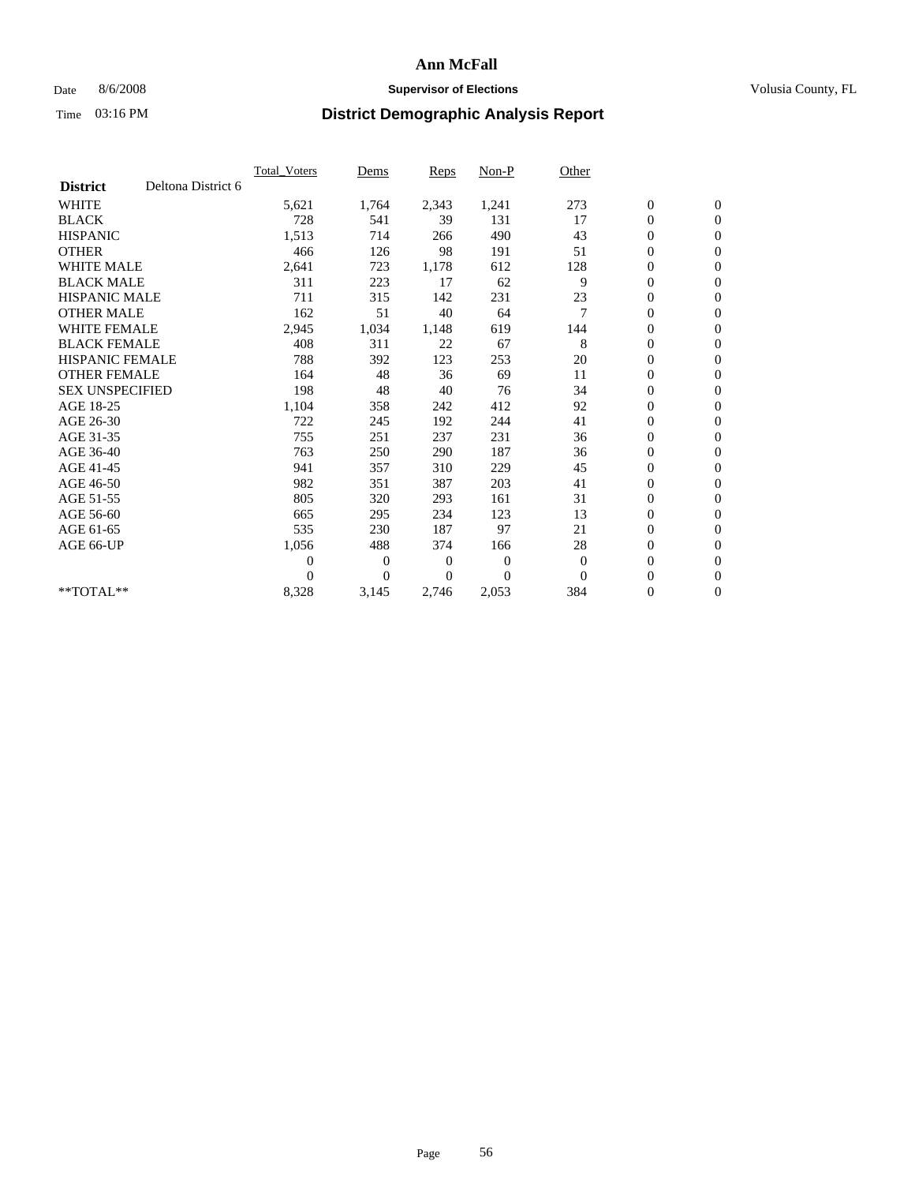# Ann McFall

Date 8/6/2008 **Supervisor of Elections** Volusia County, FL

Time 03:16 PM **District Demographic Analysis Report**

| **District** Deltona District 6 | Total_Voters | Dems | Reps | Non-P | Other | | |
|---|---|---|---|---|---|---|---|
| WHITE | 5,621 | 1,764 | 2,343 | 1,241 | 273 | 0 | 0 |
| BLACK | 728 | 541 | 39 | 131 | 17 | 0 | 0 |
| HISPANIC | 1,513 | 714 | 266 | 490 | 43 | 0 | 0 |
| OTHER | 466 | 126 | 98 | 191 | 51 | 0 | 0 |
| WHITE MALE | 2,641 | 723 | 1,178 | 612 | 128 | 0 | 0 |
| BLACK MALE | 311 | 223 | 17 | 62 | 9 | 0 | 0 |
| HISPANIC MALE | 711 | 315 | 142 | 231 | 23 | 0 | 0 |
| OTHER MALE | 162 | 51 | 40 | 64 | 7 | 0 | 0 |
| WHITE FEMALE | 2,945 | 1,034 | 1,148 | 619 | 144 | 0 | 0 |
| BLACK FEMALE | 408 | 311 | 22 | 67 | 8 | 0 | 0 |
| HISPANIC FEMALE | 788 | 392 | 123 | 253 | 20 | 0 | 0 |
| OTHER FEMALE | 164 | 48 | 36 | 69 | 11 | 0 | 0 |
| SEX UNSPECIFIED | 198 | 48 | 40 | 76 | 34 | 0 | 0 |
| AGE 18-25 | 1,104 | 358 | 242 | 412 | 92 | 0 | 0 |
| AGE 26-30 | 722 | 245 | 192 | 244 | 41 | 0 | 0 |
| AGE 31-35 | 755 | 251 | 237 | 231 | 36 | 0 | 0 |
| AGE 36-40 | 763 | 250 | 290 | 187 | 36 | 0 | 0 |
| AGE 41-45 | 941 | 357 | 310 | 229 | 45 | 0 | 0 |
| AGE 46-50 | 982 | 351 | 387 | 203 | 41 | 0 | 0 |
| AGE 51-55 | 805 | 320 | 293 | 161 | 31 | 0 | 0 |
| AGE 56-60 | 665 | 295 | 234 | 123 | 13 | 0 | 0 |
| AGE 61-65 | 535 | 230 | 187 | 97 | 21 | 0 | 0 |
| AGE 66-UP | 1,056 | 488 | 374 | 166 | 28 | 0 | 0 |
| | 0 | 0 | 0 | 0 | 0 | 0 | 0 |
| | 0 | 0 | 0 | 0 | 0 | 0 | 0 |
| **TOTAL** | 8,328 | 3,145 | 2,746 | 2,053 | 384 | 0 | 0 |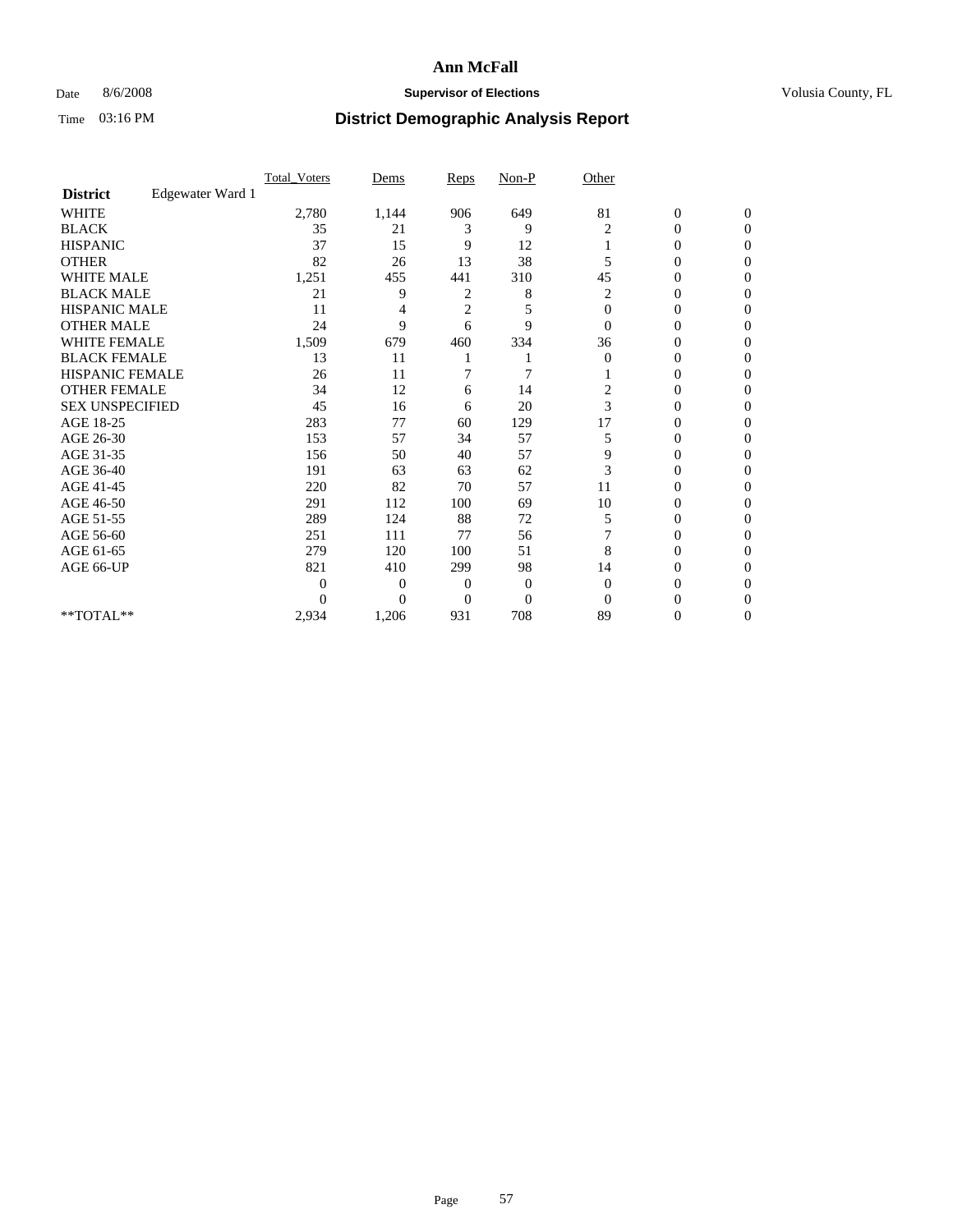# Ann McFall

Date 8/6/2008 **Supervisor of Elections** Volusia County, FL

Time 03:16 PM **District Demographic Analysis Report**

| **District** Edgewater Ward 1 | Total_Voters | Dems | Reps | Non-P | Other | | |
|---|---|---|---|---|---|---|---|
| WHITE | 2,780 | 1,144 | 906 | 649 | 81 | 0 | 0 |
| BLACK | 35 | 21 | 3 | 9 | 2 | 0 | 0 |
| HISPANIC | 37 | 15 | 9 | 12 | 1 | 0 | 0 |
| OTHER | 82 | 26 | 13 | 38 | 5 | 0 | 0 |
| WHITE MALE | 1,251 | 455 | 441 | 310 | 45 | 0 | 0 |
| BLACK MALE | 21 | 9 | 2 | 8 | 2 | 0 | 0 |
| HISPANIC MALE | 11 | 4 | 2 | 5 | 0 | 0 | 0 |
| OTHER MALE | 24 | 9 | 6 | 9 | 0 | 0 | 0 |
| WHITE FEMALE | 1,509 | 679 | 460 | 334 | 36 | 0 | 0 |
| BLACK FEMALE | 13 | 11 | 1 | 1 | 0 | 0 | 0 |
| HISPANIC FEMALE | 26 | 11 | 7 | 7 | 1 | 0 | 0 |
| OTHER FEMALE | 34 | 12 | 6 | 14 | 2 | 0 | 0 |
| SEX UNSPECIFIED | 45 | 16 | 6 | 20 | 3 | 0 | 0 |
| AGE 18-25 | 283 | 77 | 60 | 129 | 17 | 0 | 0 |
| AGE 26-30 | 153 | 57 | 34 | 57 | 5 | 0 | 0 |
| AGE 31-35 | 156 | 50 | 40 | 57 | 9 | 0 | 0 |
| AGE 36-40 | 191 | 63 | 63 | 62 | 3 | 0 | 0 |
| AGE 41-45 | 220 | 82 | 70 | 57 | 11 | 0 | 0 |
| AGE 46-50 | 291 | 112 | 100 | 69 | 10 | 0 | 0 |
| AGE 51-55 | 289 | 124 | 88 | 72 | 5 | 0 | 0 |
| AGE 56-60 | 251 | 111 | 77 | 56 | 7 | 0 | 0 |
| AGE 61-65 | 279 | 120 | 100 | 51 | 8 | 0 | 0 |
| AGE 66-UP | 821 | 410 | 299 | 98 | 14 | 0 | 0 |
| | 0 | 0 | 0 | 0 | 0 | 0 | 0 |
| | 0 | 0 | 0 | 0 | 0 | 0 | 0 |
| **TOTAL** | 2,934 | 1,206 | 931 | 708 | 89 | 0 | 0 |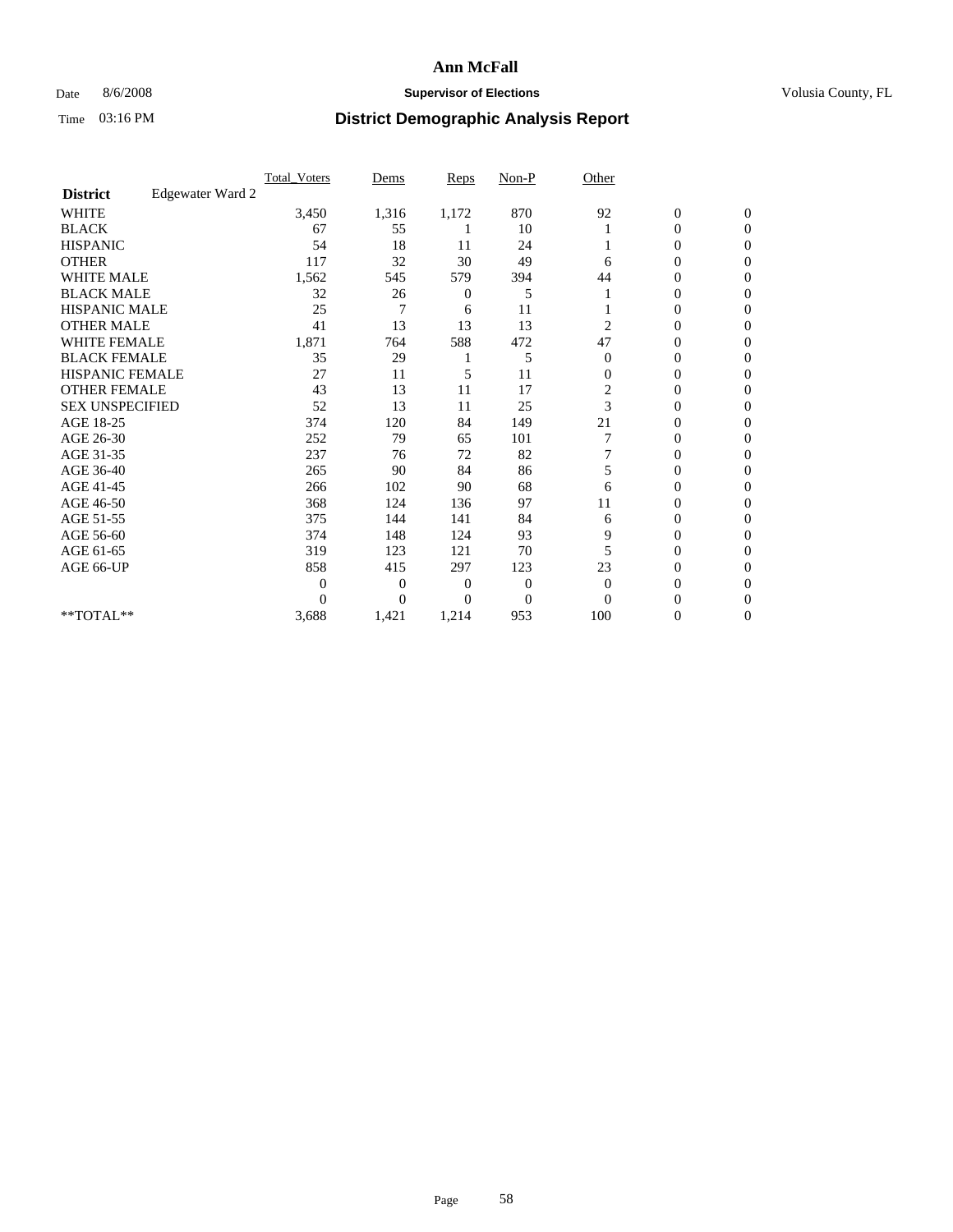# Ann McFall

Date 8/6/2008 **Supervisor of Elections** Volusia County, FL

Time 03:16 PM **District Demographic Analysis Report**

| | | Total_Voters | Dems | Reps | Non-P | Other | | |
|---|---|---|---|---|---|---|---|---|
| **District** | Edgewater Ward 2 | | | | | | | |
| WHITE | | 3,450 | 1,316 | 1,172 | 870 | 92 | 0 | 0 |
| BLACK | | 67 | 55 | 1 | 10 | 1 | 0 | 0 |
| HISPANIC | | 54 | 18 | 11 | 24 | 1 | 0 | 0 |
| OTHER | | 117 | 32 | 30 | 49 | 6 | 0 | 0 |
| WHITE MALE | | 1,562 | 545 | 579 | 394 | 44 | 0 | 0 |
| BLACK MALE | | 32 | 26 | 0 | 5 | 1 | 0 | 0 |
| HISPANIC MALE | | 25 | 7 | 6 | 11 | 1 | 0 | 0 |
| OTHER MALE | | 41 | 13 | 13 | 13 | 2 | 0 | 0 |
| WHITE FEMALE | | 1,871 | 764 | 588 | 472 | 47 | 0 | 0 |
| BLACK FEMALE | | 35 | 29 | 1 | 5 | 0 | 0 | 0 |
| HISPANIC FEMALE | | 27 | 11 | 5 | 11 | 0 | 0 | 0 |
| OTHER FEMALE | | 43 | 13 | 11 | 17 | 2 | 0 | 0 |
| SEX UNSPECIFIED | | 52 | 13 | 11 | 25 | 3 | 0 | 0 |
| AGE 18-25 | | 374 | 120 | 84 | 149 | 21 | 0 | 0 |
| AGE 26-30 | | 252 | 79 | 65 | 101 | 7 | 0 | 0 |
| AGE 31-35 | | 237 | 76 | 72 | 82 | 7 | 0 | 0 |
| AGE 36-40 | | 265 | 90 | 84 | 86 | 5 | 0 | 0 |
| AGE 41-45 | | 266 | 102 | 90 | 68 | 6 | 0 | 0 |
| AGE 46-50 | | 368 | 124 | 136 | 97 | 11 | 0 | 0 |
| AGE 51-55 | | 375 | 144 | 141 | 84 | 6 | 0 | 0 |
| AGE 56-60 | | 374 | 148 | 124 | 93 | 9 | 0 | 0 |
| AGE 61-65 | | 319 | 123 | 121 | 70 | 5 | 0 | 0 |
| AGE 66-UP | | 858 | 415 | 297 | 123 | 23 | 0 | 0 |
| | | 0 | 0 | 0 | 0 | 0 | 0 | 0 |
| | | 0 | 0 | 0 | 0 | 0 | 0 | 0 |
| **TOTAL** | | 3,688 | 1,421 | 1,214 | 953 | 100 | 0 | 0 |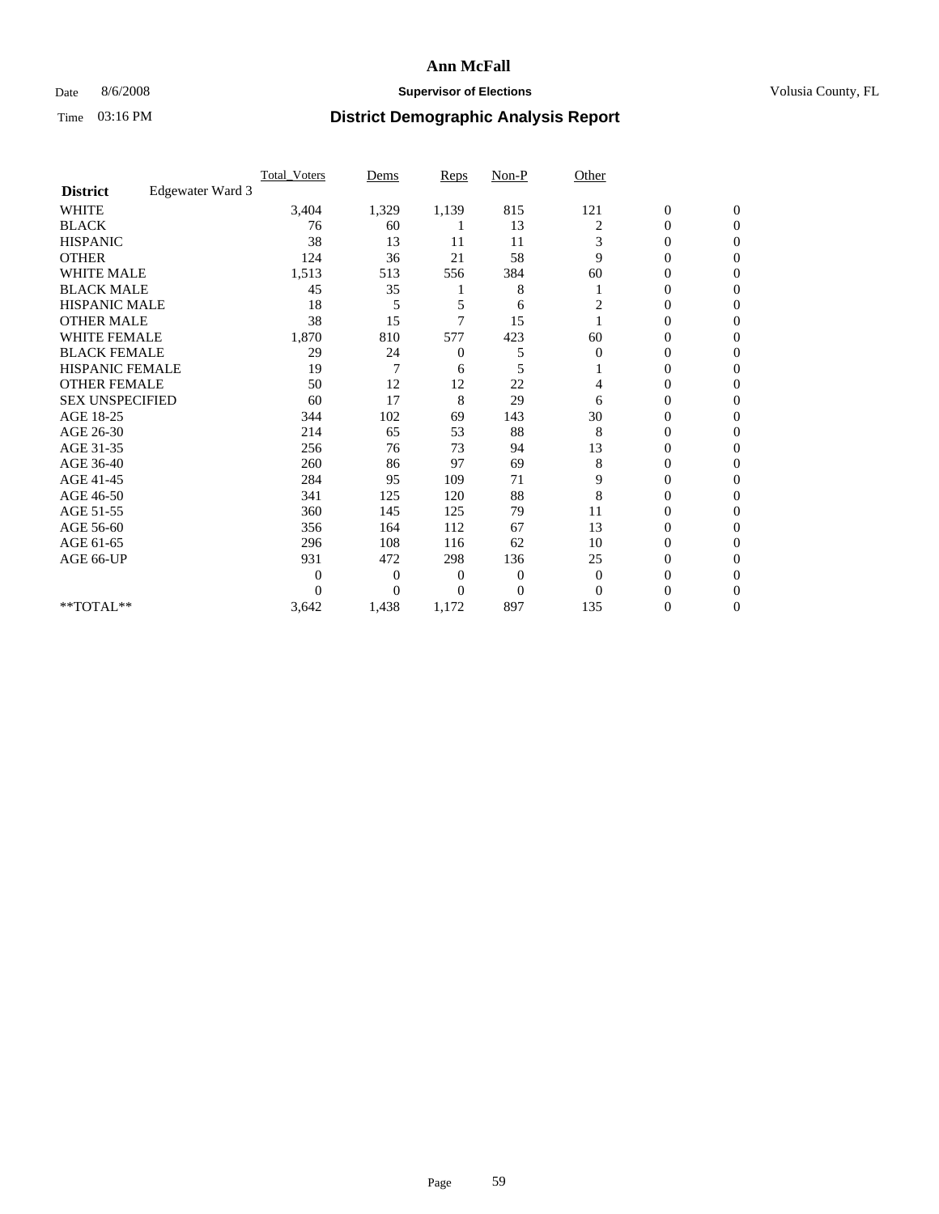# Ann McFall

Date 8/6/2008 **Supervisor of Elections** Volusia County, FL

Time 03:16 PM **District Demographic Analysis Report**

| | Total_Voters | Dems | Reps | Non-P | Other | | |
|---|---|---|---|---|---|---|---|
| **District** Edgewater Ward 3 | | | | | | | |
| WHITE | 3,404 | 1,329 | 1,139 | 815 | 121 | 0 | 0 |
| BLACK | 76 | 60 | 1 | 13 | 2 | 0 | 0 |
| HISPANIC | 38 | 13 | 11 | 11 | 3 | 0 | 0 |
| OTHER | 124 | 36 | 21 | 58 | 9 | 0 | 0 |
| WHITE MALE | 1,513 | 513 | 556 | 384 | 60 | 0 | 0 |
| BLACK MALE | 45 | 35 | 1 | 8 | 1 | 0 | 0 |
| HISPANIC MALE | 18 | 5 | 5 | 6 | 2 | 0 | 0 |
| OTHER MALE | 38 | 15 | 7 | 15 | 1 | 0 | 0 |
| WHITE FEMALE | 1,870 | 810 | 577 | 423 | 60 | 0 | 0 |
| BLACK FEMALE | 29 | 24 | 0 | 5 | 0 | 0 | 0 |
| HISPANIC FEMALE | 19 | 7 | 6 | 5 | 1 | 0 | 0 |
| OTHER FEMALE | 50 | 12 | 12 | 22 | 4 | 0 | 0 |
| SEX UNSPECIFIED | 60 | 17 | 8 | 29 | 6 | 0 | 0 |
| AGE 18-25 | 344 | 102 | 69 | 143 | 30 | 0 | 0 |
| AGE 26-30 | 214 | 65 | 53 | 88 | 8 | 0 | 0 |
| AGE 31-35 | 256 | 76 | 73 | 94 | 13 | 0 | 0 |
| AGE 36-40 | 260 | 86 | 97 | 69 | 8 | 0 | 0 |
| AGE 41-45 | 284 | 95 | 109 | 71 | 9 | 0 | 0 |
| AGE 46-50 | 341 | 125 | 120 | 88 | 8 | 0 | 0 |
| AGE 51-55 | 360 | 145 | 125 | 79 | 11 | 0 | 0 |
| AGE 56-60 | 356 | 164 | 112 | 67 | 13 | 0 | 0 |
| AGE 61-65 | 296 | 108 | 116 | 62 | 10 | 0 | 0 |
| AGE 66-UP | 931 | 472 | 298 | 136 | 25 | 0 | 0 |
| | 0 | 0 | 0 | 0 | 0 | 0 | 0 |
| | 0 | 0 | 0 | 0 | 0 | 0 | 0 |
| **TOTAL** | 3,642 | 1,438 | 1,172 | 897 | 135 | 0 | 0 |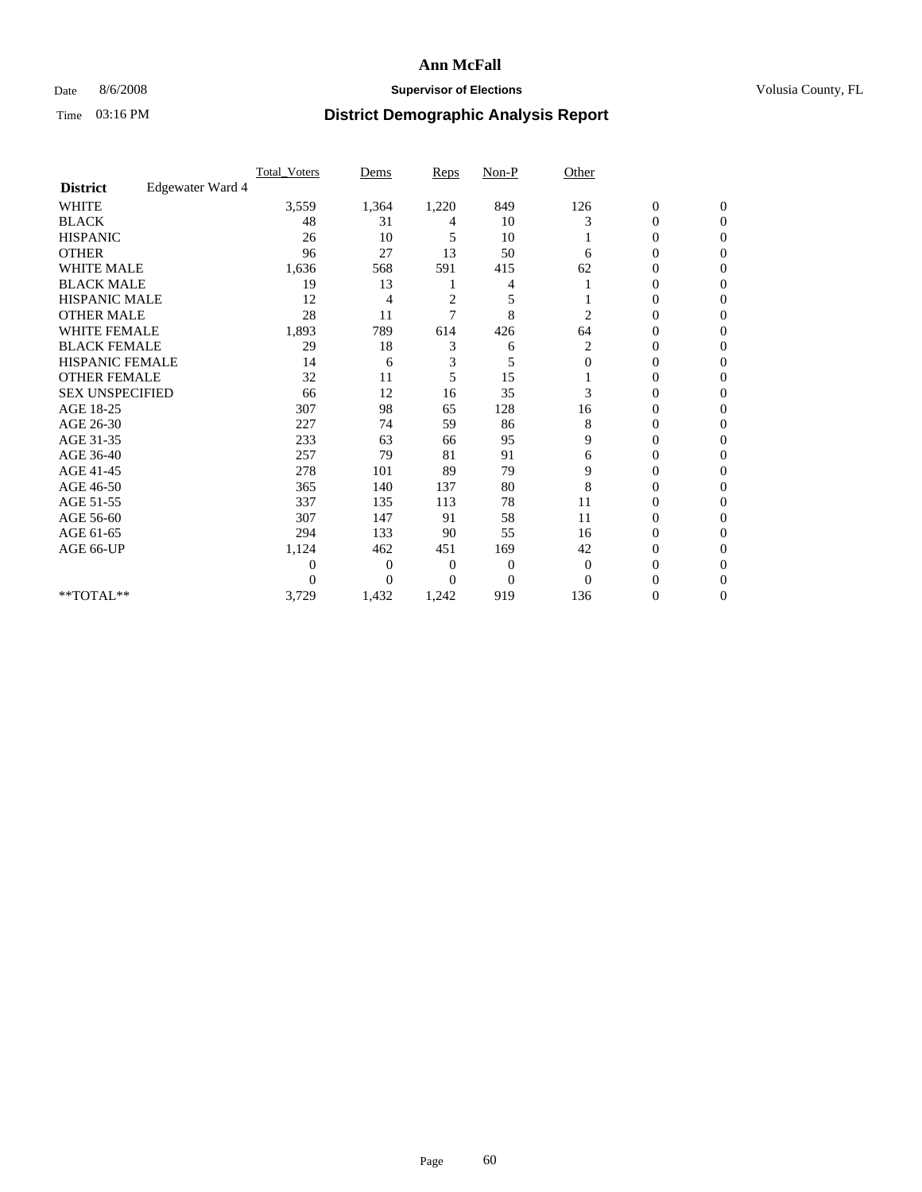# Ann McFall

Date 8/6/2008 **Supervisor of Elections** Volusia County, FL

Time 03:16 PM **District Demographic Analysis Report**

| | Total_Voters | Dems | Reps | Non-P | Other | | |
|---|---|---|---|---|---|---|---|
| **District** Edgewater Ward 4 | | | | | | | |
| WHITE | 3,559 | 1,364 | 1,220 | 849 | 126 | 0 | 0 |
| BLACK | 48 | 31 | 4 | 10 | 3 | 0 | 0 |
| HISPANIC | 26 | 10 | 5 | 10 | 1 | 0 | 0 |
| OTHER | 96 | 27 | 13 | 50 | 6 | 0 | 0 |
| WHITE MALE | 1,636 | 568 | 591 | 415 | 62 | 0 | 0 |
| BLACK MALE | 19 | 13 | 1 | 4 | 1 | 0 | 0 |
| HISPANIC MALE | 12 | 4 | 2 | 5 | 1 | 0 | 0 |
| OTHER MALE | 28 | 11 | 7 | 8 | 2 | 0 | 0 |
| WHITE FEMALE | 1,893 | 789 | 614 | 426 | 64 | 0 | 0 |
| BLACK FEMALE | 29 | 18 | 3 | 6 | 2 | 0 | 0 |
| HISPANIC FEMALE | 14 | 6 | 3 | 5 | 0 | 0 | 0 |
| OTHER FEMALE | 32 | 11 | 5 | 15 | 1 | 0 | 0 |
| SEX UNSPECIFIED | 66 | 12 | 16 | 35 | 3 | 0 | 0 |
| AGE 18-25 | 307 | 98 | 65 | 128 | 16 | 0 | 0 |
| AGE 26-30 | 227 | 74 | 59 | 86 | 8 | 0 | 0 |
| AGE 31-35 | 233 | 63 | 66 | 95 | 9 | 0 | 0 |
| AGE 36-40 | 257 | 79 | 81 | 91 | 6 | 0 | 0 |
| AGE 41-45 | 278 | 101 | 89 | 79 | 9 | 0 | 0 |
| AGE 46-50 | 365 | 140 | 137 | 80 | 8 | 0 | 0 |
| AGE 51-55 | 337 | 135 | 113 | 78 | 11 | 0 | 0 |
| AGE 56-60 | 307 | 147 | 91 | 58 | 11 | 0 | 0 |
| AGE 61-65 | 294 | 133 | 90 | 55 | 16 | 0 | 0 |
| AGE 66-UP | 1,124 | 462 | 451 | 169 | 42 | 0 | 0 |
| | 0 | 0 | 0 | 0 | 0 | 0 | 0 |
| | 0 | 0 | 0 | 0 | 0 | 0 | 0 |
| **TOTAL** | 3,729 | 1,432 | 1,242 | 919 | 136 | 0 | 0 |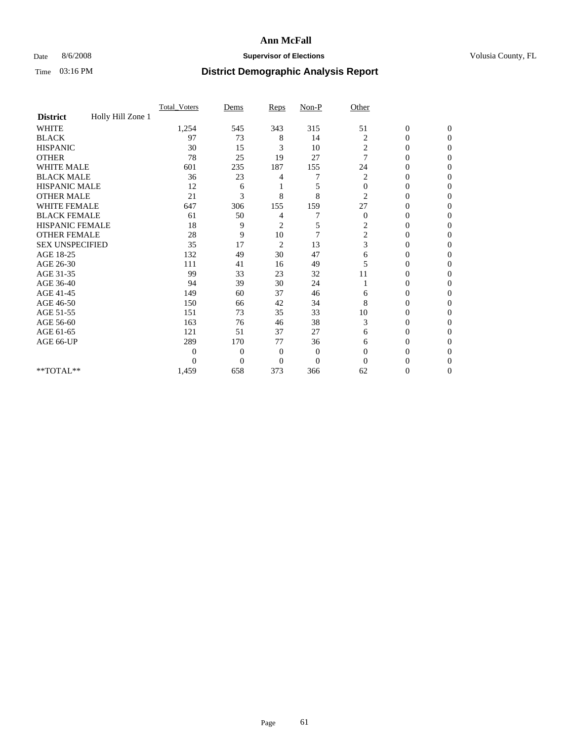# Ann McFall

Date 8/6/2008 **Supervisor of Elections** Volusia County, FL

Time 03:16 PM **District Demographic Analysis Report**

| | Total_Voters | Dems | Reps | Non-P | Other | | |
|---|---|---|---|---|---|---|---|
| **District** Holly Hill Zone 1 | | | | | | | |
| WHITE | 1,254 | 545 | 343 | 315 | 51 | 0 | 0 |
| BLACK | 97 | 73 | 8 | 14 | 2 | 0 | 0 |
| HISPANIC | 30 | 15 | 3 | 10 | 2 | 0 | 0 |
| OTHER | 78 | 25 | 19 | 27 | 7 | 0 | 0 |
| WHITE MALE | 601 | 235 | 187 | 155 | 24 | 0 | 0 |
| BLACK MALE | 36 | 23 | 4 | 7 | 2 | 0 | 0 |
| HISPANIC MALE | 12 | 6 | 1 | 5 | 0 | 0 | 0 |
| OTHER MALE | 21 | 3 | 8 | 8 | 2 | 0 | 0 |
| WHITE FEMALE | 647 | 306 | 155 | 159 | 27 | 0 | 0 |
| BLACK FEMALE | 61 | 50 | 4 | 7 | 0 | 0 | 0 |
| HISPANIC FEMALE | 18 | 9 | 2 | 5 | 2 | 0 | 0 |
| OTHER FEMALE | 28 | 9 | 10 | 7 | 2 | 0 | 0 |
| SEX UNSPECIFIED | 35 | 17 | 2 | 13 | 3 | 0 | 0 |
| AGE 18-25 | 132 | 49 | 30 | 47 | 6 | 0 | 0 |
| AGE 26-30 | 111 | 41 | 16 | 49 | 5 | 0 | 0 |
| AGE 31-35 | 99 | 33 | 23 | 32 | 11 | 0 | 0 |
| AGE 36-40 | 94 | 39 | 30 | 24 | 1 | 0 | 0 |
| AGE 41-45 | 149 | 60 | 37 | 46 | 6 | 0 | 0 |
| AGE 46-50 | 150 | 66 | 42 | 34 | 8 | 0 | 0 |
| AGE 51-55 | 151 | 73 | 35 | 33 | 10 | 0 | 0 |
| AGE 56-60 | 163 | 76 | 46 | 38 | 3 | 0 | 0 |
| AGE 61-65 | 121 | 51 | 37 | 27 | 6 | 0 | 0 |
| AGE 66-UP | 289 | 170 | 77 | 36 | 6 | 0 | 0 |
| | 0 | 0 | 0 | 0 | 0 | 0 | 0 |
| | 0 | 0 | 0 | 0 | 0 | 0 | 0 |
| **TOTAL** | 1,459 | 658 | 373 | 366 | 62 | 0 | 0 |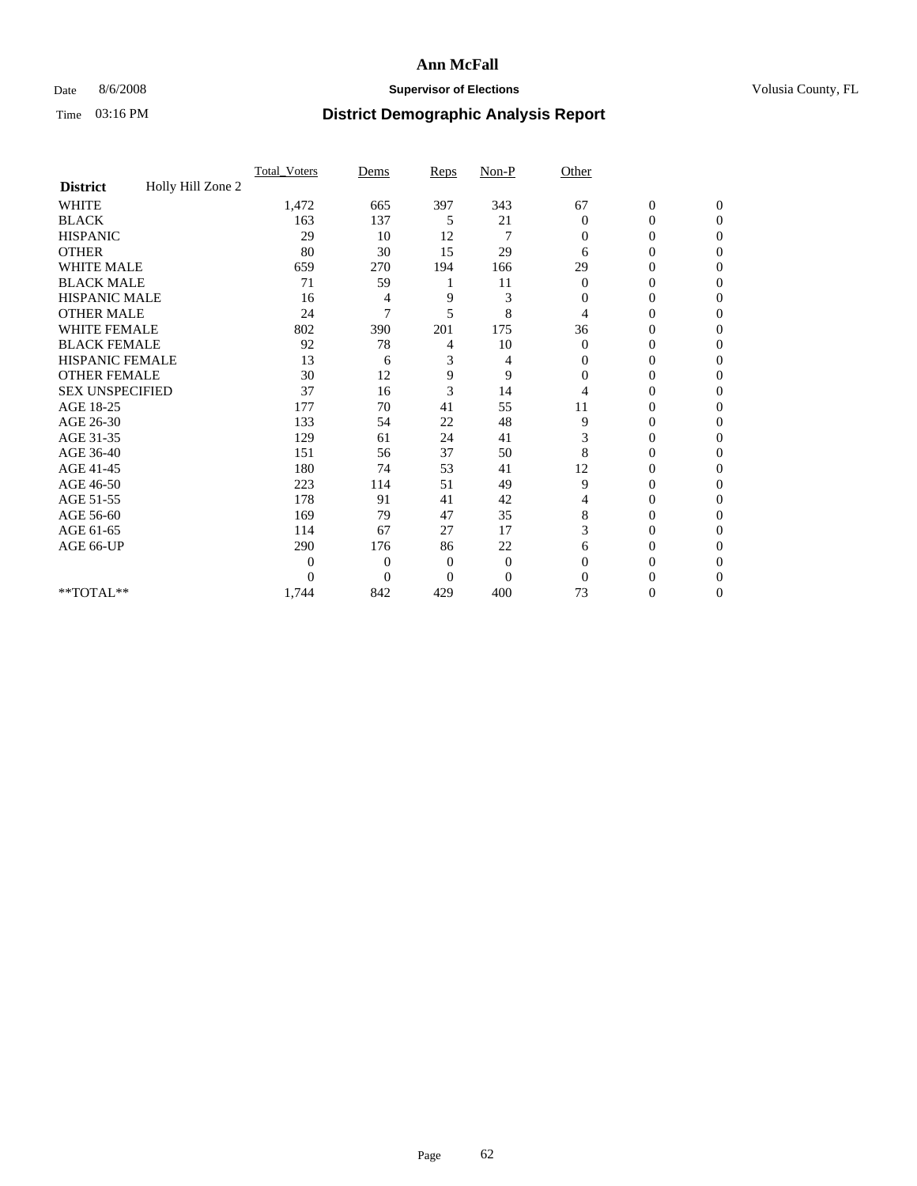# Ann McFall

Date 8/6/2008 **Supervisor of Elections** Volusia County, FL

Time 03:16 PM **District Demographic Analysis Report**

| | Total_Voters | Dems | Reps | Non-P | Other | | |
|---|---|---|---|---|---|---|---|
| **District** Holly Hill Zone 2 | | | | | | | |
| WHITE | 1,472 | 665 | 397 | 343 | 67 | 0 | 0 |
| BLACK | 163 | 137 | 5 | 21 | 0 | 0 | 0 |
| HISPANIC | 29 | 10 | 12 | 7 | 0 | 0 | 0 |
| OTHER | 80 | 30 | 15 | 29 | 6 | 0 | 0 |
| WHITE MALE | 659 | 270 | 194 | 166 | 29 | 0 | 0 |
| BLACK MALE | 71 | 59 | 1 | 11 | 0 | 0 | 0 |
| HISPANIC MALE | 16 | 4 | 9 | 3 | 0 | 0 | 0 |
| OTHER MALE | 24 | 7 | 5 | 8 | 4 | 0 | 0 |
| WHITE FEMALE | 802 | 390 | 201 | 175 | 36 | 0 | 0 |
| BLACK FEMALE | 92 | 78 | 4 | 10 | 0 | 0 | 0 |
| HISPANIC FEMALE | 13 | 6 | 3 | 4 | 0 | 0 | 0 |
| OTHER FEMALE | 30 | 12 | 9 | 9 | 0 | 0 | 0 |
| SEX UNSPECIFIED | 37 | 16 | 3 | 14 | 4 | 0 | 0 |
| AGE 18-25 | 177 | 70 | 41 | 55 | 11 | 0 | 0 |
| AGE 26-30 | 133 | 54 | 22 | 48 | 9 | 0 | 0 |
| AGE 31-35 | 129 | 61 | 24 | 41 | 3 | 0 | 0 |
| AGE 36-40 | 151 | 56 | 37 | 50 | 8 | 0 | 0 |
| AGE 41-45 | 180 | 74 | 53 | 41 | 12 | 0 | 0 |
| AGE 46-50 | 223 | 114 | 51 | 49 | 9 | 0 | 0 |
| AGE 51-55 | 178 | 91 | 41 | 42 | 4 | 0 | 0 |
| AGE 56-60 | 169 | 79 | 47 | 35 | 8 | 0 | 0 |
| AGE 61-65 | 114 | 67 | 27 | 17 | 3 | 0 | 0 |
| AGE 66-UP | 290 | 176 | 86 | 22 | 6 | 0 | 0 |
| | 0 | 0 | 0 | 0 | 0 | 0 | 0 |
| | 0 | 0 | 0 | 0 | 0 | 0 | 0 |
| **TOTAL** | 1,744 | 842 | 429 | 400 | 73 | 0 | 0 |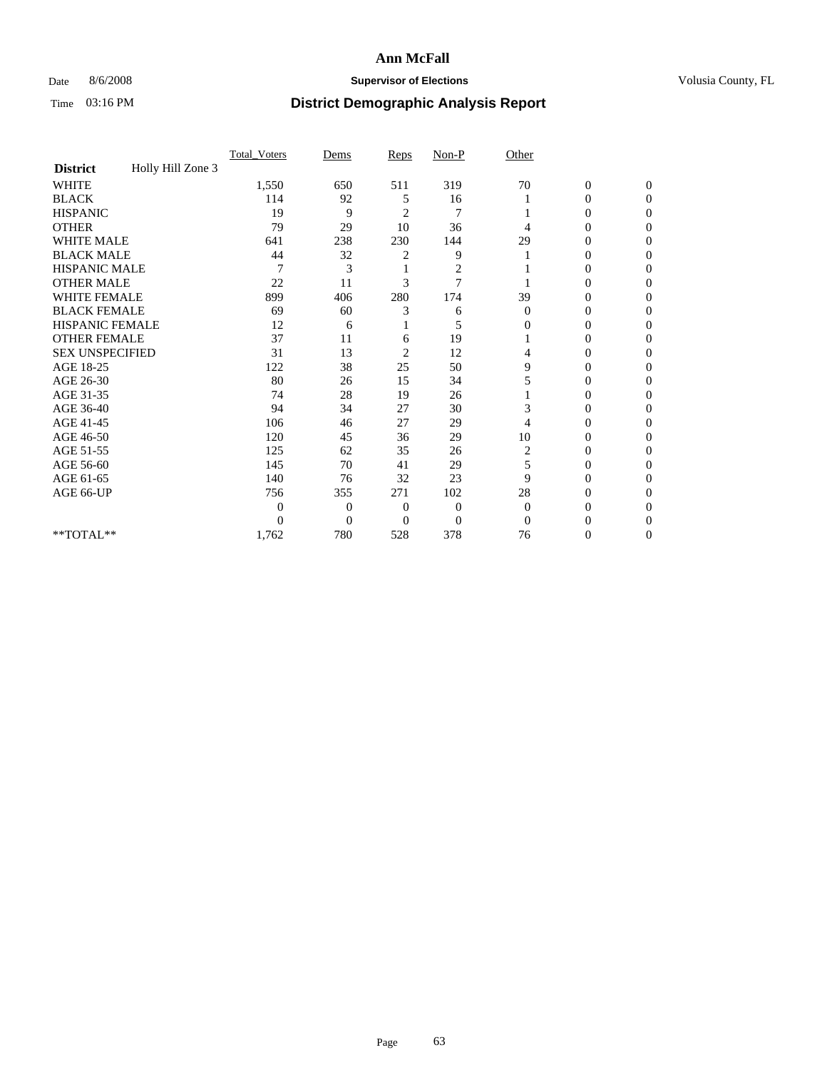**Ann McFall**

Date 8/6/2008 **Supervisor of Elections** Volusia County, FL

Time 03:16 PM **District Demographic Analysis Report**

| | Total_Voters | Dems | Reps | Non-P | Other | | |
|---|---|---|---|---|---|---|---|
| **District** Holly Hill Zone 3 | | | | | | | |
| WHITE | 1,550 | 650 | 511 | 319 | 70 | 0 | 0 |
| BLACK | 114 | 92 | 5 | 16 | 1 | 0 | 0 |
| HISPANIC | 19 | 9 | 2 | 7 | 1 | 0 | 0 |
| OTHER | 79 | 29 | 10 | 36 | 4 | 0 | 0 |
| WHITE MALE | 641 | 238 | 230 | 144 | 29 | 0 | 0 |
| BLACK MALE | 44 | 32 | 2 | 9 | 1 | 0 | 0 |
| HISPANIC MALE | 7 | 3 | 1 | 2 | 1 | 0 | 0 |
| OTHER MALE | 22 | 11 | 3 | 7 | 1 | 0 | 0 |
| WHITE FEMALE | 899 | 406 | 280 | 174 | 39 | 0 | 0 |
| BLACK FEMALE | 69 | 60 | 3 | 6 | 0 | 0 | 0 |
| HISPANIC FEMALE | 12 | 6 | 1 | 5 | 0 | 0 | 0 |
| OTHER FEMALE | 37 | 11 | 6 | 19 | 1 | 0 | 0 |
| SEX UNSPECIFIED | 31 | 13 | 2 | 12 | 4 | 0 | 0 |
| AGE 18-25 | 122 | 38 | 25 | 50 | 9 | 0 | 0 |
| AGE 26-30 | 80 | 26 | 15 | 34 | 5 | 0 | 0 |
| AGE 31-35 | 74 | 28 | 19 | 26 | 1 | 0 | 0 |
| AGE 36-40 | 94 | 34 | 27 | 30 | 3 | 0 | 0 |
| AGE 41-45 | 106 | 46 | 27 | 29 | 4 | 0 | 0 |
| AGE 46-50 | 120 | 45 | 36 | 29 | 10 | 0 | 0 |
| AGE 51-55 | 125 | 62 | 35 | 26 | 2 | 0 | 0 |
| AGE 56-60 | 145 | 70 | 41 | 29 | 5 | 0 | 0 |
| AGE 61-65 | 140 | 76 | 32 | 23 | 9 | 0 | 0 |
| AGE 66-UP | 756 | 355 | 271 | 102 | 28 | 0 | 0 |
| | 0 | 0 | 0 | 0 | 0 | 0 | 0 |
| | 0 | 0 | 0 | 0 | 0 | 0 | 0 |
| **TOTAL** | 1,762 | 780 | 528 | 378 | 76 | 0 | 0 |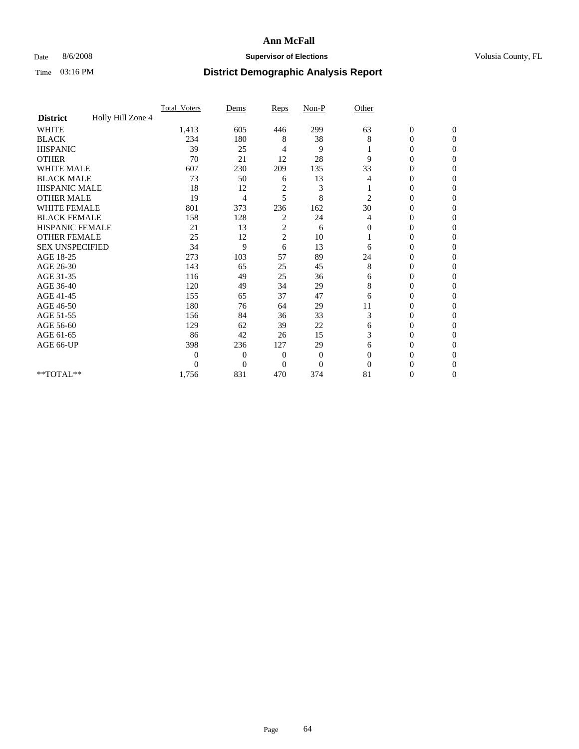# Ann McFall

Date 8/6/2008 **Supervisor of Elections** Volusia County, FL

Time 03:16 PM **District Demographic Analysis Report**

| | Total_Voters | Dems | Reps | Non-P | Other | | |
|---|---|---|---|---|---|---|---|
| **District** Holly Hill Zone 4 | | | | | | | |
| WHITE | 1,413 | 605 | 446 | 299 | 63 | 0 | 0 |
| BLACK | 234 | 180 | 8 | 38 | 8 | 0 | 0 |
| HISPANIC | 39 | 25 | 4 | 9 | 1 | 0 | 0 |
| OTHER | 70 | 21 | 12 | 28 | 9 | 0 | 0 |
| WHITE MALE | 607 | 230 | 209 | 135 | 33 | 0 | 0 |
| BLACK MALE | 73 | 50 | 6 | 13 | 4 | 0 | 0 |
| HISPANIC MALE | 18 | 12 | 2 | 3 | 1 | 0 | 0 |
| OTHER MALE | 19 | 4 | 5 | 8 | 2 | 0 | 0 |
| WHITE FEMALE | 801 | 373 | 236 | 162 | 30 | 0 | 0 |
| BLACK FEMALE | 158 | 128 | 2 | 24 | 4 | 0 | 0 |
| HISPANIC FEMALE | 21 | 13 | 2 | 6 | 0 | 0 | 0 |
| OTHER FEMALE | 25 | 12 | 2 | 10 | 1 | 0 | 0 |
| SEX UNSPECIFIED | 34 | 9 | 6 | 13 | 6 | 0 | 0 |
| AGE 18-25 | 273 | 103 | 57 | 89 | 24 | 0 | 0 |
| AGE 26-30 | 143 | 65 | 25 | 45 | 8 | 0 | 0 |
| AGE 31-35 | 116 | 49 | 25 | 36 | 6 | 0 | 0 |
| AGE 36-40 | 120 | 49 | 34 | 29 | 8 | 0 | 0 |
| AGE 41-45 | 155 | 65 | 37 | 47 | 6 | 0 | 0 |
| AGE 46-50 | 180 | 76 | 64 | 29 | 11 | 0 | 0 |
| AGE 51-55 | 156 | 84 | 36 | 33 | 3 | 0 | 0 |
| AGE 56-60 | 129 | 62 | 39 | 22 | 6 | 0 | 0 |
| AGE 61-65 | 86 | 42 | 26 | 15 | 3 | 0 | 0 |
| AGE 66-UP | 398 | 236 | 127 | 29 | 6 | 0 | 0 |
| | 0 | 0 | 0 | 0 | 0 | 0 | 0 |
| | 0 | 0 | 0 | 0 | 0 | 0 | 0 |
| **TOTAL** | 1,756 | 831 | 470 | 374 | 81 | 0 | 0 |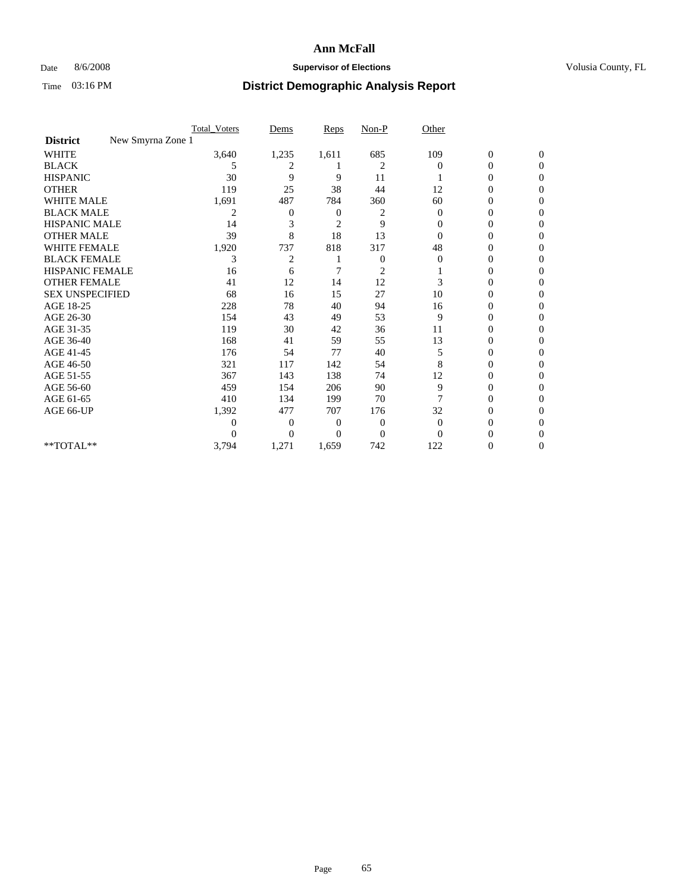# Ann McFall

Date 8/6/2008 **Supervisor of Elections** Volusia County, FL

Time 03:16 PM **District Demographic Analysis Report**

| | Total_Voters | Dems | Reps | Non-P | Other | | |
|---|---|---|---|---|---|---|---|
| **District** New Smyrna Zone 1 | | | | | | | |
| WHITE | 3,640 | 1,235 | 1,611 | 685 | 109 | 0 | 0 |
| BLACK | 5 | 2 | 1 | 2 | 0 | 0 | 0 |
| HISPANIC | 30 | 9 | 9 | 11 | 1 | 0 | 0 |
| OTHER | 119 | 25 | 38 | 44 | 12 | 0 | 0 |
| WHITE MALE | 1,691 | 487 | 784 | 360 | 60 | 0 | 0 |
| BLACK MALE | 2 | 0 | 0 | 2 | 0 | 0 | 0 |
| HISPANIC MALE | 14 | 3 | 2 | 9 | 0 | 0 | 0 |
| OTHER MALE | 39 | 8 | 18 | 13 | 0 | 0 | 0 |
| WHITE FEMALE | 1,920 | 737 | 818 | 317 | 48 | 0 | 0 |
| BLACK FEMALE | 3 | 2 | 1 | 0 | 0 | 0 | 0 |
| HISPANIC FEMALE | 16 | 6 | 7 | 2 | 1 | 0 | 0 |
| OTHER FEMALE | 41 | 12 | 14 | 12 | 3 | 0 | 0 |
| SEX UNSPECIFIED | 68 | 16 | 15 | 27 | 10 | 0 | 0 |
| AGE 18-25 | 228 | 78 | 40 | 94 | 16 | 0 | 0 |
| AGE 26-30 | 154 | 43 | 49 | 53 | 9 | 0 | 0 |
| AGE 31-35 | 119 | 30 | 42 | 36 | 11 | 0 | 0 |
| AGE 36-40 | 168 | 41 | 59 | 55 | 13 | 0 | 0 |
| AGE 41-45 | 176 | 54 | 77 | 40 | 5 | 0 | 0 |
| AGE 46-50 | 321 | 117 | 142 | 54 | 8 | 0 | 0 |
| AGE 51-55 | 367 | 143 | 138 | 74 | 12 | 0 | 0 |
| AGE 56-60 | 459 | 154 | 206 | 90 | 9 | 0 | 0 |
| AGE 61-65 | 410 | 134 | 199 | 70 | 7 | 0 | 0 |
| AGE 66-UP | 1,392 | 477 | 707 | 176 | 32 | 0 | 0 |
| | 0 | 0 | 0 | 0 | 0 | 0 | 0 |
| | 0 | 0 | 0 | 0 | 0 | 0 | 0 |
| **TOTAL** | 3,794 | 1,271 | 1,659 | 742 | 122 | 0 | 0 |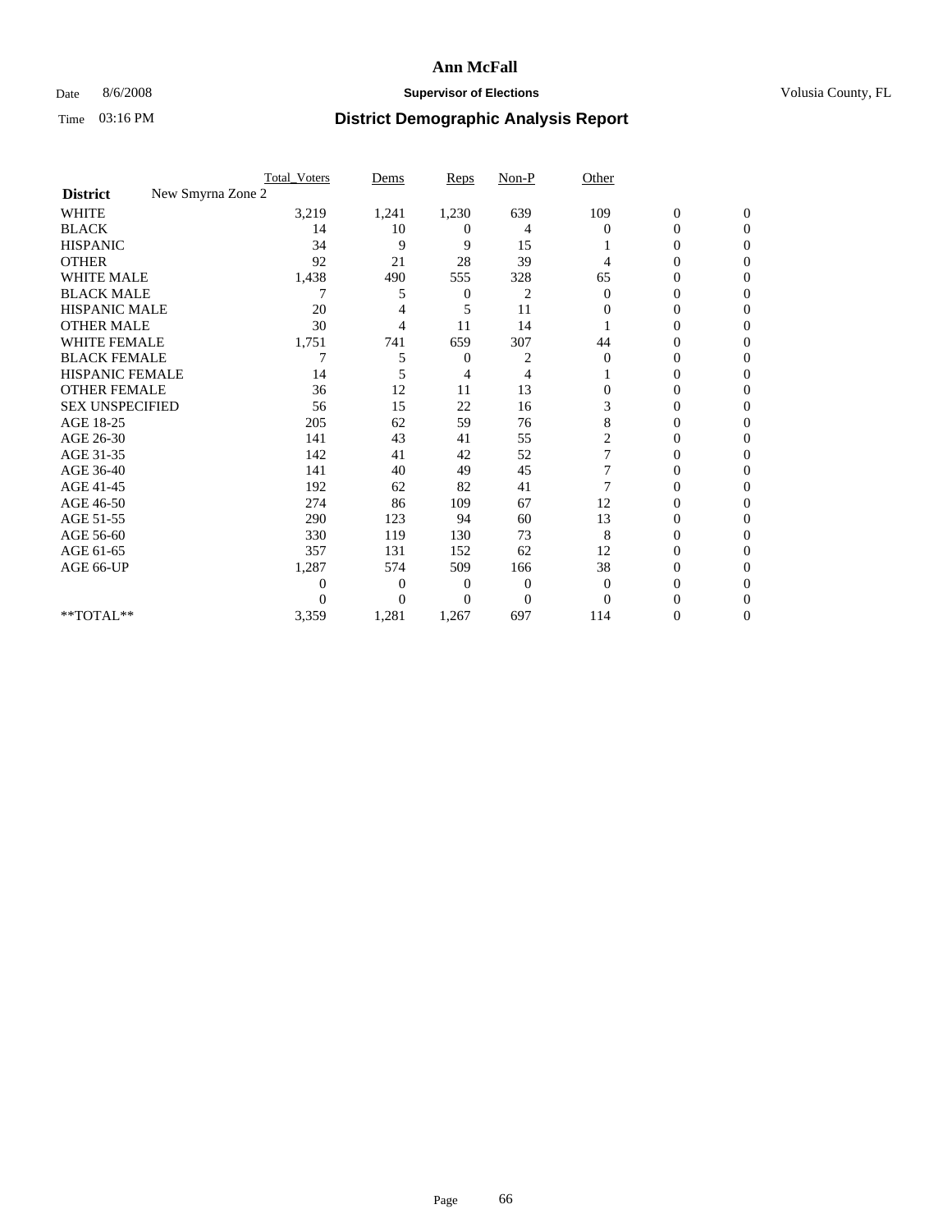# Ann McFall

Date 8/6/2008 **Supervisor of Elections** Volusia County, FL

Time 03:16 PM **District Demographic Analysis Report**

| | Total_Voters | Dems | Reps | Non-P | Other | | |
|---|---|---|---|---|---|---|---|
| **District** New Smyrna Zone 2 | | | | | | | |
| WHITE | 3,219 | 1,241 | 1,230 | 639 | 109 | 0 | 0 |
| BLACK | 14 | 10 | 0 | 4 | 0 | 0 | 0 |
| HISPANIC | 34 | 9 | 9 | 15 | 1 | 0 | 0 |
| OTHER | 92 | 21 | 28 | 39 | 4 | 0 | 0 |
| WHITE MALE | 1,438 | 490 | 555 | 328 | 65 | 0 | 0 |
| BLACK MALE | 7 | 5 | 0 | 2 | 0 | 0 | 0 |
| HISPANIC MALE | 20 | 4 | 5 | 11 | 0 | 0 | 0 |
| OTHER MALE | 30 | 4 | 11 | 14 | 1 | 0 | 0 |
| WHITE FEMALE | 1,751 | 741 | 659 | 307 | 44 | 0 | 0 |
| BLACK FEMALE | 7 | 5 | 0 | 2 | 0 | 0 | 0 |
| HISPANIC FEMALE | 14 | 5 | 4 | 4 | 1 | 0 | 0 |
| OTHER FEMALE | 36 | 12 | 11 | 13 | 0 | 0 | 0 |
| SEX UNSPECIFIED | 56 | 15 | 22 | 16 | 3 | 0 | 0 |
| AGE 18-25 | 205 | 62 | 59 | 76 | 8 | 0 | 0 |
| AGE 26-30 | 141 | 43 | 41 | 55 | 2 | 0 | 0 |
| AGE 31-35 | 142 | 41 | 42 | 52 | 7 | 0 | 0 |
| AGE 36-40 | 141 | 40 | 49 | 45 | 7 | 0 | 0 |
| AGE 41-45 | 192 | 62 | 82 | 41 | 7 | 0 | 0 |
| AGE 46-50 | 274 | 86 | 109 | 67 | 12 | 0 | 0 |
| AGE 51-55 | 290 | 123 | 94 | 60 | 13 | 0 | 0 |
| AGE 56-60 | 330 | 119 | 130 | 73 | 8 | 0 | 0 |
| AGE 61-65 | 357 | 131 | 152 | 62 | 12 | 0 | 0 |
| AGE 66-UP | 1,287 | 574 | 509 | 166 | 38 | 0 | 0 |
| | 0 | 0 | 0 | 0 | 0 | 0 | 0 |
| | 0 | 0 | 0 | 0 | 0 | 0 | 0 |
| **TOTAL** | 3,359 | 1,281 | 1,267 | 697 | 114 | 0 | 0 |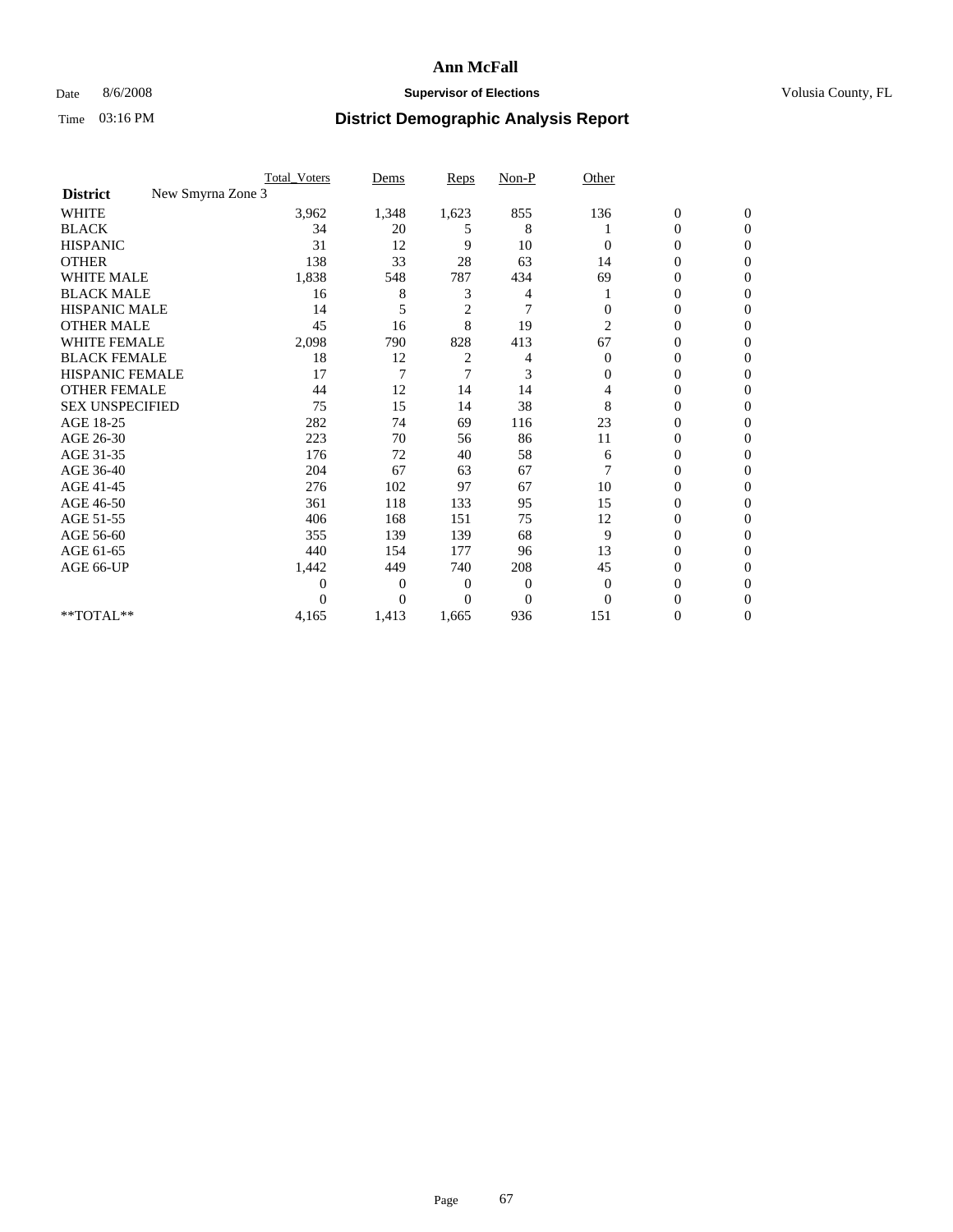# Ann McFall

Date 8/6/2008 **Supervisor of Elections** Volusia County, FL

Time 03:16 PM **District Demographic Analysis Report**

| | Total_Voters | Dems | Reps | Non-P | Other | | |
|---|---|---|---|---|---|---|---|
| **District** New Smyrna Zone 3 | | | | | | | |
| WHITE | 3,962 | 1,348 | 1,623 | 855 | 136 | 0 | 0 |
| BLACK | 34 | 20 | 5 | 8 | 1 | 0 | 0 |
| HISPANIC | 31 | 12 | 9 | 10 | 0 | 0 | 0 |
| OTHER | 138 | 33 | 28 | 63 | 14 | 0 | 0 |
| WHITE MALE | 1,838 | 548 | 787 | 434 | 69 | 0 | 0 |
| BLACK MALE | 16 | 8 | 3 | 4 | 1 | 0 | 0 |
| HISPANIC MALE | 14 | 5 | 2 | 7 | 0 | 0 | 0 |
| OTHER MALE | 45 | 16 | 8 | 19 | 2 | 0 | 0 |
| WHITE FEMALE | 2,098 | 790 | 828 | 413 | 67 | 0 | 0 |
| BLACK FEMALE | 18 | 12 | 2 | 4 | 0 | 0 | 0 |
| HISPANIC FEMALE | 17 | 7 | 7 | 3 | 0 | 0 | 0 |
| OTHER FEMALE | 44 | 12 | 14 | 14 | 4 | 0 | 0 |
| SEX UNSPECIFIED | 75 | 15 | 14 | 38 | 8 | 0 | 0 |
| AGE 18-25 | 282 | 74 | 69 | 116 | 23 | 0 | 0 |
| AGE 26-30 | 223 | 70 | 56 | 86 | 11 | 0 | 0 |
| AGE 31-35 | 176 | 72 | 40 | 58 | 6 | 0 | 0 |
| AGE 36-40 | 204 | 67 | 63 | 67 | 7 | 0 | 0 |
| AGE 41-45 | 276 | 102 | 97 | 67 | 10 | 0 | 0 |
| AGE 46-50 | 361 | 118 | 133 | 95 | 15 | 0 | 0 |
| AGE 51-55 | 406 | 168 | 151 | 75 | 12 | 0 | 0 |
| AGE 56-60 | 355 | 139 | 139 | 68 | 9 | 0 | 0 |
| AGE 61-65 | 440 | 154 | 177 | 96 | 13 | 0 | 0 |
| AGE 66-UP | 1,442 | 449 | 740 | 208 | 45 | 0 | 0 |
| | 0 | 0 | 0 | 0 | 0 | 0 | 0 |
| | 0 | 0 | 0 | 0 | 0 | 0 | 0 |
| **TOTAL** | 4,165 | 1,413 | 1,665 | 936 | 151 | 0 | 0 |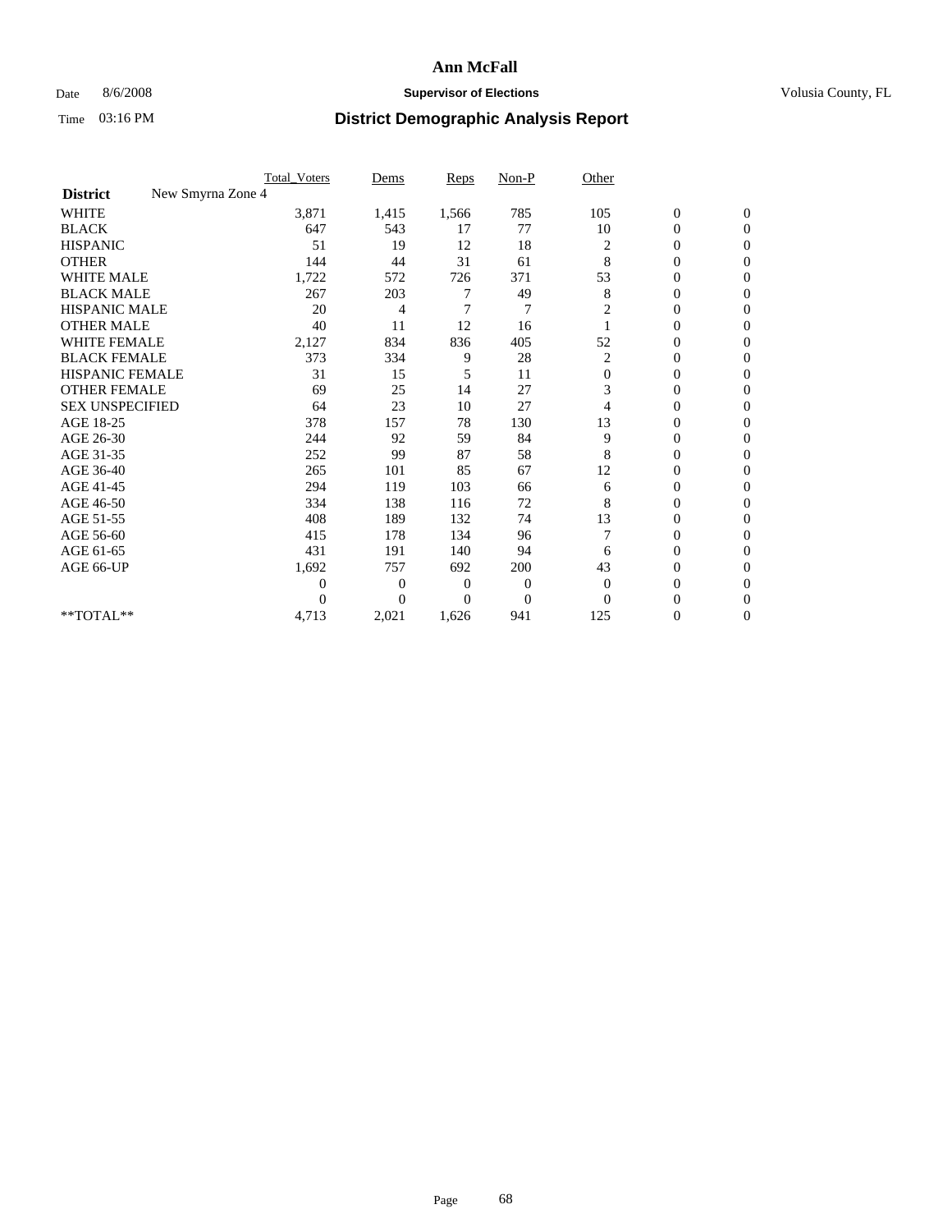# Ann McFall

Date 8/6/2008 **Supervisor of Elections** Volusia County, FL

Time 03:16 PM **District Demographic Analysis Report**

| | Total_Voters | Dems | Reps | Non-P | Other | | |
|---|---|---|---|---|---|---|---|
| **District** New Smyrna Zone 4 | | | | | | | |
| WHITE | 3,871 | 1,415 | 1,566 | 785 | 105 | 0 | 0 |
| BLACK | 647 | 543 | 17 | 77 | 10 | 0 | 0 |
| HISPANIC | 51 | 19 | 12 | 18 | 2 | 0 | 0 |
| OTHER | 144 | 44 | 31 | 61 | 8 | 0 | 0 |
| WHITE MALE | 1,722 | 572 | 726 | 371 | 53 | 0 | 0 |
| BLACK MALE | 267 | 203 | 7 | 49 | 8 | 0 | 0 |
| HISPANIC MALE | 20 | 4 | 7 | 7 | 2 | 0 | 0 |
| OTHER MALE | 40 | 11 | 12 | 16 | 1 | 0 | 0 |
| WHITE FEMALE | 2,127 | 834 | 836 | 405 | 52 | 0 | 0 |
| BLACK FEMALE | 373 | 334 | 9 | 28 | 2 | 0 | 0 |
| HISPANIC FEMALE | 31 | 15 | 5 | 11 | 0 | 0 | 0 |
| OTHER FEMALE | 69 | 25 | 14 | 27 | 3 | 0 | 0 |
| SEX UNSPECIFIED | 64 | 23 | 10 | 27 | 4 | 0 | 0 |
| AGE 18-25 | 378 | 157 | 78 | 130 | 13 | 0 | 0 |
| AGE 26-30 | 244 | 92 | 59 | 84 | 9 | 0 | 0 |
| AGE 31-35 | 252 | 99 | 87 | 58 | 8 | 0 | 0 |
| AGE 36-40 | 265 | 101 | 85 | 67 | 12 | 0 | 0 |
| AGE 41-45 | 294 | 119 | 103 | 66 | 6 | 0 | 0 |
| AGE 46-50 | 334 | 138 | 116 | 72 | 8 | 0 | 0 |
| AGE 51-55 | 408 | 189 | 132 | 74 | 13 | 0 | 0 |
| AGE 56-60 | 415 | 178 | 134 | 96 | 7 | 0 | 0 |
| AGE 61-65 | 431 | 191 | 140 | 94 | 6 | 0 | 0 |
| AGE 66-UP | 1,692 | 757 | 692 | 200 | 43 | 0 | 0 |
| | 0 | 0 | 0 | 0 | 0 | 0 | 0 |
| | 0 | 0 | 0 | 0 | 0 | 0 | 0 |
| **TOTAL** | 4,713 | 2,021 | 1,626 | 941 | 125 | 0 | 0 |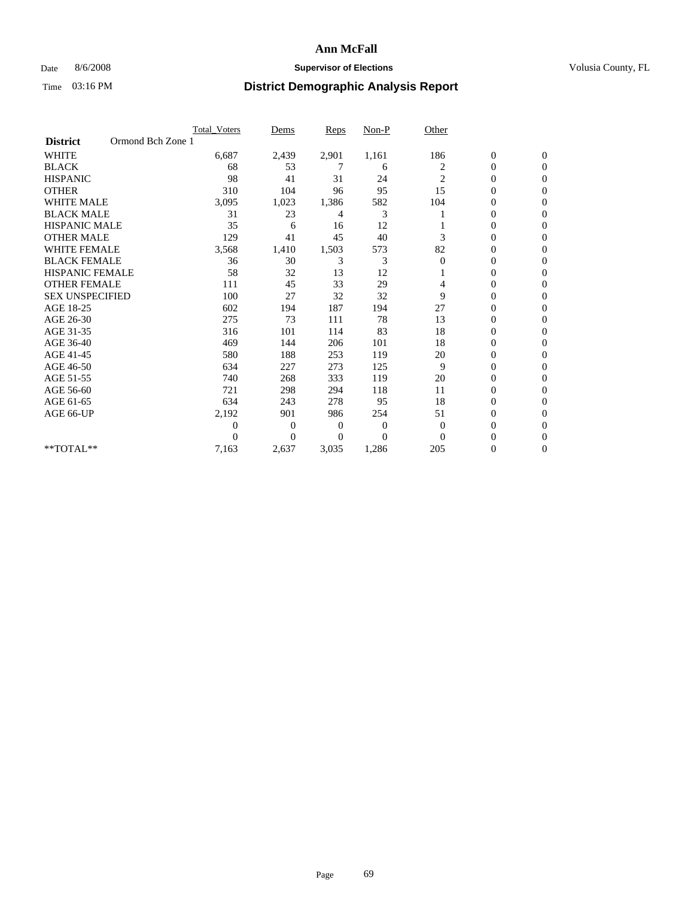**Ann McFall**

Date 8/6/2008 **Supervisor of Elections** Volusia County, FL

Time 03:16 PM **District Demographic Analysis Report**

| | Total_Voters | Dems | Reps | Non-P | Other | | |
|---|---|---|---|---|---|---|---|
| **District** Ormond Bch Zone 1 | | | | | | | |
| WHITE | 6,687 | 2,439 | 2,901 | 1,161 | 186 | 0 | 0 |
| BLACK | 68 | 53 | 7 | 6 | 2 | 0 | 0 |
| HISPANIC | 98 | 41 | 31 | 24 | 2 | 0 | 0 |
| OTHER | 310 | 104 | 96 | 95 | 15 | 0 | 0 |
| WHITE MALE | 3,095 | 1,023 | 1,386 | 582 | 104 | 0 | 0 |
| BLACK MALE | 31 | 23 | 4 | 3 | 1 | 0 | 0 |
| HISPANIC MALE | 35 | 6 | 16 | 12 | 1 | 0 | 0 |
| OTHER MALE | 129 | 41 | 45 | 40 | 3 | 0 | 0 |
| WHITE FEMALE | 3,568 | 1,410 | 1,503 | 573 | 82 | 0 | 0 |
| BLACK FEMALE | 36 | 30 | 3 | 3 | 0 | 0 | 0 |
| HISPANIC FEMALE | 58 | 32 | 13 | 12 | 1 | 0 | 0 |
| OTHER FEMALE | 111 | 45 | 33 | 29 | 4 | 0 | 0 |
| SEX UNSPECIFIED | 100 | 27 | 32 | 32 | 9 | 0 | 0 |
| AGE 18-25 | 602 | 194 | 187 | 194 | 27 | 0 | 0 |
| AGE 26-30 | 275 | 73 | 111 | 78 | 13 | 0 | 0 |
| AGE 31-35 | 316 | 101 | 114 | 83 | 18 | 0 | 0 |
| AGE 36-40 | 469 | 144 | 206 | 101 | 18 | 0 | 0 |
| AGE 41-45 | 580 | 188 | 253 | 119 | 20 | 0 | 0 |
| AGE 46-50 | 634 | 227 | 273 | 125 | 9 | 0 | 0 |
| AGE 51-55 | 740 | 268 | 333 | 119 | 20 | 0 | 0 |
| AGE 56-60 | 721 | 298 | 294 | 118 | 11 | 0 | 0 |
| AGE 61-65 | 634 | 243 | 278 | 95 | 18 | 0 | 0 |
| AGE 66-UP | 2,192 | 901 | 986 | 254 | 51 | 0 | 0 |
| | 0 | 0 | 0 | 0 | 0 | 0 | 0 |
| | 0 | 0 | 0 | 0 | 0 | 0 | 0 |
| **TOTAL** | 7,163 | 2,637 | 3,035 | 1,286 | 205 | 0 | 0 |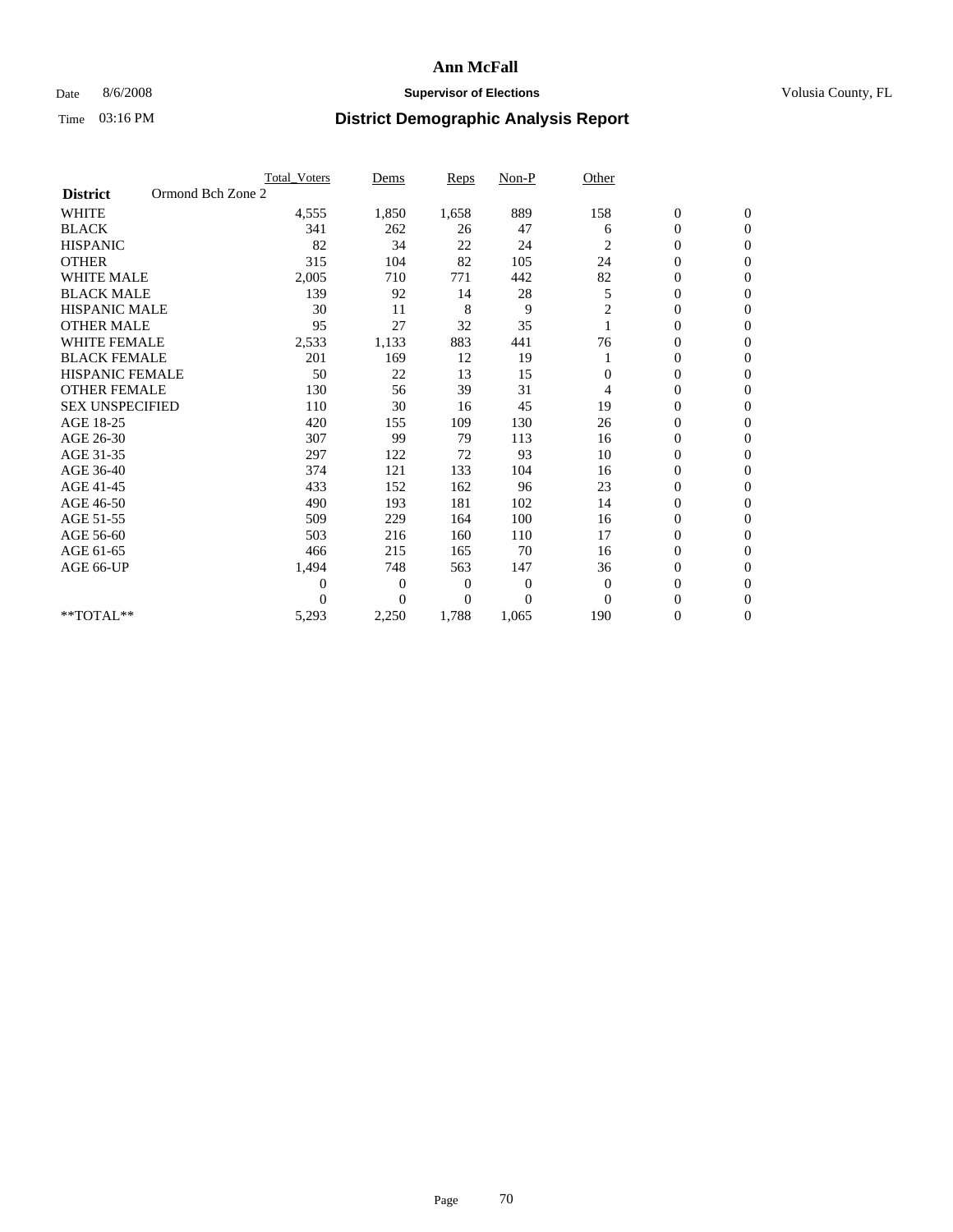# Ann McFall

Date 8/6/2008 **Supervisor of Elections** Volusia County, FL

Time 03:16 PM **District Demographic Analysis Report**

| | Total_Voters | Dems | Reps | Non-P | Other | | |
|---|---|---|---|---|---|---|---|
| **District** Ormond Bch Zone 2 | | | | | | | |
| WHITE | 4,555 | 1,850 | 1,658 | 889 | 158 | 0 | 0 |
| BLACK | 341 | 262 | 26 | 47 | 6 | 0 | 0 |
| HISPANIC | 82 | 34 | 22 | 24 | 2 | 0 | 0 |
| OTHER | 315 | 104 | 82 | 105 | 24 | 0 | 0 |
| WHITE MALE | 2,005 | 710 | 771 | 442 | 82 | 0 | 0 |
| BLACK MALE | 139 | 92 | 14 | 28 | 5 | 0 | 0 |
| HISPANIC MALE | 30 | 11 | 8 | 9 | 2 | 0 | 0 |
| OTHER MALE | 95 | 27 | 32 | 35 | 1 | 0 | 0 |
| WHITE FEMALE | 2,533 | 1,133 | 883 | 441 | 76 | 0 | 0 |
| BLACK FEMALE | 201 | 169 | 12 | 19 | 1 | 0 | 0 |
| HISPANIC FEMALE | 50 | 22 | 13 | 15 | 0 | 0 | 0 |
| OTHER FEMALE | 130 | 56 | 39 | 31 | 4 | 0 | 0 |
| SEX UNSPECIFIED | 110 | 30 | 16 | 45 | 19 | 0 | 0 |
| AGE 18-25 | 420 | 155 | 109 | 130 | 26 | 0 | 0 |
| AGE 26-30 | 307 | 99 | 79 | 113 | 16 | 0 | 0 |
| AGE 31-35 | 297 | 122 | 72 | 93 | 10 | 0 | 0 |
| AGE 36-40 | 374 | 121 | 133 | 104 | 16 | 0 | 0 |
| AGE 41-45 | 433 | 152 | 162 | 96 | 23 | 0 | 0 |
| AGE 46-50 | 490 | 193 | 181 | 102 | 14 | 0 | 0 |
| AGE 51-55 | 509 | 229 | 164 | 100 | 16 | 0 | 0 |
| AGE 56-60 | 503 | 216 | 160 | 110 | 17 | 0 | 0 |
| AGE 61-65 | 466 | 215 | 165 | 70 | 16 | 0 | 0 |
| AGE 66-UP | 1,494 | 748 | 563 | 147 | 36 | 0 | 0 |
| | 0 | 0 | 0 | 0 | 0 | 0 | 0 |
| | 0 | 0 | 0 | 0 | 0 | 0 | 0 |
| **TOTAL** | 5,293 | 2,250 | 1,788 | 1,065 | 190 | 0 | 0 |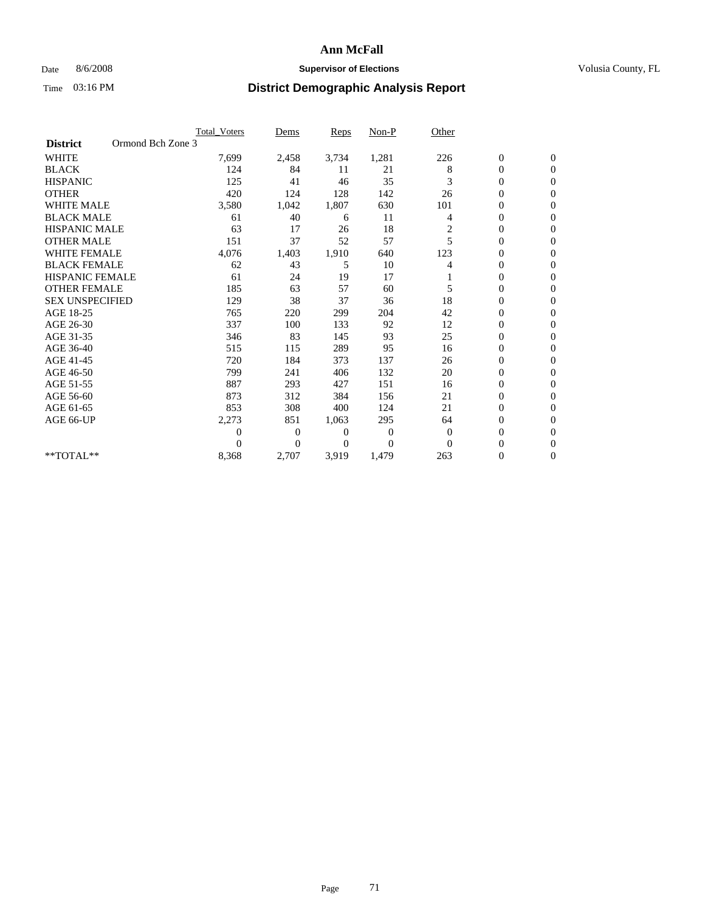# Ann McFall

Date 8/6/2008 **Supervisor of Elections** Volusia County, FL

Time 03:16 PM **District Demographic Analysis Report**

| **District** Ormond Bch Zone 3 | Total_Voters | Dems | Reps | Non-P | Other | | |
|---|---|---|---|---|---|---|---|
| WHITE | 7,699 | 2,458 | 3,734 | 1,281 | 226 | 0 | 0 |
| BLACK | 124 | 84 | 11 | 21 | 8 | 0 | 0 |
| HISPANIC | 125 | 41 | 46 | 35 | 3 | 0 | 0 |
| OTHER | 420 | 124 | 128 | 142 | 26 | 0 | 0 |
| WHITE MALE | 3,580 | 1,042 | 1,807 | 630 | 101 | 0 | 0 |
| BLACK MALE | 61 | 40 | 6 | 11 | 4 | 0 | 0 |
| HISPANIC MALE | 63 | 17 | 26 | 18 | 2 | 0 | 0 |
| OTHER MALE | 151 | 37 | 52 | 57 | 5 | 0 | 0 |
| WHITE FEMALE | 4,076 | 1,403 | 1,910 | 640 | 123 | 0 | 0 |
| BLACK FEMALE | 62 | 43 | 5 | 10 | 4 | 0 | 0 |
| HISPANIC FEMALE | 61 | 24 | 19 | 17 | 1 | 0 | 0 |
| OTHER FEMALE | 185 | 63 | 57 | 60 | 5 | 0 | 0 |
| SEX UNSPECIFIED | 129 | 38 | 37 | 36 | 18 | 0 | 0 |
| AGE 18-25 | 765 | 220 | 299 | 204 | 42 | 0 | 0 |
| AGE 26-30 | 337 | 100 | 133 | 92 | 12 | 0 | 0 |
| AGE 31-35 | 346 | 83 | 145 | 93 | 25 | 0 | 0 |
| AGE 36-40 | 515 | 115 | 289 | 95 | 16 | 0 | 0 |
| AGE 41-45 | 720 | 184 | 373 | 137 | 26 | 0 | 0 |
| AGE 46-50 | 799 | 241 | 406 | 132 | 20 | 0 | 0 |
| AGE 51-55 | 887 | 293 | 427 | 151 | 16 | 0 | 0 |
| AGE 56-60 | 873 | 312 | 384 | 156 | 21 | 0 | 0 |
| AGE 61-65 | 853 | 308 | 400 | 124 | 21 | 0 | 0 |
| AGE 66-UP | 2,273 | 851 | 1,063 | 295 | 64 | 0 | 0 |
| | 0 | 0 | 0 | 0 | 0 | 0 | 0 |
| | 0 | 0 | 0 | 0 | 0 | 0 | 0 |
| **TOTAL** | 8,368 | 2,707 | 3,919 | 1,479 | 263 | 0 | 0 |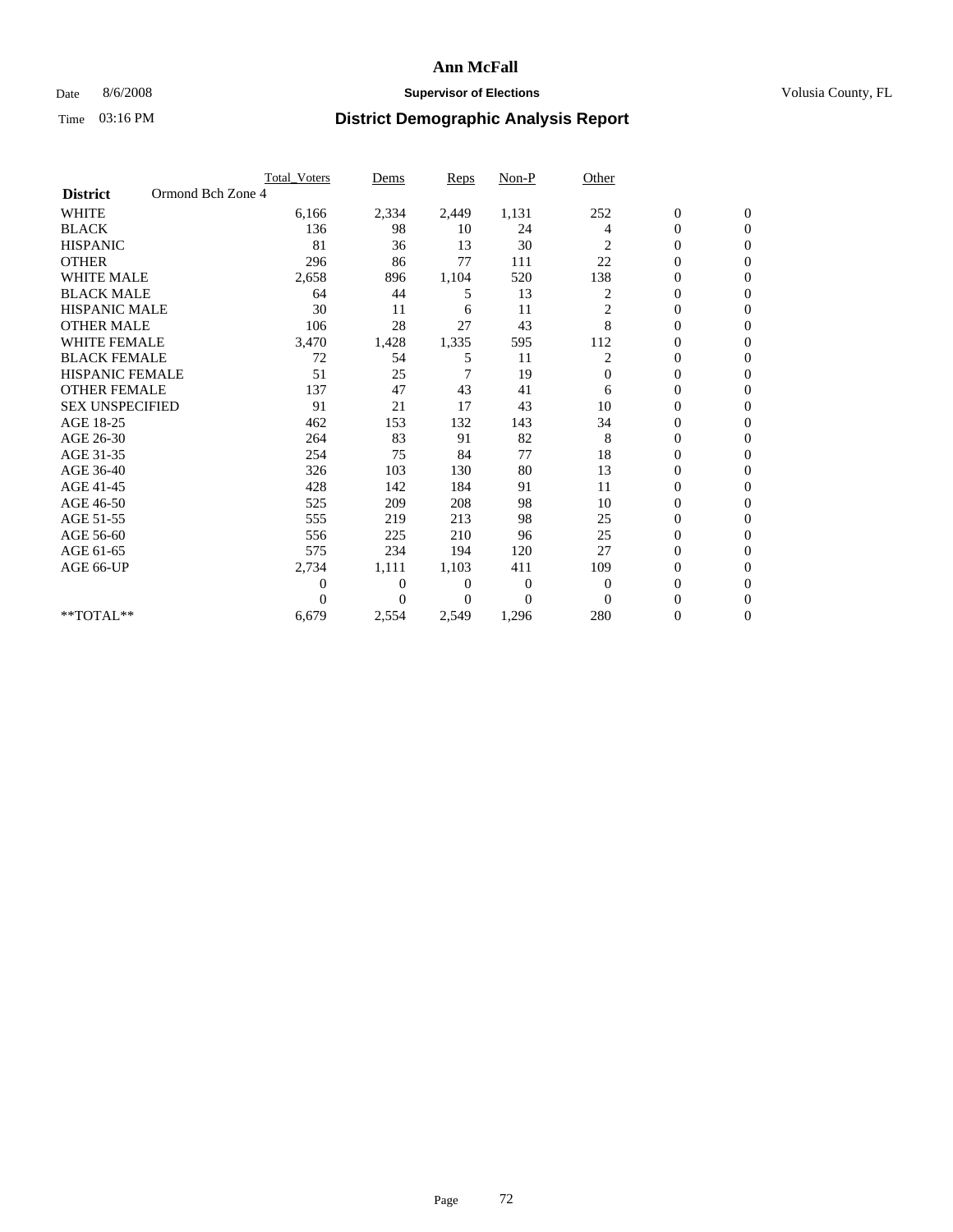# Ann McFall

Date 8/6/2008 **Supervisor of Elections** Volusia County, FL

Time 03:16 PM **District Demographic Analysis Report**

| | Total_Voters | Dems | Reps | Non-P | Other | | |
|---|---|---|---|---|---|---|---|
| **District** Ormond Bch Zone 4 | | | | | | | |
| WHITE | 6,166 | 2,334 | 2,449 | 1,131 | 252 | 0 | 0 |
| BLACK | 136 | 98 | 10 | 24 | 4 | 0 | 0 |
| HISPANIC | 81 | 36 | 13 | 30 | 2 | 0 | 0 |
| OTHER | 296 | 86 | 77 | 111 | 22 | 0 | 0 |
| WHITE MALE | 2,658 | 896 | 1,104 | 520 | 138 | 0 | 0 |
| BLACK MALE | 64 | 44 | 5 | 13 | 2 | 0 | 0 |
| HISPANIC MALE | 30 | 11 | 6 | 11 | 2 | 0 | 0 |
| OTHER MALE | 106 | 28 | 27 | 43 | 8 | 0 | 0 |
| WHITE FEMALE | 3,470 | 1,428 | 1,335 | 595 | 112 | 0 | 0 |
| BLACK FEMALE | 72 | 54 | 5 | 11 | 2 | 0 | 0 |
| HISPANIC FEMALE | 51 | 25 | 7 | 19 | 0 | 0 | 0 |
| OTHER FEMALE | 137 | 47 | 43 | 41 | 6 | 0 | 0 |
| SEX UNSPECIFIED | 91 | 21 | 17 | 43 | 10 | 0 | 0 |
| AGE 18-25 | 462 | 153 | 132 | 143 | 34 | 0 | 0 |
| AGE 26-30 | 264 | 83 | 91 | 82 | 8 | 0 | 0 |
| AGE 31-35 | 254 | 75 | 84 | 77 | 18 | 0 | 0 |
| AGE 36-40 | 326 | 103 | 130 | 80 | 13 | 0 | 0 |
| AGE 41-45 | 428 | 142 | 184 | 91 | 11 | 0 | 0 |
| AGE 46-50 | 525 | 209 | 208 | 98 | 10 | 0 | 0 |
| AGE 51-55 | 555 | 219 | 213 | 98 | 25 | 0 | 0 |
| AGE 56-60 | 556 | 225 | 210 | 96 | 25 | 0 | 0 |
| AGE 61-65 | 575 | 234 | 194 | 120 | 27 | 0 | 0 |
| AGE 66-UP | 2,734 | 1,111 | 1,103 | 411 | 109 | 0 | 0 |
| | 0 | 0 | 0 | 0 | 0 | 0 | 0 |
| | 0 | 0 | 0 | 0 | 0 | 0 | 0 |
| **TOTAL** | 6,679 | 2,554 | 2,549 | 1,296 | 280 | 0 | 0 |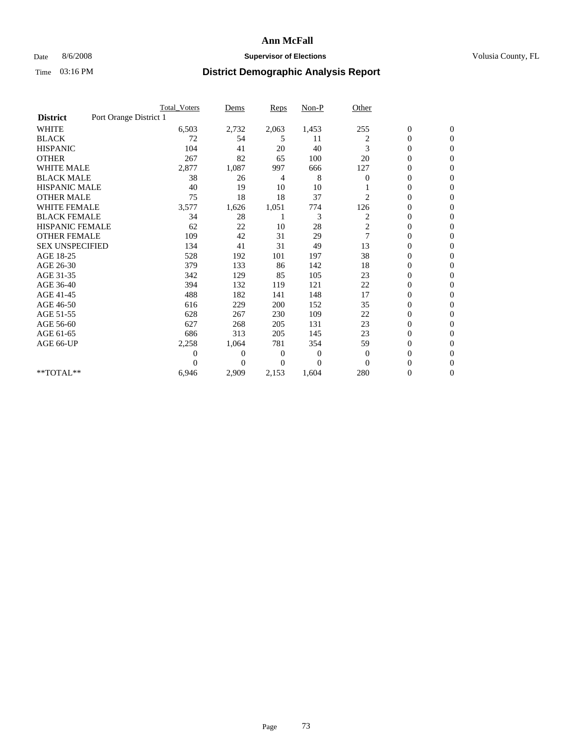# Ann McFall

Date 8/6/2008 **Supervisor of Elections** Volusia County, FL

Time 03:16 PM **District Demographic Analysis Report**

| | Total_Voters | Dems | Reps | Non-P | Other | | |
|---|---|---|---|---|---|---|---|
| **District** Port Orange District 1 | | | | | | | |
| WHITE | 6,503 | 2,732 | 2,063 | 1,453 | 255 | 0 | 0 |
| BLACK | 72 | 54 | 5 | 11 | 2 | 0 | 0 |
| HISPANIC | 104 | 41 | 20 | 40 | 3 | 0 | 0 |
| OTHER | 267 | 82 | 65 | 100 | 20 | 0 | 0 |
| WHITE MALE | 2,877 | 1,087 | 997 | 666 | 127 | 0 | 0 |
| BLACK MALE | 38 | 26 | 4 | 8 | 0 | 0 | 0 |
| HISPANIC MALE | 40 | 19 | 10 | 10 | 1 | 0 | 0 |
| OTHER MALE | 75 | 18 | 18 | 37 | 2 | 0 | 0 |
| WHITE FEMALE | 3,577 | 1,626 | 1,051 | 774 | 126 | 0 | 0 |
| BLACK FEMALE | 34 | 28 | 1 | 3 | 2 | 0 | 0 |
| HISPANIC FEMALE | 62 | 22 | 10 | 28 | 2 | 0 | 0 |
| OTHER FEMALE | 109 | 42 | 31 | 29 | 7 | 0 | 0 |
| SEX UNSPECIFIED | 134 | 41 | 31 | 49 | 13 | 0 | 0 |
| AGE 18-25 | 528 | 192 | 101 | 197 | 38 | 0 | 0 |
| AGE 26-30 | 379 | 133 | 86 | 142 | 18 | 0 | 0 |
| AGE 31-35 | 342 | 129 | 85 | 105 | 23 | 0 | 0 |
| AGE 36-40 | 394 | 132 | 119 | 121 | 22 | 0 | 0 |
| AGE 41-45 | 488 | 182 | 141 | 148 | 17 | 0 | 0 |
| AGE 46-50 | 616 | 229 | 200 | 152 | 35 | 0 | 0 |
| AGE 51-55 | 628 | 267 | 230 | 109 | 22 | 0 | 0 |
| AGE 56-60 | 627 | 268 | 205 | 131 | 23 | 0 | 0 |
| AGE 61-65 | 686 | 313 | 205 | 145 | 23 | 0 | 0 |
| AGE 66-UP | 2,258 | 1,064 | 781 | 354 | 59 | 0 | 0 |
| | 0 | 0 | 0 | 0 | 0 | 0 | 0 |
| | 0 | 0 | 0 | 0 | 0 | 0 | 0 |
| **TOTAL** | 6,946 | 2,909 | 2,153 | 1,604 | 280 | 0 | 0 |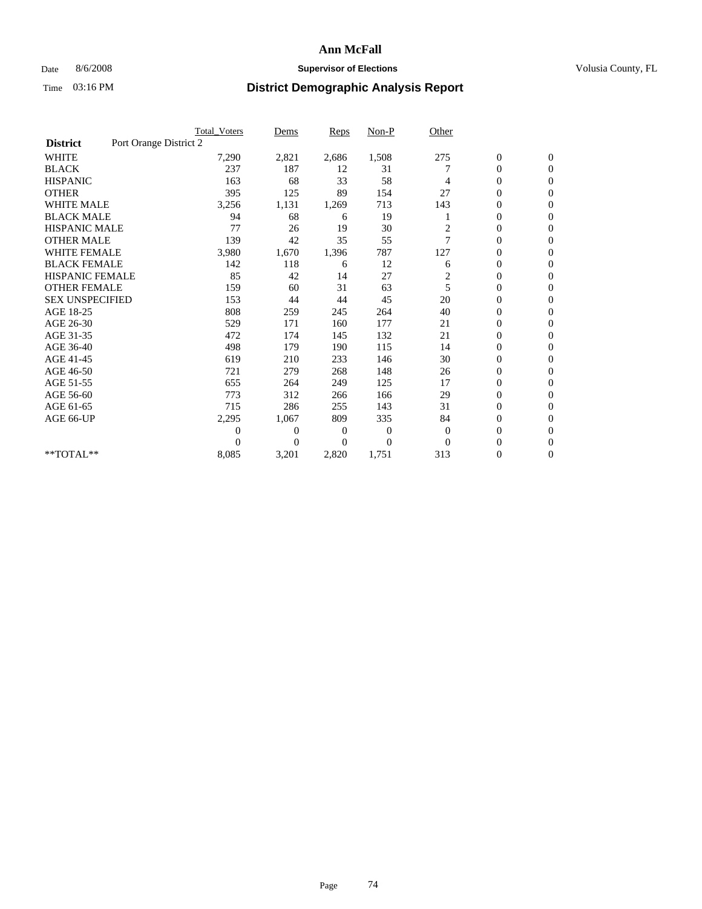# Ann McFall

Date 8/6/2008 **Supervisor of Elections** Volusia County, FL

Time 03:16 PM **District Demographic Analysis Report**

| | Total_Voters | Dems | Reps | Non-P | Other | | |
|---|---|---|---|---|---|---|---|
| **District** Port Orange District 2 | | | | | | | |
| WHITE | 7,290 | 2,821 | 2,686 | 1,508 | 275 | 0 | 0 |
| BLACK | 237 | 187 | 12 | 31 | 7 | 0 | 0 |
| HISPANIC | 163 | 68 | 33 | 58 | 4 | 0 | 0 |
| OTHER | 395 | 125 | 89 | 154 | 27 | 0 | 0 |
| WHITE MALE | 3,256 | 1,131 | 1,269 | 713 | 143 | 0 | 0 |
| BLACK MALE | 94 | 68 | 6 | 19 | 1 | 0 | 0 |
| HISPANIC MALE | 77 | 26 | 19 | 30 | 2 | 0 | 0 |
| OTHER MALE | 139 | 42 | 35 | 55 | 7 | 0 | 0 |
| WHITE FEMALE | 3,980 | 1,670 | 1,396 | 787 | 127 | 0 | 0 |
| BLACK FEMALE | 142 | 118 | 6 | 12 | 6 | 0 | 0 |
| HISPANIC FEMALE | 85 | 42 | 14 | 27 | 2 | 0 | 0 |
| OTHER FEMALE | 159 | 60 | 31 | 63 | 5 | 0 | 0 |
| SEX UNSPECIFIED | 153 | 44 | 44 | 45 | 20 | 0 | 0 |
| AGE 18-25 | 808 | 259 | 245 | 264 | 40 | 0 | 0 |
| AGE 26-30 | 529 | 171 | 160 | 177 | 21 | 0 | 0 |
| AGE 31-35 | 472 | 174 | 145 | 132 | 21 | 0 | 0 |
| AGE 36-40 | 498 | 179 | 190 | 115 | 14 | 0 | 0 |
| AGE 41-45 | 619 | 210 | 233 | 146 | 30 | 0 | 0 |
| AGE 46-50 | 721 | 279 | 268 | 148 | 26 | 0 | 0 |
| AGE 51-55 | 655 | 264 | 249 | 125 | 17 | 0 | 0 |
| AGE 56-60 | 773 | 312 | 266 | 166 | 29 | 0 | 0 |
| AGE 61-65 | 715 | 286 | 255 | 143 | 31 | 0 | 0 |
| AGE 66-UP | 2,295 | 1,067 | 809 | 335 | 84 | 0 | 0 |
| | 0 | 0 | 0 | 0 | 0 | 0 | 0 |
| | 0 | 0 | 0 | 0 | 0 | 0 | 0 |
| **TOTAL** | 8,085 | 3,201 | 2,820 | 1,751 | 313 | 0 | 0 |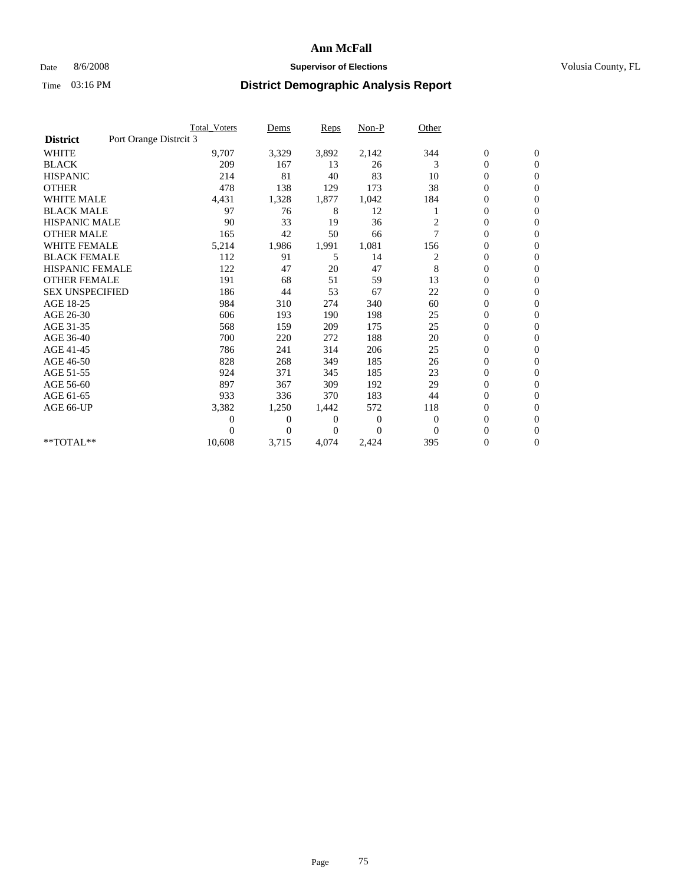# Ann McFall

Date 8/6/2008 **Supervisor of Elections** Volusia County, FL

Time 03:16 PM **District Demographic Analysis Report**

| | Total_Voters | Dems | Reps | Non-P | Other | | |
|---|---|---|---|---|---|---|---|
| **District** Port Orange Distrcit 3 | | | | | | | |
| WHITE | 9,707 | 3,329 | 3,892 | 2,142 | 344 | 0 | 0 |
| BLACK | 209 | 167 | 13 | 26 | 3 | 0 | 0 |
| HISPANIC | 214 | 81 | 40 | 83 | 10 | 0 | 0 |
| OTHER | 478 | 138 | 129 | 173 | 38 | 0 | 0 |
| WHITE MALE | 4,431 | 1,328 | 1,877 | 1,042 | 184 | 0 | 0 |
| BLACK MALE | 97 | 76 | 8 | 12 | 1 | 0 | 0 |
| HISPANIC MALE | 90 | 33 | 19 | 36 | 2 | 0 | 0 |
| OTHER MALE | 165 | 42 | 50 | 66 | 7 | 0 | 0 |
| WHITE FEMALE | 5,214 | 1,986 | 1,991 | 1,081 | 156 | 0 | 0 |
| BLACK FEMALE | 112 | 91 | 5 | 14 | 2 | 0 | 0 |
| HISPANIC FEMALE | 122 | 47 | 20 | 47 | 8 | 0 | 0 |
| OTHER FEMALE | 191 | 68 | 51 | 59 | 13 | 0 | 0 |
| SEX UNSPECIFIED | 186 | 44 | 53 | 67 | 22 | 0 | 0 |
| AGE 18-25 | 984 | 310 | 274 | 340 | 60 | 0 | 0 |
| AGE 26-30 | 606 | 193 | 190 | 198 | 25 | 0 | 0 |
| AGE 31-35 | 568 | 159 | 209 | 175 | 25 | 0 | 0 |
| AGE 36-40 | 700 | 220 | 272 | 188 | 20 | 0 | 0 |
| AGE 41-45 | 786 | 241 | 314 | 206 | 25 | 0 | 0 |
| AGE 46-50 | 828 | 268 | 349 | 185 | 26 | 0 | 0 |
| AGE 51-55 | 924 | 371 | 345 | 185 | 23 | 0 | 0 |
| AGE 56-60 | 897 | 367 | 309 | 192 | 29 | 0 | 0 |
| AGE 61-65 | 933 | 336 | 370 | 183 | 44 | 0 | 0 |
| AGE 66-UP | 3,382 | 1,250 | 1,442 | 572 | 118 | 0 | 0 |
| | 0 | 0 | 0 | 0 | 0 | 0 | 0 |
| | 0 | 0 | 0 | 0 | 0 | 0 | 0 |
| **TOTAL** | 10,608 | 3,715 | 4,074 | 2,424 | 395 | 0 | 0 |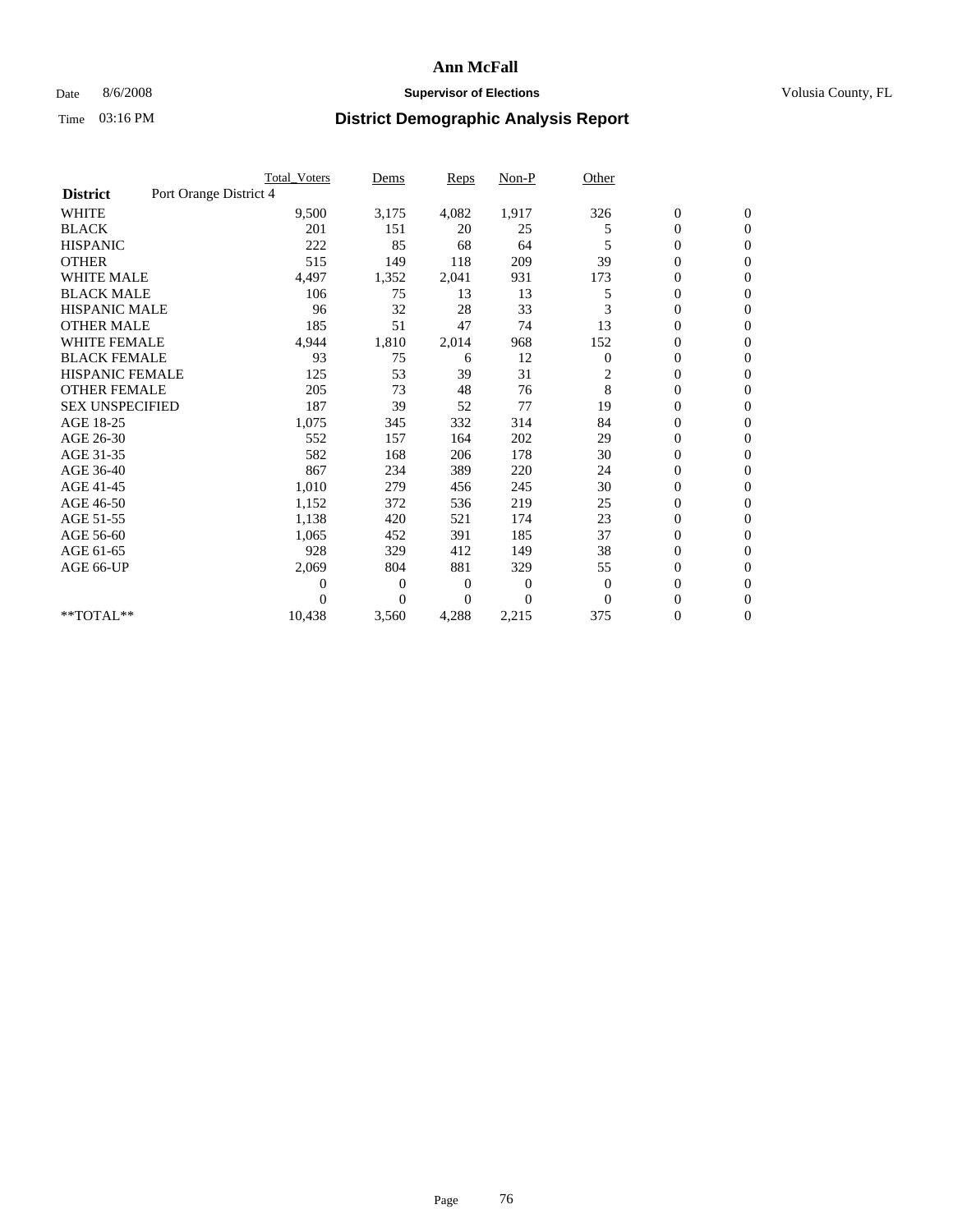# Ann McFall

Date 8/6/2008 **Supervisor of Elections** Volusia County, FL

Time 03:16 PM **District Demographic Analysis Report**

| | Total_Voters | Dems | Reps | Non-P | Other | | |
|---|---|---|---|---|---|---|---|
| **District** Port Orange District 4 | | | | | | | |
| WHITE | 9,500 | 3,175 | 4,082 | 1,917 | 326 | 0 | 0 |
| BLACK | 201 | 151 | 20 | 25 | 5 | 0 | 0 |
| HISPANIC | 222 | 85 | 68 | 64 | 5 | 0 | 0 |
| OTHER | 515 | 149 | 118 | 209 | 39 | 0 | 0 |
| WHITE MALE | 4,497 | 1,352 | 2,041 | 931 | 173 | 0 | 0 |
| BLACK MALE | 106 | 75 | 13 | 13 | 5 | 0 | 0 |
| HISPANIC MALE | 96 | 32 | 28 | 33 | 3 | 0 | 0 |
| OTHER MALE | 185 | 51 | 47 | 74 | 13 | 0 | 0 |
| WHITE FEMALE | 4,944 | 1,810 | 2,014 | 968 | 152 | 0 | 0 |
| BLACK FEMALE | 93 | 75 | 6 | 12 | 0 | 0 | 0 |
| HISPANIC FEMALE | 125 | 53 | 39 | 31 | 2 | 0 | 0 |
| OTHER FEMALE | 205 | 73 | 48 | 76 | 8 | 0 | 0 |
| SEX UNSPECIFIED | 187 | 39 | 52 | 77 | 19 | 0 | 0 |
| AGE 18-25 | 1,075 | 345 | 332 | 314 | 84 | 0 | 0 |
| AGE 26-30 | 552 | 157 | 164 | 202 | 29 | 0 | 0 |
| AGE 31-35 | 582 | 168 | 206 | 178 | 30 | 0 | 0 |
| AGE 36-40 | 867 | 234 | 389 | 220 | 24 | 0 | 0 |
| AGE 41-45 | 1,010 | 279 | 456 | 245 | 30 | 0 | 0 |
| AGE 46-50 | 1,152 | 372 | 536 | 219 | 25 | 0 | 0 |
| AGE 51-55 | 1,138 | 420 | 521 | 174 | 23 | 0 | 0 |
| AGE 56-60 | 1,065 | 452 | 391 | 185 | 37 | 0 | 0 |
| AGE 61-65 | 928 | 329 | 412 | 149 | 38 | 0 | 0 |
| AGE 66-UP | 2,069 | 804 | 881 | 329 | 55 | 0 | 0 |
| | 0 | 0 | 0 | 0 | 0 | 0 | 0 |
| | 0 | 0 | 0 | 0 | 0 | 0 | 0 |
| **TOTAL** | 10,438 | 3,560 | 4,288 | 2,215 | 375 | 0 | 0 |